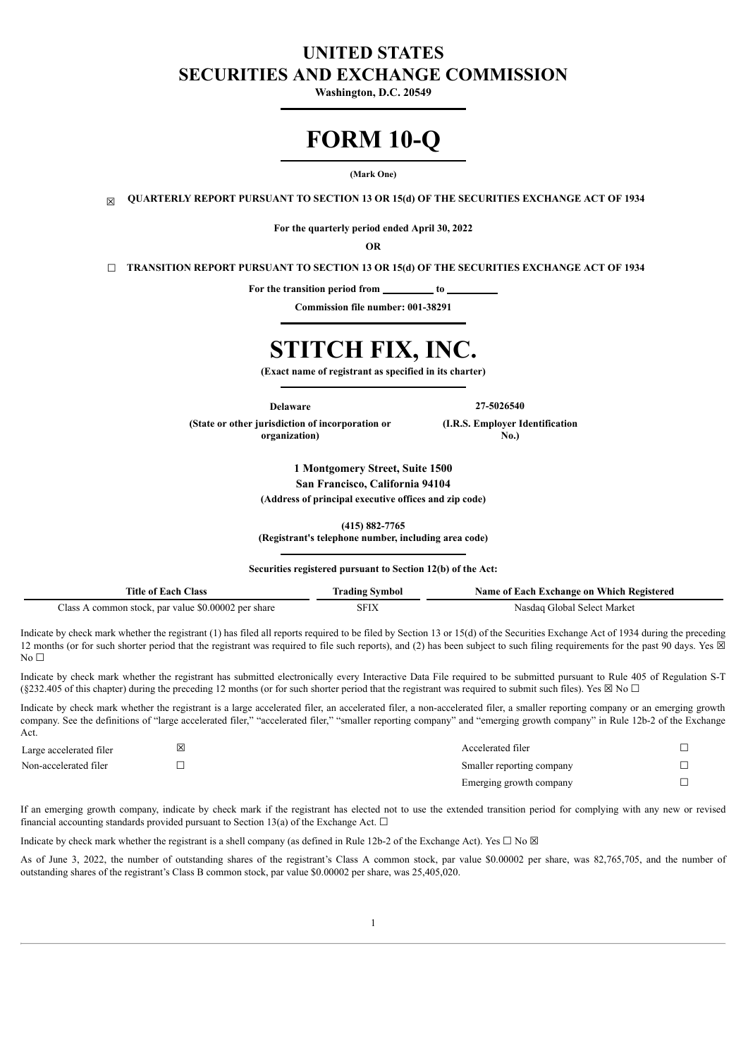# UNITED STATES
# SECURITIES AND EXCHANGE COMMISSION

**Washington, D.C. 20549**

# FORM 10-Q

**(Mark One)**

☒ **QUARTERLY REPORT PURSUANT TO SECTION 13 OR 15(d) OF THE SECURITIES EXCHANGE ACT OF 1934**

**For the quarterly period ended April 30, 2022**

**OR**

☐ **TRANSITION REPORT PURSUANT TO SECTION 13 OR 15(d) OF THE SECURITIES EXCHANGE ACT OF 1934**

**For the transition period from \_\_\_\_\_\_\_\_\_\_ to \_\_\_\_\_\_\_\_\_\_**

**Commission file number: 001-38291**

# STITCH FIX, INC.

**(Exact name of registrant as specified in its charter)**

| **Delaware** | **27-5026540** |
|---|---|
| **(State or other jurisdiction of incorporation or organization)** | **(I.R.S. Employer Identification No.)** |

**1 Montgomery Street, Suite 1500**
**San Francisco, California 94104**
**(Address of principal executive offices and zip code)**

**(415) 882-7765**
**(Registrant's telephone number, including area code)**

**Securities registered pursuant to Section 12(b) of the Act:**

| Title of Each Class | Trading Symbol | Name of Each Exchange on Which Registered |
|---|---|---|
| Class A common stock, par value $0.00002 per share | SFIX | Nasdaq Global Select Market |

Indicate by check mark whether the registrant (1) has filed all reports required to be filed by Section 13 or 15(d) of the Securities Exchange Act of 1934 during the preceding 12 months (or for such shorter period that the registrant was required to file such reports), and (2) has been subject to such filing requirements for the past 90 days. Yes ☒ No ☐

Indicate by check mark whether the registrant has submitted electronically every Interactive Data File required to be submitted pursuant to Rule 405 of Regulation S-T (§232.405 of this chapter) during the preceding 12 months (or for such shorter period that the registrant was required to submit such files). Yes ☒ No ☐

Indicate by check mark whether the registrant is a large accelerated filer, an accelerated filer, a non-accelerated filer, a smaller reporting company or an emerging growth company. See the definitions of "large accelerated filer," "accelerated filer," "smaller reporting company" and "emerging growth company" in Rule 12b-2 of the Exchange Act.

| | | | |
|---|---|---|---|
| Large accelerated filer | ☒ | Accelerated filer | ☐ |
| Non-accelerated filer | ☐ | Smaller reporting company | ☐ |
| | | Emerging growth company | ☐ |

If an emerging growth company, indicate by check mark if the registrant has elected not to use the extended transition period for complying with any new or revised financial accounting standards provided pursuant to Section 13(a) of the Exchange Act. ☐

Indicate by check mark whether the registrant is a shell company (as defined in Rule 12b-2 of the Exchange Act). Yes ☐ No ☒

As of June 3, 2022, the number of outstanding shares of the registrant's Class A common stock, par value $0.00002 per share, was 82,765,705, and the number of outstanding shares of the registrant's Class B common stock, par value $0.00002 per share, was 25,405,020.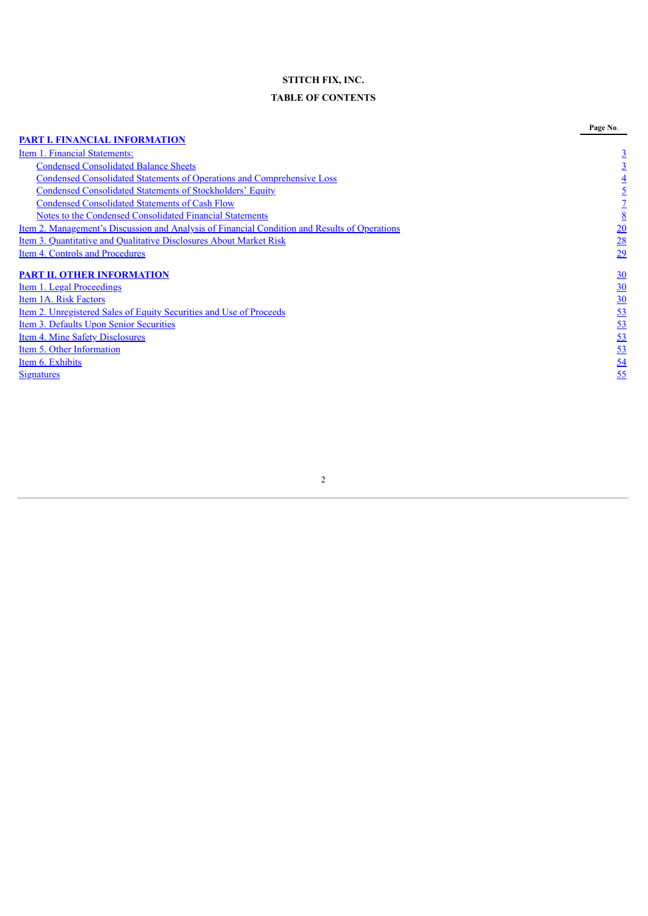**STITCH FIX, INC.**

**TABLE OF CONTENTS**

| | Page No. |
|---|---|
| **PART I. FINANCIAL INFORMATION** | |
| Item 1. Financial Statements: | 3 |
| Condensed Consolidated Balance Sheets | 3 |
| Condensed Consolidated Statements of Operations and Comprehensive Loss | 4 |
| Condensed Consolidated Statements of Stockholders' Equity | 5 |
| Condensed Consolidated Statements of Cash Flow | 7 |
| Notes to the Condensed Consolidated Financial Statements | 8 |
| Item 2. Management's Discussion and Analysis of Financial Condition and Results of Operations | 20 |
| Item 3. Quantitative and Qualitative Disclosures About Market Risk | 28 |
| Item 4. Controls and Procedures | 29 |
| **PART II. OTHER INFORMATION** | 30 |
| Item 1. Legal Proceedings | 30 |
| Item 1A. Risk Factors | 30 |
| Item 2. Unregistered Sales of Equity Securities and Use of Proceeds | 53 |
| Item 3. Defaults Upon Senior Securities | 53 |
| Item 4. Mine Safety Disclosures | 53 |
| Item 5. Other Information | 53 |
| Item 6. Exhibits | 54 |
| Signatures | 55 |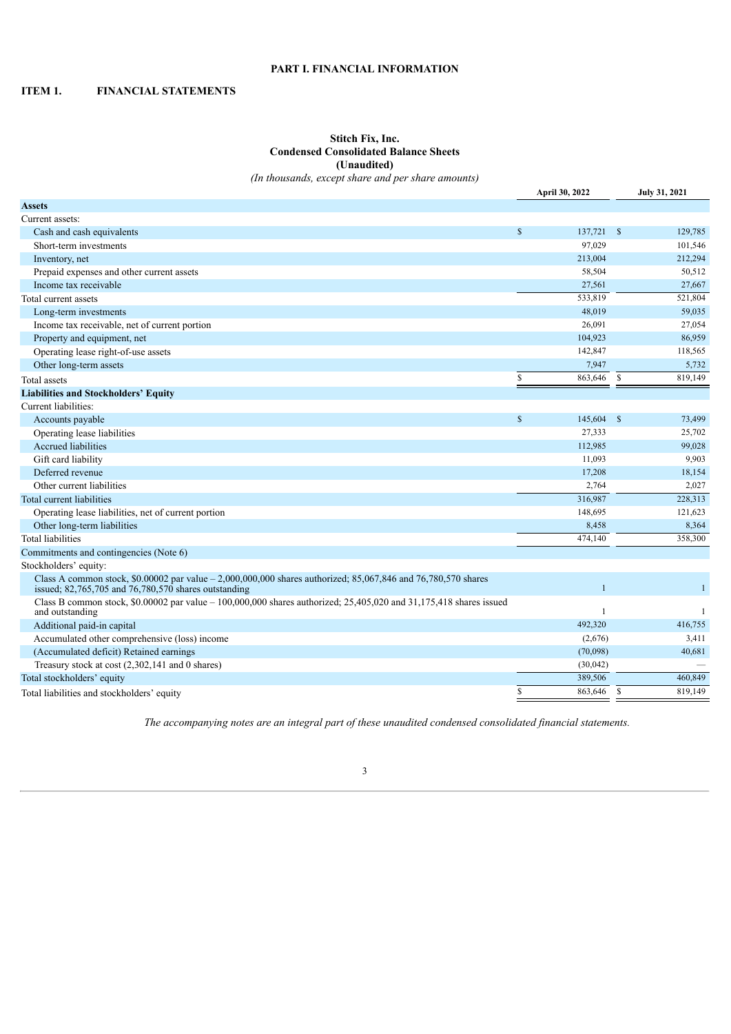# PART I. FINANCIAL INFORMATION

## ITEM 1. FINANCIAL STATEMENTS

### Stitch Fix, Inc.
### Condensed Consolidated Balance Sheets
### (Unaudited)

*(In thousands, except share and per share amounts)*

| | April 30, 2022 | July 31, 2021 |
|---|---|---|
| **Assets** | | |
| Current assets: | | |
| Cash and cash equivalents | $ 137,721 | $ 129,785 |
| Short-term investments | 97,029 | 101,546 |
| Inventory, net | 213,004 | 212,294 |
| Prepaid expenses and other current assets | 58,504 | 50,512 |
| Income tax receivable | 27,561 | 27,667 |
| Total current assets | 533,819 | 521,804 |
| Long-term investments | 48,019 | 59,035 |
| Income tax receivable, net of current portion | 26,091 | 27,054 |
| Property and equipment, net | 104,923 | 86,959 |
| Operating lease right-of-use assets | 142,847 | 118,565 |
| Other long-term assets | 7,947 | 5,732 |
| Total assets | $ 863,646 | $ 819,149 |
| **Liabilities and Stockholders' Equity** | | |
| Current liabilities: | | |
| Accounts payable | $ 145,604 | $ 73,499 |
| Operating lease liabilities | 27,333 | 25,702 |
| Accrued liabilities | 112,985 | 99,028 |
| Gift card liability | 11,093 | 9,903 |
| Deferred revenue | 17,208 | 18,154 |
| Other current liabilities | 2,764 | 2,027 |
| Total current liabilities | 316,987 | 228,313 |
| Operating lease liabilities, net of current portion | 148,695 | 121,623 |
| Other long-term liabilities | 8,458 | 8,364 |
| Total liabilities | 474,140 | 358,300 |
| Commitments and contingencies (Note 6) | | |
| Stockholders' equity: | | |
| Class A common stock, $0.00002 par value – 2,000,000,000 shares authorized; 85,067,846 and 76,780,570 shares issued; 82,765,705 and 76,780,570 shares outstanding | 1 | 1 |
| Class B common stock, $0.00002 par value – 100,000,000 shares authorized; 25,405,020 and 31,175,418 shares issued and outstanding | 1 | 1 |
| Additional paid-in capital | 492,320 | 416,755 |
| Accumulated other comprehensive (loss) income | (2,676) | 3,411 |
| (Accumulated deficit) Retained earnings | (70,098) | 40,681 |
| Treasury stock at cost (2,302,141 and 0 shares) | (30,042) | — |
| Total stockholders' equity | 389,506 | 460,849 |
| Total liabilities and stockholders' equity | $ 863,646 | $ 819,149 |

*The accompanying notes are an integral part of these unaudited condensed consolidated financial statements.*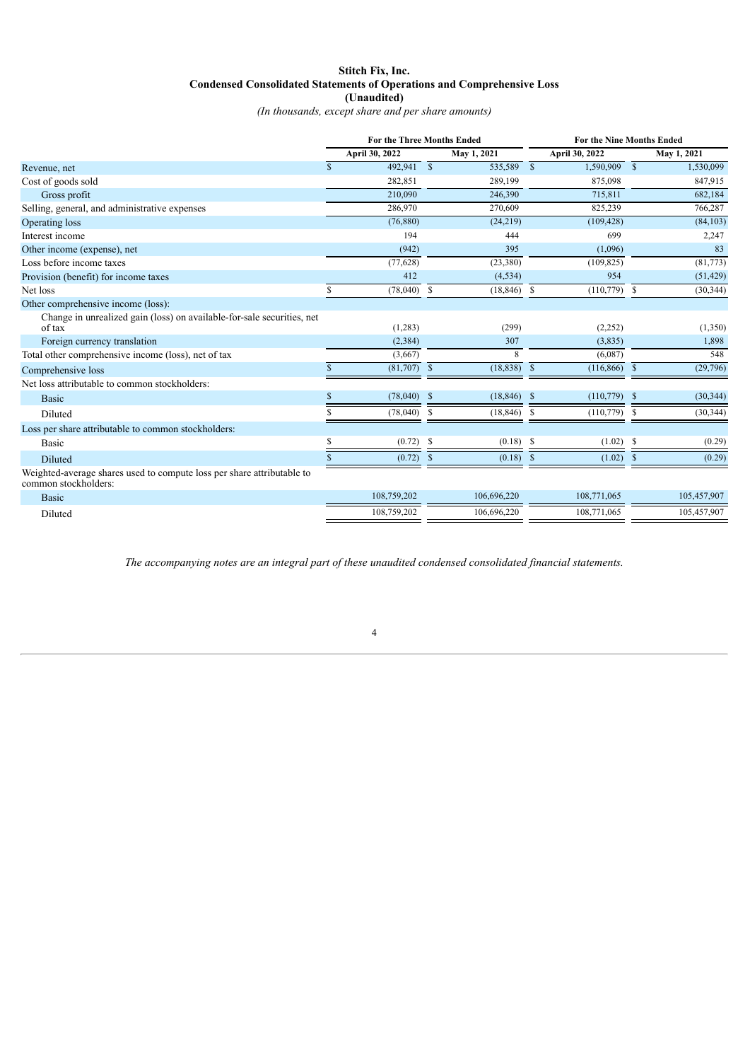**Stitch Fix, Inc.**
**Condensed Consolidated Statements of Operations and Comprehensive Loss**
**(Unaudited)**
*(In thousands, except share and per share amounts)*

| | For the Three Months Ended | | For the Nine Months Ended | |
|---|---|---|---|---|
| | April 30, 2022 | May 1, 2021 | April 30, 2022 | May 1, 2021 |
| Revenue, net | $ 492,941 | $ 535,589 | $ 1,590,909 | $ 1,530,099 |
| Cost of goods sold | 282,851 | 289,199 | 875,098 | 847,915 |
| Gross profit | 210,090 | 246,390 | 715,811 | 682,184 |
| Selling, general, and administrative expenses | 286,970 | 270,609 | 825,239 | 766,287 |
| Operating loss | (76,880) | (24,219) | (109,428) | (84,103) |
| Interest income | 194 | 444 | 699 | 2,247 |
| Other income (expense), net | (942) | 395 | (1,096) | 83 |
| Loss before income taxes | (77,628) | (23,380) | (109,825) | (81,773) |
| Provision (benefit) for income taxes | 412 | (4,534) | 954 | (51,429) |
| Net loss | $ (78,040) | $ (18,846) | $ (110,779) | $ (30,344) |
| Other comprehensive income (loss): | | | | |
| Change in unrealized gain (loss) on available-for-sale securities, net of tax | (1,283) | (299) | (2,252) | (1,350) |
| Foreign currency translation | (2,384) | 307 | (3,835) | 1,898 |
| Total other comprehensive income (loss), net of tax | (3,667) | 8 | (6,087) | 548 |
| Comprehensive loss | $ (81,707) | $ (18,838) | $ (116,866) | $ (29,796) |
| Net loss attributable to common stockholders: | | | | |
| Basic | $ (78,040) | $ (18,846) | $ (110,779) | $ (30,344) |
| Diluted | $ (78,040) | $ (18,846) | $ (110,779) | $ (30,344) |
| Loss per share attributable to common stockholders: | | | | |
| Basic | $ (0.72) | $ (0.18) | $ (1.02) | $ (0.29) |
| Diluted | $ (0.72) | $ (0.18) | $ (1.02) | $ (0.29) |
| Weighted-average shares used to compute loss per share attributable to common stockholders: | | | | |
| Basic | 108,759,202 | 106,696,220 | 108,771,065 | 105,457,907 |
| Diluted | 108,759,202 | 106,696,220 | 108,771,065 | 105,457,907 |

*The accompanying notes are an integral part of these unaudited condensed consolidated financial statements.*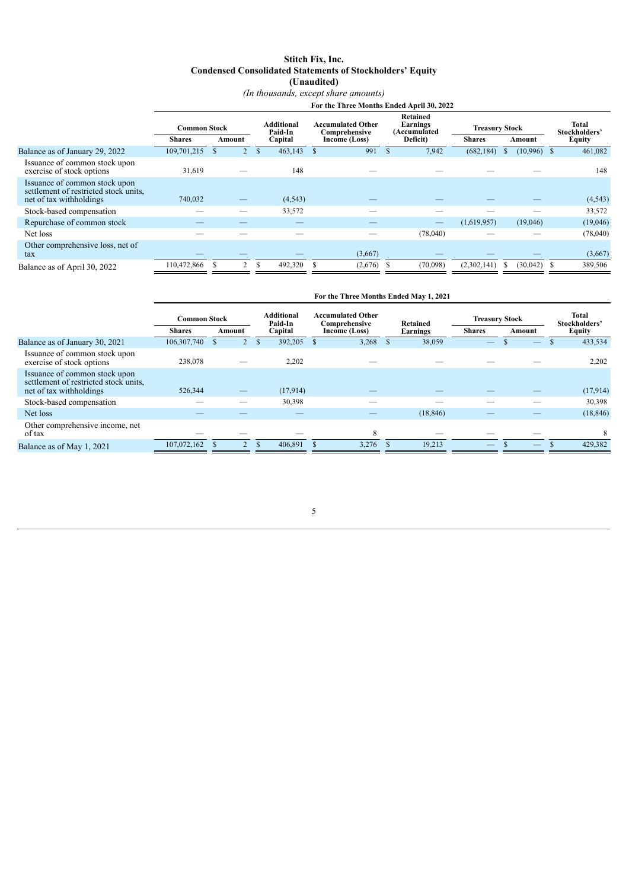# Stitch Fix, Inc.
## Condensed Consolidated Statements of Stockholders' Equity
### (Unaudited)
*(In thousands, except share amounts)*

**For the Three Months Ended April 30, 2022**

| | Common Stock | | Additional Paid-In Capital | Accumulated Other Comprehensive Income (Loss) | Retained Earnings (Accumulated Deficit) | Treasury Stock | | Total Stockholders' Equity |
|---|---|---|---|---|---|---|---|---|
| | Shares | Amount | | | | Shares | Amount | |
| Balance as of January 29, 2022 | 109,701,215 | $ 2 | $ 463,143 | $ 991 | $ 7,942 | (682,184) | $ (10,996) | $ 461,082 |
| Issuance of common stock upon exercise of stock options | 31,619 | — | 148 | — | — | — | — | 148 |
| Issuance of common stock upon settlement of restricted stock units, net of tax withholdings | 740,032 | — | (4,543) | — | — | — | — | (4,543) |
| Stock-based compensation | — | — | 33,572 | — | — | — | — | 33,572 |
| Repurchase of common stock | — | — | — | — | — | (1,619,957) | (19,046) | (19,046) |
| Net loss | — | — | — | — | (78,040) | — | — | (78,040) |
| Other comprehensive loss, net of tax | — | — | — | (3,667) | — | — | — | (3,667) |
| Balance as of April 30, 2022 | 110,472,866 | $ 2 | $ 492,320 | $ (2,676) | $ (70,098) | (2,302,141) | $ (30,042) | $ 389,506 |

**For the Three Months Ended May 1, 2021**

| | Common Stock | | Additional Paid-In Capital | Accumulated Other Comprehensive Income (Loss) | Retained Earnings | Treasury Stock | | Total Stockholders' Equity |
|---|---|---|---|---|---|---|---|---|
| | Shares | Amount | | | | Shares | Amount | |
| Balance as of January 30, 2021 | 106,307,740 | $ 2 | $ 392,205 | $ 3,268 | $ 38,059 | — | $ — | $ 433,534 |
| Issuance of common stock upon exercise of stock options | 238,078 | — | 2,202 | — | — | — | — | 2,202 |
| Issuance of common stock upon settlement of restricted stock units, net of tax withholdings | 526,344 | — | (17,914) | — | — | — | — | (17,914) |
| Stock-based compensation | — | — | 30,398 | — | — | — | — | 30,398 |
| Net loss | — | — | — | — | (18,846) | — | — | (18,846) |
| Other comprehensive income, net of tax | — | — | — | 8 | — | — | — | 8 |
| Balance as of May 1, 2021 | 107,072,162 | $ 2 | $ 406,891 | $ 3,276 | $ 19,213 | — | $ — | $ 429,382 |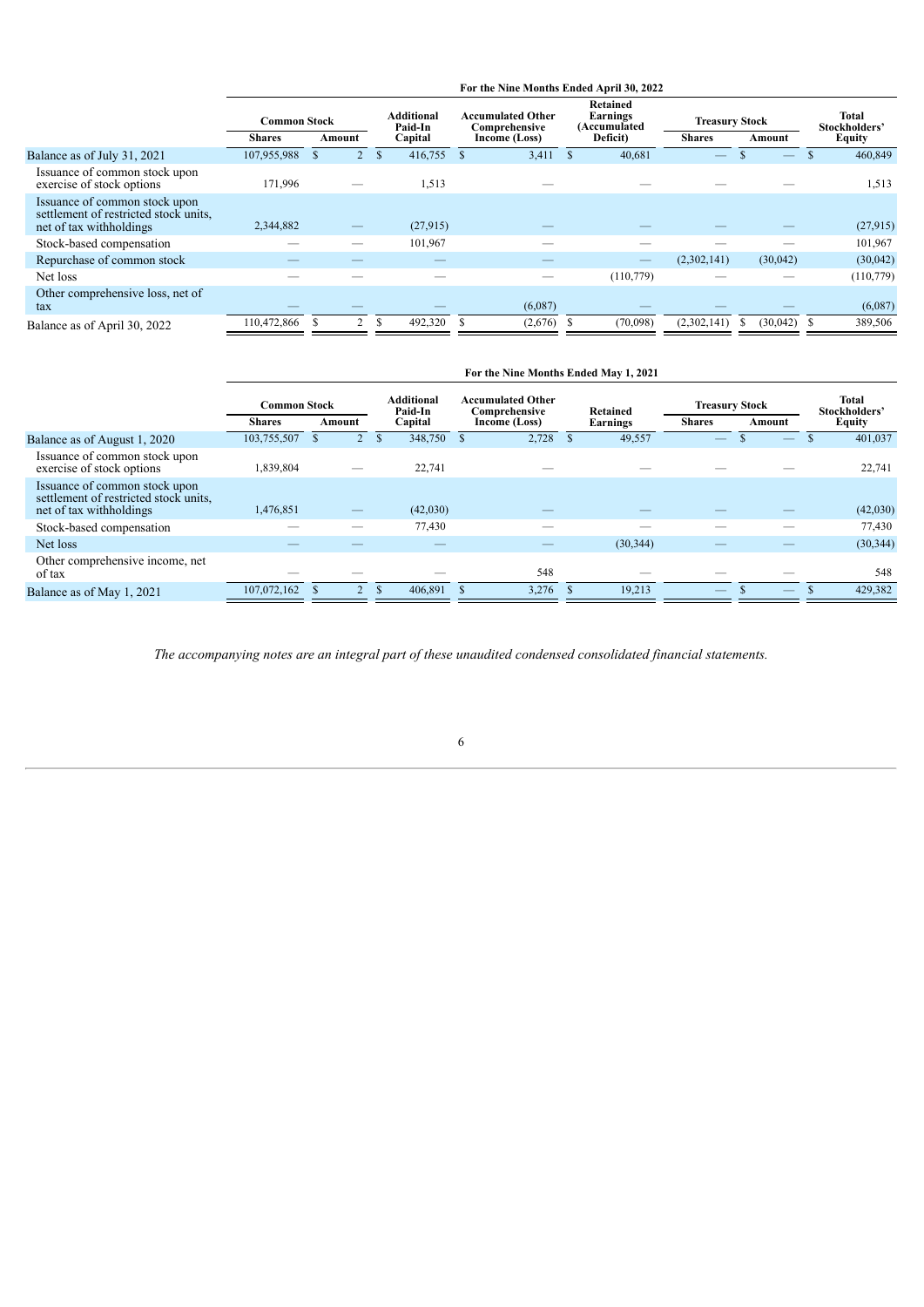| | For the Nine Months Ended April 30, 2022 | | | | | | | |
|---|---|---|---|---|---|---|---|---|
| | Common Stock | | Additional Paid-In | Accumulated Other Comprehensive | Retained Earnings (Accumulated | Treasury Stock | | Total Stockholders' |
| | Shares | Amount | Capital | Income (Loss) | Deficit) | Shares | Amount | Equity |
| Balance as of July 31, 2021 | 107,955,988 | $ 2 | $ 416,755 | $ 3,411 | $ 40,681 | — | $ — | $ 460,849 |
| Issuance of common stock upon exercise of stock options | 171,996 | — | 1,513 | — | — | — | — | 1,513 |
| Issuance of common stock upon settlement of restricted stock units, net of tax withholdings | 2,344,882 | — | (27,915) | — | — | — | — | (27,915) |
| Stock-based compensation | — | — | 101,967 | — | — | — | — | 101,967 |
| Repurchase of common stock | — | — | — | — | — | (2,302,141) | (30,042) | (30,042) |
| Net loss | — | — | — | — | (110,779) | — | — | (110,779) |
| Other comprehensive loss, net of tax | — | — | — | (6,087) | — | — | — | (6,087) |
| Balance as of April 30, 2022 | 110,472,866 | $ 2 | $ 492,320 | $ (2,676) | $ (70,098) | (2,302,141) | $ (30,042) | $ 389,506 |

| | For the Nine Months Ended May 1, 2021 | | | | | | | |
|---|---|---|---|---|---|---|---|---|
| | Common Stock | | Additional Paid-In | Accumulated Other Comprehensive | Retained | Treasury Stock | | Total Stockholders' |
| | Shares | Amount | Capital | Income (Loss) | Earnings | Shares | Amount | Equity |
| Balance as of August 1, 2020 | 103,755,507 | $ 2 | $ 348,750 | $ 2,728 | $ 49,557 | — | $ — | $ 401,037 |
| Issuance of common stock upon exercise of stock options | 1,839,804 | — | 22,741 | — | — | — | — | 22,741 |
| Issuance of common stock upon settlement of restricted stock units, net of tax withholdings | 1,476,851 | — | (42,030) | — | — | — | — | (42,030) |
| Stock-based compensation | — | — | 77,430 | — | — | — | — | 77,430 |
| Net loss | — | — | — | — | (30,344) | — | — | (30,344) |
| Other comprehensive income, net of tax | — | — | — | 548 | — | — | — | 548 |
| Balance as of May 1, 2021 | 107,072,162 | $ 2 | $ 406,891 | $ 3,276 | $ 19,213 | — | $ — | $ 429,382 |

*The accompanying notes are an integral part of these unaudited condensed consolidated financial statements.*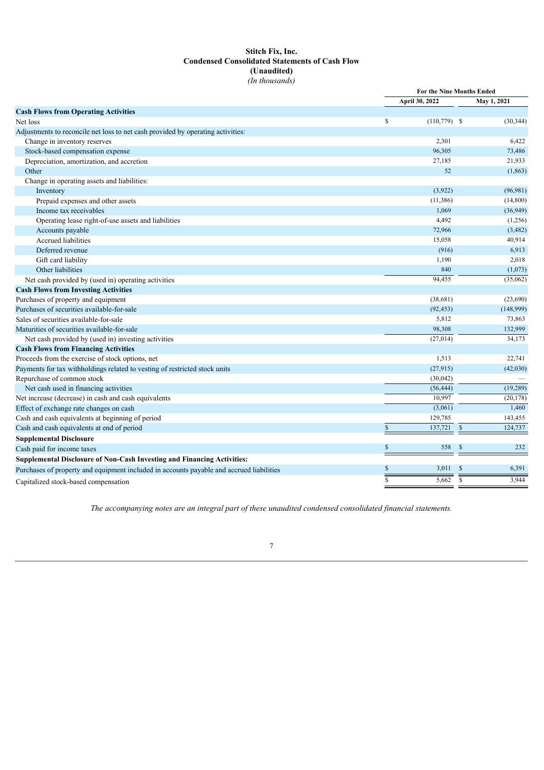# Stitch Fix, Inc.
## Condensed Consolidated Statements of Cash Flow
## (Unaudited)
*(In thousands)*

| | For the Nine Months Ended | |
|---|---|---|
| | April 30, 2022 | May 1, 2021 |
| **Cash Flows from Operating Activities** | | |
| Net loss | $ (110,779) | $ (30,344) |
| Adjustments to reconcile net loss to net cash provided by operating activities: | | |
| Change in inventory reserves | 2,301 | 6,422 |
| Stock-based compensation expense | 96,305 | 73,486 |
| Depreciation, amortization, and accretion | 27,185 | 21,933 |
| Other | 52 | (1,863) |
| Change in operating assets and liabilities: | | |
| Inventory | (3,922) | (96,981) |
| Prepaid expenses and other assets | (11,386) | (14,800) |
| Income tax receivables | 1,069 | (36,949) |
| Operating lease right-of-use assets and liabilities | 4,492 | (1,256) |
| Accounts payable | 72,966 | (3,482) |
| Accrued liabilities | 15,058 | 40,914 |
| Deferred revenue | (916) | 6,913 |
| Gift card liability | 1,190 | 2,018 |
| Other liabilities | 840 | (1,073) |
| Net cash provided by (used in) operating activities | 94,455 | (35,062) |
| **Cash Flows from Investing Activities** | | |
| Purchases of property and equipment | (38,681) | (23,690) |
| Purchases of securities available-for-sale | (92,453) | (148,999) |
| Sales of securities available-for-sale | 5,812 | 73,863 |
| Maturities of securities available-for-sale | 98,308 | 132,999 |
| Net cash provided by (used in) investing activities | (27,014) | 34,173 |
| **Cash Flows from Financing Activities** | | |
| Proceeds from the exercise of stock options, net | 1,513 | 22,741 |
| Payments for tax withholdings related to vesting of restricted stock units | (27,915) | (42,030) |
| Repurchase of common stock | (30,042) | — |
| Net cash used in financing activities | (56,444) | (19,289) |
| Net increase (decrease) in cash and cash equivalents | 10,997 | (20,178) |
| Effect of exchange rate changes on cash | (3,061) | 1,460 |
| Cash and cash equivalents at beginning of period | 129,785 | 143,455 |
| Cash and cash equivalents at end of period | $ 137,721 | $ 124,737 |
| **Supplemental Disclosure** | | |
| Cash paid for income taxes | $ 558 | $ 232 |
| **Supplemental Disclosure of Non-Cash Investing and Financing Activities:** | | |
| Purchases of property and equipment included in accounts payable and accrued liabilities | $ 3,011 | $ 6,391 |
| Capitalized stock-based compensation | $ 5,662 | $ 3,944 |

*The accompanying notes are an integral part of these unaudited condensed consolidated financial statements.*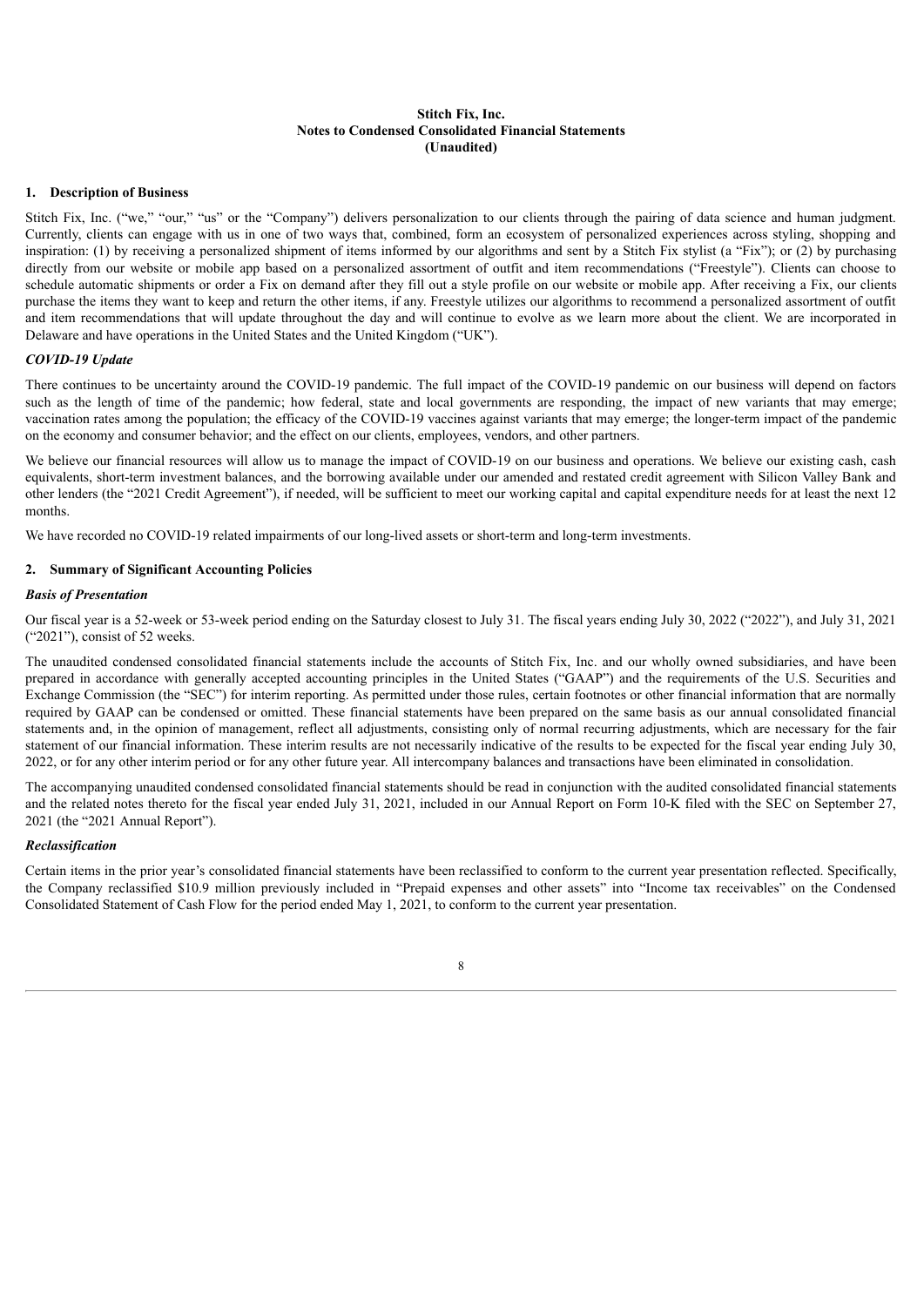**Stitch Fix, Inc.**
**Notes to Condensed Consolidated Financial Statements**
**(Unaudited)**

## 1. Description of Business

Stitch Fix, Inc. ("we," "our," "us" or the "Company") delivers personalization to our clients through the pairing of data science and human judgment. Currently, clients can engage with us in one of two ways that, combined, form an ecosystem of personalized experiences across styling, shopping and inspiration: (1) by receiving a personalized shipment of items informed by our algorithms and sent by a Stitch Fix stylist (a "Fix"); or (2) by purchasing directly from our website or mobile app based on a personalized assortment of outfit and item recommendations ("Freestyle"). Clients can choose to schedule automatic shipments or order a Fix on demand after they fill out a style profile on our website or mobile app. After receiving a Fix, our clients purchase the items they want to keep and return the other items, if any. Freestyle utilizes our algorithms to recommend a personalized assortment of outfit and item recommendations that will update throughout the day and will continue to evolve as we learn more about the client. We are incorporated in Delaware and have operations in the United States and the United Kingdom ("UK").

### *COVID-19 Update*

There continues to be uncertainty around the COVID-19 pandemic. The full impact of the COVID-19 pandemic on our business will depend on factors such as the length of time of the pandemic; how federal, state and local governments are responding, the impact of new variants that may emerge; vaccination rates among the population; the efficacy of the COVID-19 vaccines against variants that may emerge; the longer-term impact of the pandemic on the economy and consumer behavior; and the effect on our clients, employees, vendors, and other partners.

We believe our financial resources will allow us to manage the impact of COVID-19 on our business and operations. We believe our existing cash, cash equivalents, short-term investment balances, and the borrowing available under our amended and restated credit agreement with Silicon Valley Bank and other lenders (the "2021 Credit Agreement"), if needed, will be sufficient to meet our working capital and capital expenditure needs for at least the next 12 months.

We have recorded no COVID-19 related impairments of our long-lived assets or short-term and long-term investments.

## 2. Summary of Significant Accounting Policies

### *Basis of Presentation*

Our fiscal year is a 52-week or 53-week period ending on the Saturday closest to July 31. The fiscal years ending July 30, 2022 ("2022"), and July 31, 2021 ("2021"), consist of 52 weeks.

The unaudited condensed consolidated financial statements include the accounts of Stitch Fix, Inc. and our wholly owned subsidiaries, and have been prepared in accordance with generally accepted accounting principles in the United States ("GAAP") and the requirements of the U.S. Securities and Exchange Commission (the "SEC") for interim reporting. As permitted under those rules, certain footnotes or other financial information that are normally required by GAAP can be condensed or omitted. These financial statements have been prepared on the same basis as our annual consolidated financial statements and, in the opinion of management, reflect all adjustments, consisting only of normal recurring adjustments, which are necessary for the fair statement of our financial information. These interim results are not necessarily indicative of the results to be expected for the fiscal year ending July 30, 2022, or for any other interim period or for any other future year. All intercompany balances and transactions have been eliminated in consolidation.

The accompanying unaudited condensed consolidated financial statements should be read in conjunction with the audited consolidated financial statements and the related notes thereto for the fiscal year ended July 31, 2021, included in our Annual Report on Form 10-K filed with the SEC on September 27, 2021 (the "2021 Annual Report").

### *Reclassification*

Certain items in the prior year's consolidated financial statements have been reclassified to conform to the current year presentation reflected. Specifically, the Company reclassified $10.9 million previously included in "Prepaid expenses and other assets" into "Income tax receivables" on the Condensed Consolidated Statement of Cash Flow for the period ended May 1, 2021, to conform to the current year presentation.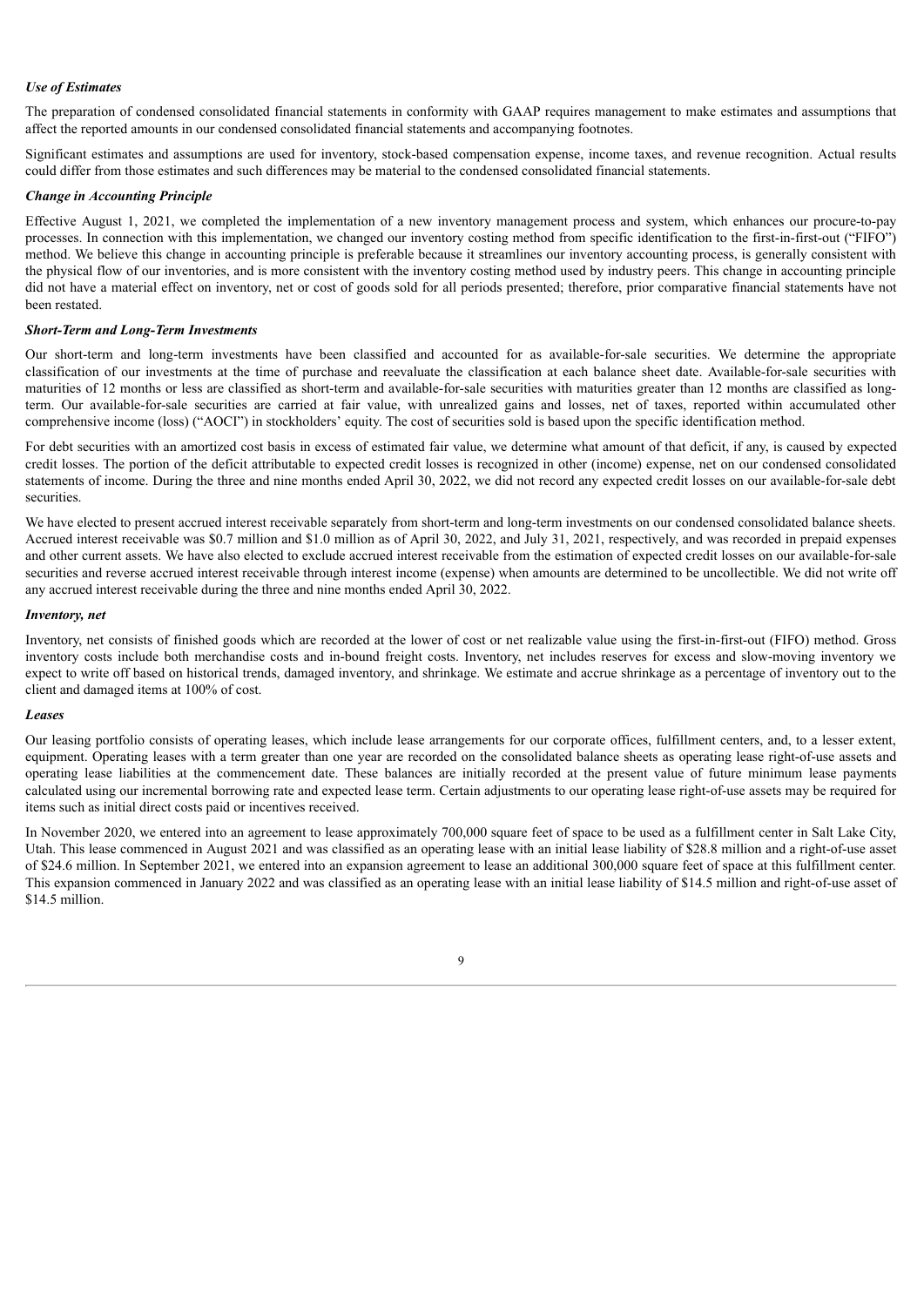***Use of Estimates***

The preparation of condensed consolidated financial statements in conformity with GAAP requires management to make estimates and assumptions that affect the reported amounts in our condensed consolidated financial statements and accompanying footnotes.

Significant estimates and assumptions are used for inventory, stock-based compensation expense, income taxes, and revenue recognition. Actual results could differ from those estimates and such differences may be material to the condensed consolidated financial statements.

***Change in Accounting Principle***

Effective August 1, 2021, we completed the implementation of a new inventory management process and system, which enhances our procure-to-pay processes. In connection with this implementation, we changed our inventory costing method from specific identification to the first-in-first-out ("FIFO") method. We believe this change in accounting principle is preferable because it streamlines our inventory accounting process, is generally consistent with the physical flow of our inventories, and is more consistent with the inventory costing method used by industry peers. This change in accounting principle did not have a material effect on inventory, net or cost of goods sold for all periods presented; therefore, prior comparative financial statements have not been restated.

***Short-Term and Long-Term Investments***

Our short-term and long-term investments have been classified and accounted for as available-for-sale securities. We determine the appropriate classification of our investments at the time of purchase and reevaluate the classification at each balance sheet date. Available-for-sale securities with maturities of 12 months or less are classified as short-term and available-for-sale securities with maturities greater than 12 months are classified as long-term. Our available-for-sale securities are carried at fair value, with unrealized gains and losses, net of taxes, reported within accumulated other comprehensive income (loss) ("AOCI") in stockholders' equity. The cost of securities sold is based upon the specific identification method.

For debt securities with an amortized cost basis in excess of estimated fair value, we determine what amount of that deficit, if any, is caused by expected credit losses. The portion of the deficit attributable to expected credit losses is recognized in other (income) expense, net on our condensed consolidated statements of income. During the three and nine months ended April 30, 2022, we did not record any expected credit losses on our available-for-sale debt securities.

We have elected to present accrued interest receivable separately from short-term and long-term investments on our condensed consolidated balance sheets. Accrued interest receivable was $0.7 million and $1.0 million as of April 30, 2022, and July 31, 2021, respectively, and was recorded in prepaid expenses and other current assets. We have also elected to exclude accrued interest receivable from the estimation of expected credit losses on our available-for-sale securities and reverse accrued interest receivable through interest income (expense) when amounts are determined to be uncollectible. We did not write off any accrued interest receivable during the three and nine months ended April 30, 2022.

***Inventory, net***

Inventory, net consists of finished goods which are recorded at the lower of cost or net realizable value using the first-in-first-out (FIFO) method. Gross inventory costs include both merchandise costs and in-bound freight costs. Inventory, net includes reserves for excess and slow-moving inventory we expect to write off based on historical trends, damaged inventory, and shrinkage. We estimate and accrue shrinkage as a percentage of inventory out to the client and damaged items at 100% of cost.

***Leases***

Our leasing portfolio consists of operating leases, which include lease arrangements for our corporate offices, fulfillment centers, and, to a lesser extent, equipment. Operating leases with a term greater than one year are recorded on the consolidated balance sheets as operating lease right-of-use assets and operating lease liabilities at the commencement date. These balances are initially recorded at the present value of future minimum lease payments calculated using our incremental borrowing rate and expected lease term. Certain adjustments to our operating lease right-of-use assets may be required for items such as initial direct costs paid or incentives received.

In November 2020, we entered into an agreement to lease approximately 700,000 square feet of space to be used as a fulfillment center in Salt Lake City, Utah. This lease commenced in August 2021 and was classified as an operating lease with an initial lease liability of $28.8 million and a right-of-use asset of $24.6 million. In September 2021, we entered into an expansion agreement to lease an additional 300,000 square feet of space at this fulfillment center. This expansion commenced in January 2022 and was classified as an operating lease with an initial lease liability of $14.5 million and right-of-use asset of $14.5 million.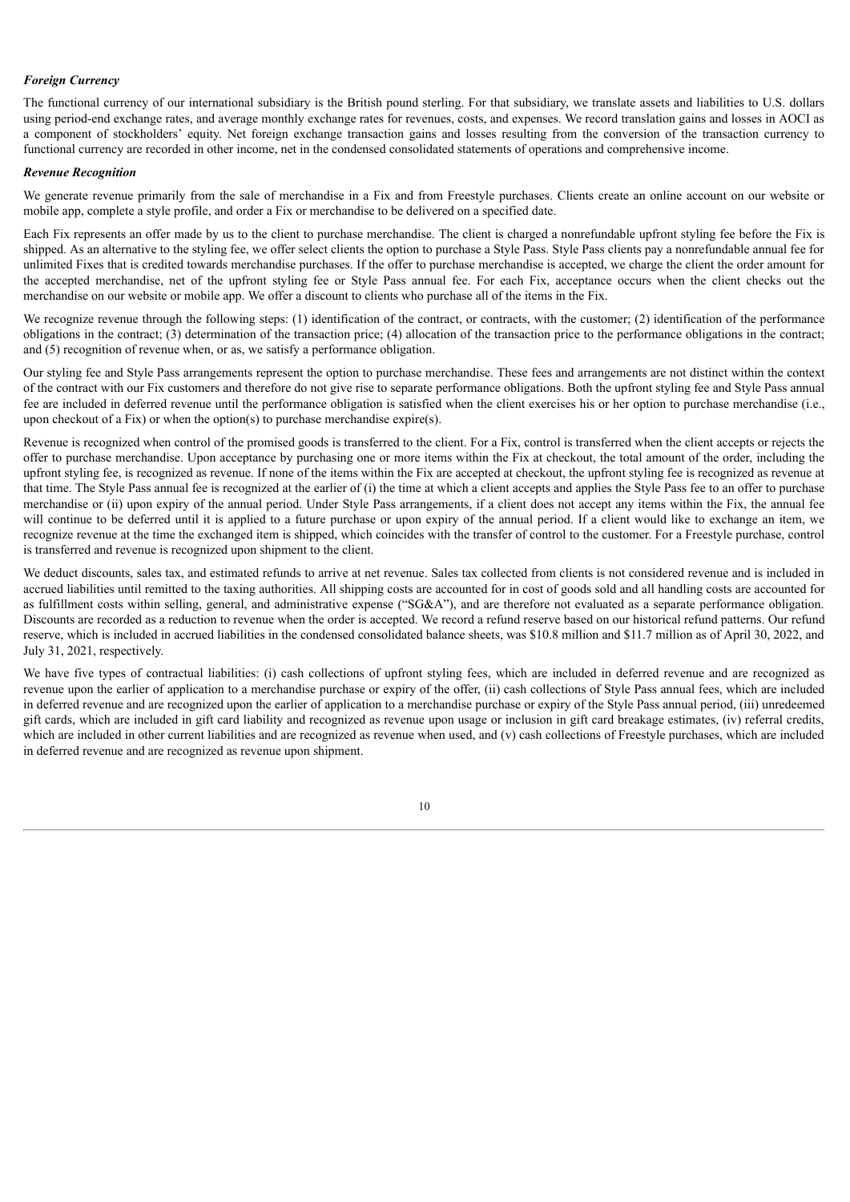***Foreign Currency***

The functional currency of our international subsidiary is the British pound sterling. For that subsidiary, we translate assets and liabilities to U.S. dollars using period-end exchange rates, and average monthly exchange rates for revenues, costs, and expenses. We record translation gains and losses in AOCI as a component of stockholders' equity. Net foreign exchange transaction gains and losses resulting from the conversion of the transaction currency to functional currency are recorded in other income, net in the condensed consolidated statements of operations and comprehensive income.

***Revenue Recognition***

We generate revenue primarily from the sale of merchandise in a Fix and from Freestyle purchases. Clients create an online account on our website or mobile app, complete a style profile, and order a Fix or merchandise to be delivered on a specified date.

Each Fix represents an offer made by us to the client to purchase merchandise. The client is charged a nonrefundable upfront styling fee before the Fix is shipped. As an alternative to the styling fee, we offer select clients the option to purchase a Style Pass. Style Pass clients pay a nonrefundable annual fee for unlimited Fixes that is credited towards merchandise purchases. If the offer to purchase merchandise is accepted, we charge the client the order amount for the accepted merchandise, net of the upfront styling fee or Style Pass annual fee. For each Fix, acceptance occurs when the client checks out the merchandise on our website or mobile app. We offer a discount to clients who purchase all of the items in the Fix.

We recognize revenue through the following steps: (1) identification of the contract, or contracts, with the customer; (2) identification of the performance obligations in the contract; (3) determination of the transaction price; (4) allocation of the transaction price to the performance obligations in the contract; and (5) recognition of revenue when, or as, we satisfy a performance obligation.

Our styling fee and Style Pass arrangements represent the option to purchase merchandise. These fees and arrangements are not distinct within the context of the contract with our Fix customers and therefore do not give rise to separate performance obligations. Both the upfront styling fee and Style Pass annual fee are included in deferred revenue until the performance obligation is satisfied when the client exercises his or her option to purchase merchandise (i.e., upon checkout of a Fix) or when the option(s) to purchase merchandise expire(s).

Revenue is recognized when control of the promised goods is transferred to the client. For a Fix, control is transferred when the client accepts or rejects the offer to purchase merchandise. Upon acceptance by purchasing one or more items within the Fix at checkout, the total amount of the order, including the upfront styling fee, is recognized as revenue. If none of the items within the Fix are accepted at checkout, the upfront styling fee is recognized as revenue at that time. The Style Pass annual fee is recognized at the earlier of (i) the time at which a client accepts and applies the Style Pass fee to an offer to purchase merchandise or (ii) upon expiry of the annual period. Under Style Pass arrangements, if a client does not accept any items within the Fix, the annual fee will continue to be deferred until it is applied to a future purchase or upon expiry of the annual period. If a client would like to exchange an item, we recognize revenue at the time the exchanged item is shipped, which coincides with the transfer of control to the customer. For a Freestyle purchase, control is transferred and revenue is recognized upon shipment to the client.

We deduct discounts, sales tax, and estimated refunds to arrive at net revenue. Sales tax collected from clients is not considered revenue and is included in accrued liabilities until remitted to the taxing authorities. All shipping costs are accounted for in cost of goods sold and all handling costs are accounted for as fulfillment costs within selling, general, and administrative expense ("SG&A"), and are therefore not evaluated as a separate performance obligation. Discounts are recorded as a reduction to revenue when the order is accepted. We record a refund reserve based on our historical refund patterns. Our refund reserve, which is included in accrued liabilities in the condensed consolidated balance sheets, was $10.8 million and $11.7 million as of April 30, 2022, and July 31, 2021, respectively.

We have five types of contractual liabilities: (i) cash collections of upfront styling fees, which are included in deferred revenue and are recognized as revenue upon the earlier of application to a merchandise purchase or expiry of the offer, (ii) cash collections of Style Pass annual fees, which are included in deferred revenue and are recognized upon the earlier of application to a merchandise purchase or expiry of the Style Pass annual period, (iii) unredeemed gift cards, which are included in gift card liability and recognized as revenue upon usage or inclusion in gift card breakage estimates, (iv) referral credits, which are included in other current liabilities and are recognized as revenue when used, and (v) cash collections of Freestyle purchases, which are included in deferred revenue and are recognized as revenue upon shipment.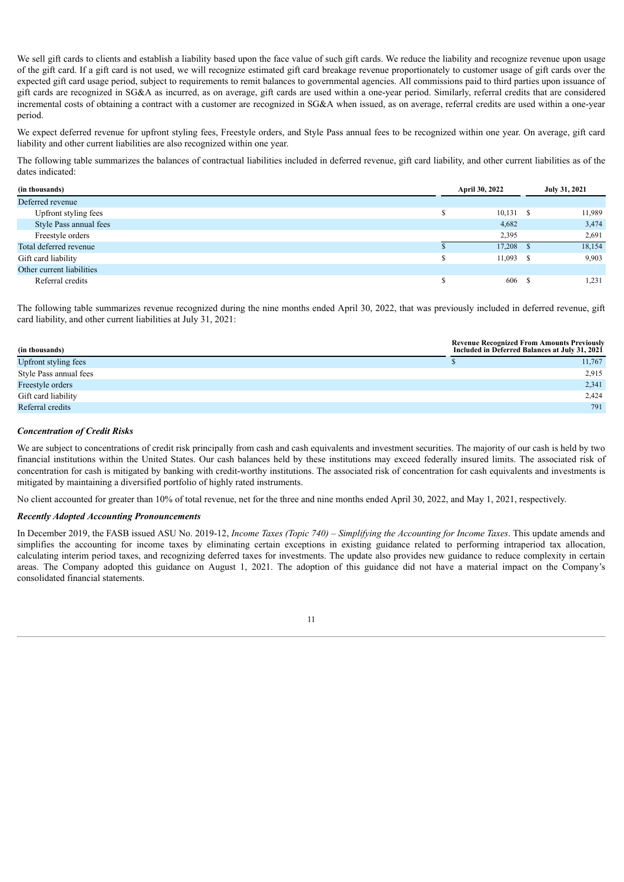We sell gift cards to clients and establish a liability based upon the face value of such gift cards. We reduce the liability and recognize revenue upon usage of the gift card. If a gift card is not used, we will recognize estimated gift card breakage revenue proportionately to customer usage of gift cards over the expected gift card usage period, subject to requirements to remit balances to governmental agencies. All commissions paid to third parties upon issuance of gift cards are recognized in SG&A as incurred, as on average, gift cards are used within a one-year period. Similarly, referral credits that are considered incremental costs of obtaining a contract with a customer are recognized in SG&A when issued, as on average, referral credits are used within a one-year period.

We expect deferred revenue for upfront styling fees, Freestyle orders, and Style Pass annual fees to be recognized within one year. On average, gift card liability and other current liabilities are also recognized within one year.

The following table summarizes the balances of contractual liabilities included in deferred revenue, gift card liability, and other current liabilities as of the dates indicated:

| (in thousands) | April 30, 2022 | July 31, 2021 |
|---|---|---|
| Deferred revenue | | |
| Upfront styling fees | $ 10,131 | $ 11,989 |
| Style Pass annual fees | 4,682 | 3,474 |
| Freestyle orders | 2,395 | 2,691 |
| Total deferred revenue | $ 17,208 | $ 18,154 |
| Gift card liability | $ 11,093 | $ 9,903 |
| Other current liabilities | | |
| Referral credits | $ 606 | $ 1,231 |

The following table summarizes revenue recognized during the nine months ended April 30, 2022, that was previously included in deferred revenue, gift card liability, and other current liabilities at July 31, 2021:

| (in thousands) | Revenue Recognized From Amounts Previously Included in Deferred Balances at July 31, 2021 |
|---|---|
| Upfront styling fees | $ 11,767 |
| Style Pass annual fees | 2,915 |
| Freestyle orders | 2,341 |
| Gift card liability | 2,424 |
| Referral credits | 791 |

***Concentration of Credit Risks***

We are subject to concentrations of credit risk principally from cash and cash equivalents and investment securities. The majority of our cash is held by two financial institutions within the United States. Our cash balances held by these institutions may exceed federally insured limits. The associated risk of concentration for cash is mitigated by banking with credit-worthy institutions. The associated risk of concentration for cash equivalents and investments is mitigated by maintaining a diversified portfolio of highly rated instruments.

No client accounted for greater than 10% of total revenue, net for the three and nine months ended April 30, 2022, and May 1, 2021, respectively.

***Recently Adopted Accounting Pronouncements***

In December 2019, the FASB issued ASU No. 2019-12, *Income Taxes (Topic 740) – Simplifying the Accounting for Income Taxes*. This update amends and simplifies the accounting for income taxes by eliminating certain exceptions in existing guidance related to performing intraperiod tax allocation, calculating interim period taxes, and recognizing deferred taxes for investments. The update also provides new guidance to reduce complexity in certain areas. The Company adopted this guidance on August 1, 2021. The adoption of this guidance did not have a material impact on the Company's consolidated financial statements.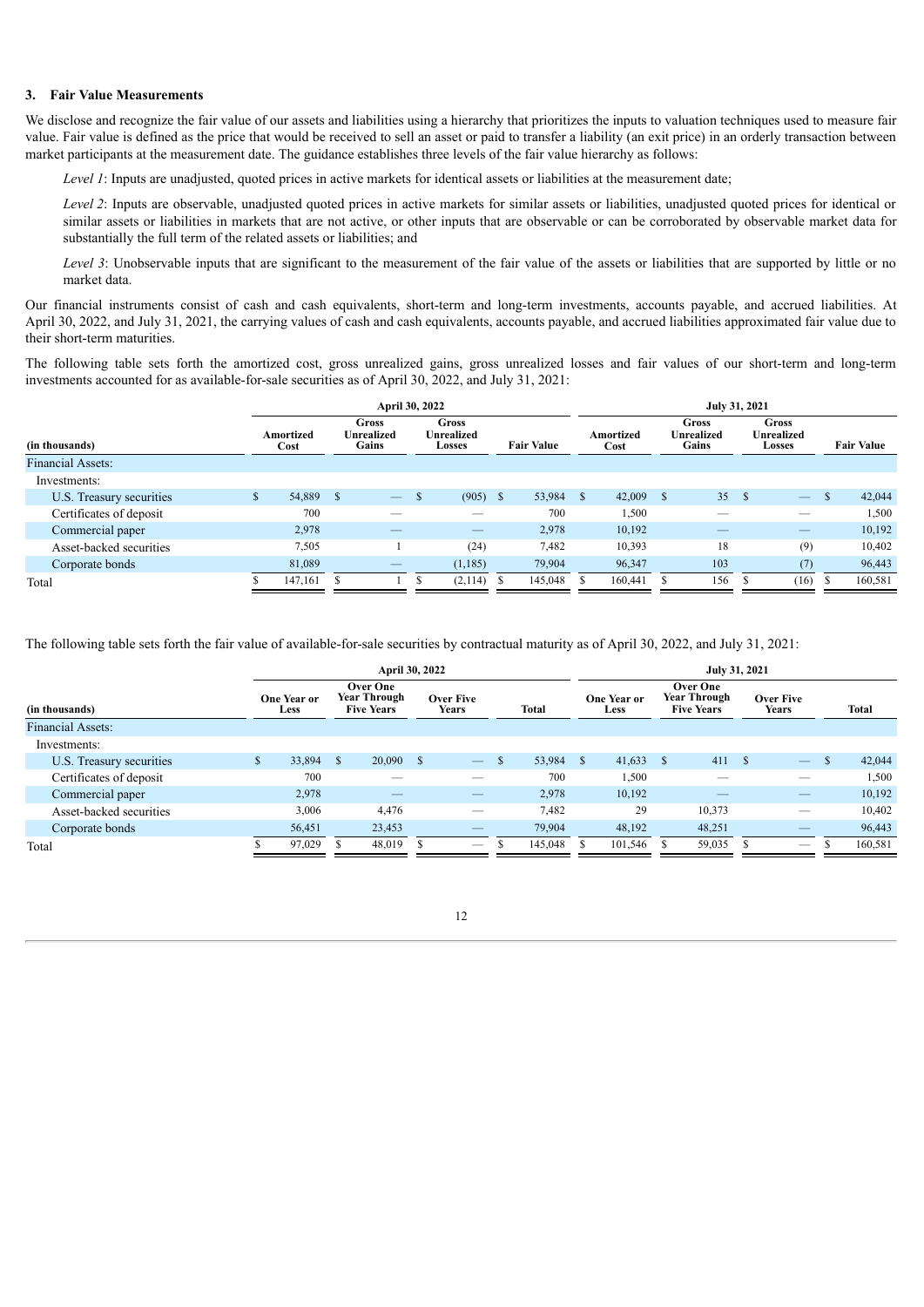### 3. Fair Value Measurements

We disclose and recognize the fair value of our assets and liabilities using a hierarchy that prioritizes the inputs to valuation techniques used to measure fair value. Fair value is defined as the price that would be received to sell an asset or paid to transfer a liability (an exit price) in an orderly transaction between market participants at the measurement date. The guidance establishes three levels of the fair value hierarchy as follows:

*Level 1*: Inputs are unadjusted, quoted prices in active markets for identical assets or liabilities at the measurement date;

*Level 2*: Inputs are observable, unadjusted quoted prices in active markets for similar assets or liabilities, unadjusted quoted prices for identical or similar assets or liabilities in markets that are not active, or other inputs that are observable or can be corroborated by observable market data for substantially the full term of the related assets or liabilities; and

*Level 3*: Unobservable inputs that are significant to the measurement of the fair value of the assets or liabilities that are supported by little or no market data.

Our financial instruments consist of cash and cash equivalents, short-term and long-term investments, accounts payable, and accrued liabilities. At April 30, 2022, and July 31, 2021, the carrying values of cash and cash equivalents, accounts payable, and accrued liabilities approximated fair value due to their short-term maturities.

The following table sets forth the amortized cost, gross unrealized gains, gross unrealized losses and fair values of our short-term and long-term investments accounted for as available-for-sale securities as of April 30, 2022, and July 31, 2021:

| | April 30, 2022 | | | | July 31, 2021 | | | |
|---|---|---|---|---|---|---|---|---|
| (in thousands) | Amortized Cost | Gross Unrealized Gains | Gross Unrealized Losses | Fair Value | Amortized Cost | Gross Unrealized Gains | Gross Unrealized Losses | Fair Value |
| Financial Assets: | | | | | | | | |
| Investments: | | | | | | | | |
| U.S. Treasury securities | $ 54,889 | $ — | $ (905) | $ 53,984 | $ 42,009 | $ 35 | $ — | $ 42,044 |
| Certificates of deposit | 700 | — | — | 700 | 1,500 | — | — | 1,500 |
| Commercial paper | 2,978 | — | — | 2,978 | 10,192 | — | — | 10,192 |
| Asset-backed securities | 7,505 | 1 | (24) | 7,482 | 10,393 | 18 | (9) | 10,402 |
| Corporate bonds | 81,089 | — | (1,185) | 79,904 | 96,347 | 103 | (7) | 96,443 |
| Total | $ 147,161 | $ 1 | $ (2,114) | $ 145,048 | $ 160,441 | $ 156 | $ (16) | $ 160,581 |

The following table sets forth the fair value of available-for-sale securities by contractual maturity as of April 30, 2022, and July 31, 2021:

| | April 30, 2022 | | | | July 31, 2021 | | | |
|---|---|---|---|---|---|---|---|---|
| (in thousands) | One Year or Less | Over One Year Through Five Years | Over Five Years | Total | One Year or Less | Over One Year Through Five Years | Over Five Years | Total |
| Financial Assets: | | | | | | | | |
| Investments: | | | | | | | | |
| U.S. Treasury securities | $ 33,894 | $ 20,090 | $ — | $ 53,984 | $ 41,633 | $ 411 | $ — | $ 42,044 |
| Certificates of deposit | 700 | — | — | 700 | 1,500 | — | — | 1,500 |
| Commercial paper | 2,978 | — | — | 2,978 | 10,192 | — | — | 10,192 |
| Asset-backed securities | 3,006 | 4,476 | — | 7,482 | 29 | 10,373 | — | 10,402 |
| Corporate bonds | 56,451 | 23,453 | — | 79,904 | 48,192 | 48,251 | — | 96,443 |
| Total | $ 97,029 | $ 48,019 | $ — | $ 145,048 | $ 101,546 | $ 59,035 | $ — | $ 160,581 |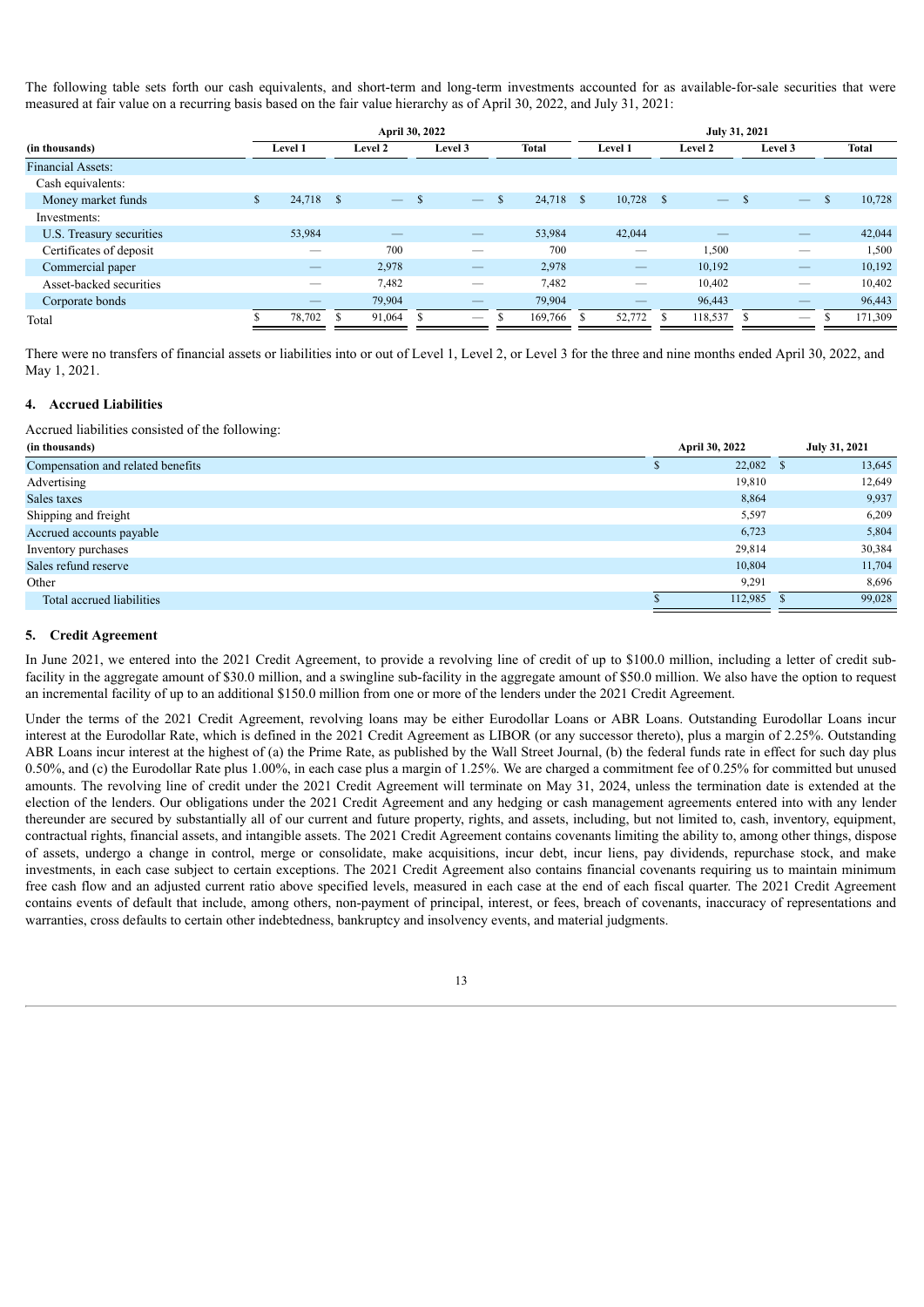The following table sets forth our cash equivalents, and short-term and long-term investments accounted for as available-for-sale securities that were measured at fair value on a recurring basis based on the fair value hierarchy as of April 30, 2022, and July 31, 2021:

| (in thousands) | April 30, 2022 | | | | July 31, 2021 | | | |
|---|---|---|---|---|---|---|---|---|
| | Level 1 | Level 2 | Level 3 | Total | Level 1 | Level 2 | Level 3 | Total |
| Financial Assets: | | | | | | | | |
| Cash equivalents: | | | | | | | | |
| Money market funds | $ 24,718 | $ — | $ — | $ 24,718 | $ 10,728 | $ — | $ — | $ 10,728 |
| Investments: | | | | | | | | |
| U.S. Treasury securities | 53,984 | — | — | 53,984 | 42,044 | — | — | 42,044 |
| Certificates of deposit | — | 700 | — | 700 | — | 1,500 | — | 1,500 |
| Commercial paper | — | 2,978 | — | 2,978 | — | 10,192 | — | 10,192 |
| Asset-backed securities | — | 7,482 | — | 7,482 | — | 10,402 | — | 10,402 |
| Corporate bonds | — | 79,904 | — | 79,904 | — | 96,443 | — | 96,443 |
| Total | $ 78,702 | $ 91,064 | $ — | $ 169,766 | $ 52,772 | $ 118,537 | $ — | $ 171,309 |

There were no transfers of financial assets or liabilities into or out of Level 1, Level 2, or Level 3 for the three and nine months ended April 30, 2022, and May 1, 2021.

## 4. Accrued Liabilities

Accrued liabilities consisted of the following:

| (in thousands) | April 30, 2022 | July 31, 2021 |
|---|---|---|
| Compensation and related benefits | $ 22,082 | $ 13,645 |
| Advertising | 19,810 | 12,649 |
| Sales taxes | 8,864 | 9,937 |
| Shipping and freight | 5,597 | 6,209 |
| Accrued accounts payable | 6,723 | 5,804 |
| Inventory purchases | 29,814 | 30,384 |
| Sales refund reserve | 10,804 | 11,704 |
| Other | 9,291 | 8,696 |
| Total accrued liabilities | $ 112,985 | $ 99,028 |

## 5. Credit Agreement

In June 2021, we entered into the 2021 Credit Agreement, to provide a revolving line of credit of up to $100.0 million, including a letter of credit sub-facility in the aggregate amount of $30.0 million, and a swingline sub-facility in the aggregate amount of $50.0 million. We also have the option to request an incremental facility of up to an additional $150.0 million from one or more of the lenders under the 2021 Credit Agreement.

Under the terms of the 2021 Credit Agreement, revolving loans may be either Eurodollar Loans or ABR Loans. Outstanding Eurodollar Loans incur interest at the Eurodollar Rate, which is defined in the 2021 Credit Agreement as LIBOR (or any successor thereto), plus a margin of 2.25%. Outstanding ABR Loans incur interest at the highest of (a) the Prime Rate, as published by the Wall Street Journal, (b) the federal funds rate in effect for such day plus 0.50%, and (c) the Eurodollar Rate plus 1.00%, in each case plus a margin of 1.25%. We are charged a commitment fee of 0.25% for committed but unused amounts. The revolving line of credit under the 2021 Credit Agreement will terminate on May 31, 2024, unless the termination date is extended at the election of the lenders. Our obligations under the 2021 Credit Agreement and any hedging or cash management agreements entered into with any lender thereunder are secured by substantially all of our current and future property, rights, and assets, including, but not limited to, cash, inventory, equipment, contractual rights, financial assets, and intangible assets. The 2021 Credit Agreement contains covenants limiting the ability to, among other things, dispose of assets, undergo a change in control, merge or consolidate, make acquisitions, incur debt, incur liens, pay dividends, repurchase stock, and make investments, in each case subject to certain exceptions. The 2021 Credit Agreement also contains financial covenants requiring us to maintain minimum free cash flow and an adjusted current ratio above specified levels, measured in each case at the end of each fiscal quarter. The 2021 Credit Agreement contains events of default that include, among others, non-payment of principal, interest, or fees, breach of covenants, inaccuracy of representations and warranties, cross defaults to certain other indebtedness, bankruptcy and insolvency events, and material judgments.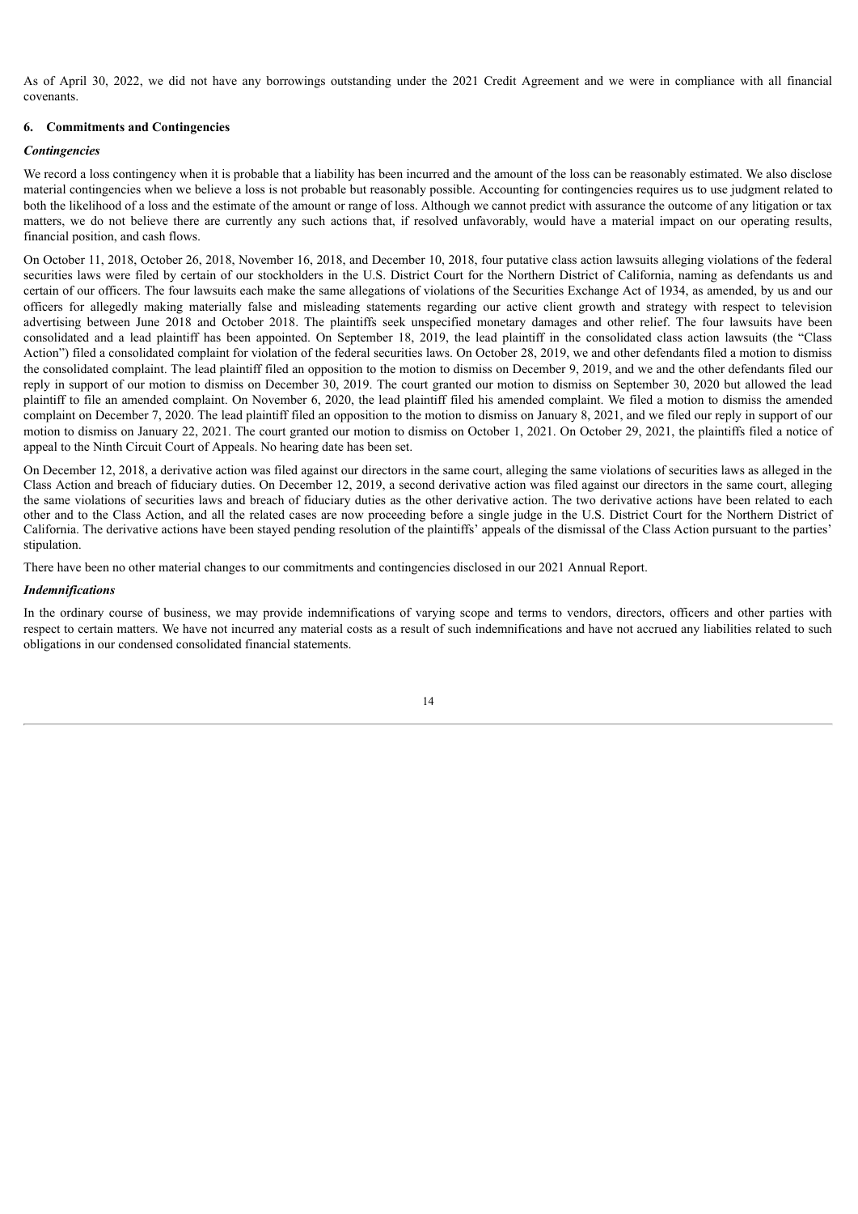As of April 30, 2022, we did not have any borrowings outstanding under the 2021 Credit Agreement and we were in compliance with all financial covenants.

## 6. Commitments and Contingencies

### *Contingencies*

We record a loss contingency when it is probable that a liability has been incurred and the amount of the loss can be reasonably estimated. We also disclose material contingencies when we believe a loss is not probable but reasonably possible. Accounting for contingencies requires us to use judgment related to both the likelihood of a loss and the estimate of the amount or range of loss. Although we cannot predict with assurance the outcome of any litigation or tax matters, we do not believe there are currently any such actions that, if resolved unfavorably, would have a material impact on our operating results, financial position, and cash flows.

On October 11, 2018, October 26, 2018, November 16, 2018, and December 10, 2018, four putative class action lawsuits alleging violations of the federal securities laws were filed by certain of our stockholders in the U.S. District Court for the Northern District of California, naming as defendants us and certain of our officers. The four lawsuits each make the same allegations of violations of the Securities Exchange Act of 1934, as amended, by us and our officers for allegedly making materially false and misleading statements regarding our active client growth and strategy with respect to television advertising between June 2018 and October 2018. The plaintiffs seek unspecified monetary damages and other relief. The four lawsuits have been consolidated and a lead plaintiff has been appointed. On September 18, 2019, the lead plaintiff in the consolidated class action lawsuits (the "Class Action") filed a consolidated complaint for violation of the federal securities laws. On October 28, 2019, we and other defendants filed a motion to dismiss the consolidated complaint. The lead plaintiff filed an opposition to the motion to dismiss on December 9, 2019, and we and the other defendants filed our reply in support of our motion to dismiss on December 30, 2019. The court granted our motion to dismiss on September 30, 2020 but allowed the lead plaintiff to file an amended complaint. On November 6, 2020, the lead plaintiff filed his amended complaint. We filed a motion to dismiss the amended complaint on December 7, 2020. The lead plaintiff filed an opposition to the motion to dismiss on January 8, 2021, and we filed our reply in support of our motion to dismiss on January 22, 2021. The court granted our motion to dismiss on October 1, 2021. On October 29, 2021, the plaintiffs filed a notice of appeal to the Ninth Circuit Court of Appeals. No hearing date has been set.

On December 12, 2018, a derivative action was filed against our directors in the same court, alleging the same violations of securities laws as alleged in the Class Action and breach of fiduciary duties. On December 12, 2019, a second derivative action was filed against our directors in the same court, alleging the same violations of securities laws and breach of fiduciary duties as the other derivative action. The two derivative actions have been related to each other and to the Class Action, and all the related cases are now proceeding before a single judge in the U.S. District Court for the Northern District of California. The derivative actions have been stayed pending resolution of the plaintiffs' appeals of the dismissal of the Class Action pursuant to the parties' stipulation.

There have been no other material changes to our commitments and contingencies disclosed in our 2021 Annual Report.

### *Indemnifications*

In the ordinary course of business, we may provide indemnifications of varying scope and terms to vendors, directors, officers and other parties with respect to certain matters. We have not incurred any material costs as a result of such indemnifications and have not accrued any liabilities related to such obligations in our condensed consolidated financial statements.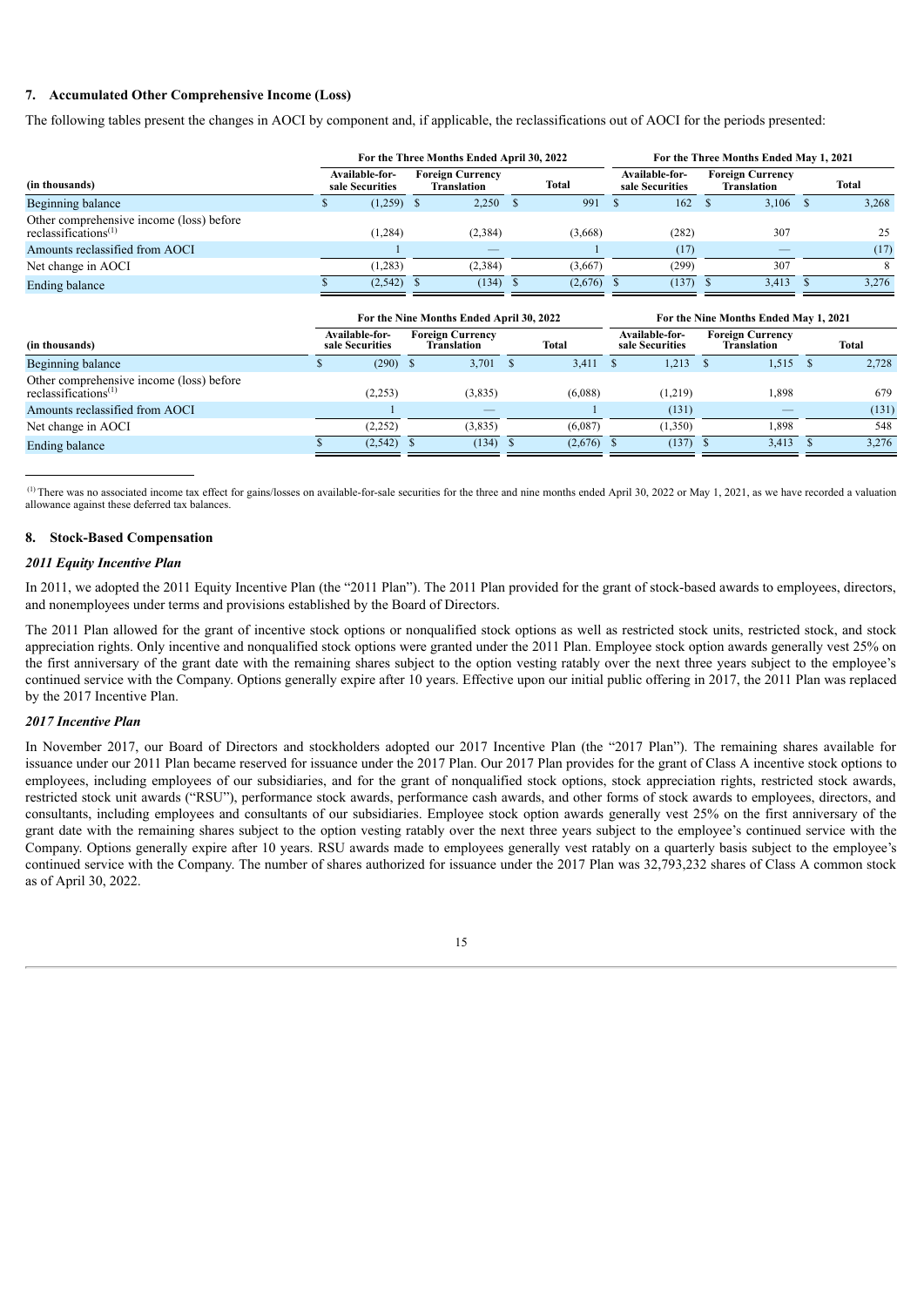## 7. Accumulated Other Comprehensive Income (Loss)

The following tables present the changes in AOCI by component and, if applicable, the reclassifications out of AOCI for the periods presented:

| (in thousands) | For the Three Months Ended April 30, 2022 | | | For the Three Months Ended May 1, 2021 | | |
|---|---|---|---|---|---|---|
| | Available-for-sale Securities | Foreign Currency Translation | Total | Available-for-sale Securities | Foreign Currency Translation | Total |
| Beginning balance | $ (1,259) | $ 2,250 | $ 991 | $ 162 | $ 3,106 | $ 3,268 |
| Other comprehensive income (loss) before reclassifications[(1)] | (1,284) | (2,384) | (3,668) | (282) | 307 | 25 |
| Amounts reclassified from AOCI | 1 | — | 1 | (17) | — | (17) |
| Net change in AOCI | (1,283) | (2,384) | (3,667) | (299) | 307 | 8 |
| Ending balance | $ (2,542) | $ (134) | $ (2,676) | $ (137) | $ 3,413 | $ 3,276 |

| (in thousands) | For the Nine Months Ended April 30, 2022 | | | For the Nine Months Ended May 1, 2021 | | |
|---|---|---|---|---|---|---|
| | Available-for-sale Securities | Foreign Currency Translation | Total | Available-for-sale Securities | Foreign Currency Translation | Total |
| Beginning balance | $ (290) | $ 3,701 | $ 3,411 | $ 1,213 | $ 1,515 | $ 2,728 |
| Other comprehensive income (loss) before reclassifications[(1)] | (2,253) | (3,835) | (6,088) | (1,219) | 1,898 | 679 |
| Amounts reclassified from AOCI | 1 | — | 1 | (131) | — | (131) |
| Net change in AOCI | (2,252) | (3,835) | (6,087) | (1,350) | 1,898 | 548 |
| Ending balance | $ (2,542) | $ (134) | $ (2,676) | $ (137) | $ 3,413 | $ 3,276 |

[(1)] There was no associated income tax effect for gains/losses on available-for-sale securities for the three and nine months ended April 30, 2022 or May 1, 2021, as we have recorded a valuation allowance against these deferred tax balances.

## 8. Stock-Based Compensation

### *2011 Equity Incentive Plan*

In 2011, we adopted the 2011 Equity Incentive Plan (the "2011 Plan"). The 2011 Plan provided for the grant of stock-based awards to employees, directors, and nonemployees under terms and provisions established by the Board of Directors.

The 2011 Plan allowed for the grant of incentive stock options or nonqualified stock options as well as restricted stock units, restricted stock, and stock appreciation rights. Only incentive and nonqualified stock options were granted under the 2011 Plan. Employee stock option awards generally vest 25% on the first anniversary of the grant date with the remaining shares subject to the option vesting ratably over the next three years subject to the employee's continued service with the Company. Options generally expire after 10 years. Effective upon our initial public offering in 2017, the 2011 Plan was replaced by the 2017 Incentive Plan.

### *2017 Incentive Plan*

In November 2017, our Board of Directors and stockholders adopted our 2017 Incentive Plan (the "2017 Plan"). The remaining shares available for issuance under our 2011 Plan became reserved for issuance under the 2017 Plan. Our 2017 Plan provides for the grant of Class A incentive stock options to employees, including employees of our subsidiaries, and for the grant of nonqualified stock options, stock appreciation rights, restricted stock awards, restricted stock unit awards ("RSU"), performance stock awards, performance cash awards, and other forms of stock awards to employees, directors, and consultants, including employees and consultants of our subsidiaries. Employee stock option awards generally vest 25% on the first anniversary of the grant date with the remaining shares subject to the option vesting ratably over the next three years subject to the employee's continued service with the Company. Options generally expire after 10 years. RSU awards made to employees generally vest ratably on a quarterly basis subject to the employee's continued service with the Company. The number of shares authorized for issuance under the 2017 Plan was 32,793,232 shares of Class A common stock as of April 30, 2022.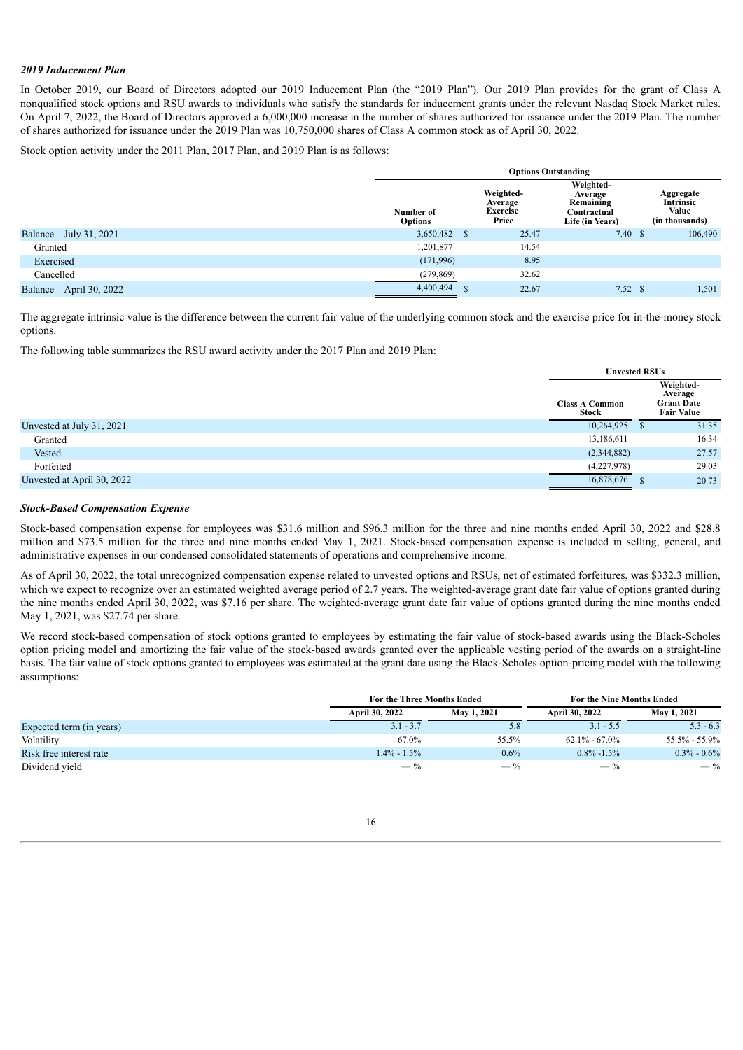### *2019 Inducement Plan*

In October 2019, our Board of Directors adopted our 2019 Inducement Plan (the "2019 Plan"). Our 2019 Plan provides for the grant of Class A nonqualified stock options and RSU awards to individuals who satisfy the standards for inducement grants under the relevant Nasdaq Stock Market rules. On April 7, 2022, the Board of Directors approved a 6,000,000 increase in the number of shares authorized for issuance under the 2019 Plan. The number of shares authorized for issuance under the 2019 Plan was 10,750,000 shares of Class A common stock as of April 30, 2022.

Stock option activity under the 2011 Plan, 2017 Plan, and 2019 Plan is as follows:

| | Options Outstanding | | | |
|---|---|---|---|---|
| | Number of Options | Weighted-Average Exercise Price | Weighted-Average Remaining Contractual Life (in Years) | Aggregate Intrinsic Value (in thousands) |
| Balance – July 31, 2021 | 3,650,482 | $ 25.47 | 7.40 | $ 106,490 |
| Granted | 1,201,877 | 14.54 | | |
| Exercised | (171,996) | 8.95 | | |
| Cancelled | (279,869) | 32.62 | | |
| Balance – April 30, 2022 | 4,400,494 | $ 22.67 | 7.52 | $ 1,501 |

The aggregate intrinsic value is the difference between the current fair value of the underlying common stock and the exercise price for in-the-money stock options.

The following table summarizes the RSU award activity under the 2017 Plan and 2019 Plan:

| | Unvested RSUs | |
|---|---|---|
| | Class A Common Stock | Weighted-Average Grant Date Fair Value |
| Unvested at July 31, 2021 | 10,264,925 | $ 31.35 |
| Granted | 13,186,611 | 16.34 |
| Vested | (2,344,882) | 27.57 |
| Forfeited | (4,227,978) | 29.03 |
| Unvested at April 30, 2022 | 16,878,676 | $ 20.73 |

### *Stock-Based Compensation Expense*

Stock-based compensation expense for employees was $31.6 million and $96.3 million for the three and nine months ended April 30, 2022 and $28.8 million and $73.5 million for the three and nine months ended May 1, 2021. Stock-based compensation expense is included in selling, general, and administrative expenses in our condensed consolidated statements of operations and comprehensive income.

As of April 30, 2022, the total unrecognized compensation expense related to unvested options and RSUs, net of estimated forfeitures, was $332.3 million, which we expect to recognize over an estimated weighted average period of 2.7 years. The weighted-average grant date fair value of options granted during the nine months ended April 30, 2022, was $7.16 per share. The weighted-average grant date fair value of options granted during the nine months ended May 1, 2021, was $27.74 per share.

We record stock-based compensation of stock options granted to employees by estimating the fair value of stock-based awards using the Black-Scholes option pricing model and amortizing the fair value of the stock-based awards granted over the applicable vesting period of the awards on a straight-line basis. The fair value of stock options granted to employees was estimated at the grant date using the Black-Scholes option-pricing model with the following assumptions:

| | For the Three Months Ended | | For the Nine Months Ended | |
|---|---|---|---|---|
| | April 30, 2022 | May 1, 2021 | April 30, 2022 | May 1, 2021 |
| Expected term (in years) | 3.1 - 3.7 | 5.8 | 3.1 - 5.5 | 5.3 - 6.3 |
| Volatility | 67.0% | 55.5% | 62.1% - 67.0% | 55.5% - 55.9% |
| Risk free interest rate | 1.4% - 1.5% | 0.6% | 0.8% -1.5% | 0.3% - 0.6% |
| Dividend yield | — % | — % | — % | — % |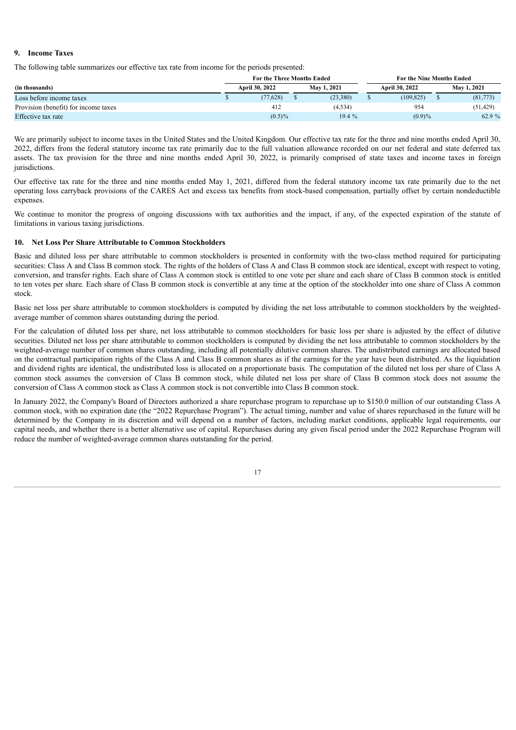## 9. Income Taxes

The following table summarizes our effective tax rate from income for the periods presented:

| (in thousands) | For the Three Months Ended | | For the Nine Months Ended | |
|---|---|---|---|---|
| | April 30, 2022 | May 1, 2021 | April 30, 2022 | May 1, 2021 |
| Loss before income taxes | $ (77,628) | $ (23,380) | $ (109,825) | $ (81,773) |
| Provision (benefit) for income taxes | 412 | (4,534) | 954 | (51,429) |
| Effective tax rate | (0.5)% | 19.4 % | (0.9)% | 62.9 % |

We are primarily subject to income taxes in the United States and the United Kingdom. Our effective tax rate for the three and nine months ended April 30, 2022, differs from the federal statutory income tax rate primarily due to the full valuation allowance recorded on our net federal and state deferred tax assets. The tax provision for the three and nine months ended April 30, 2022, is primarily comprised of state taxes and income taxes in foreign jurisdictions.

Our effective tax rate for the three and nine months ended May 1, 2021, differed from the federal statutory income tax rate primarily due to the net operating loss carryback provisions of the CARES Act and excess tax benefits from stock-based compensation, partially offset by certain nondeductible expenses.

We continue to monitor the progress of ongoing discussions with tax authorities and the impact, if any, of the expected expiration of the statute of limitations in various taxing jurisdictions.

## 10. Net Loss Per Share Attributable to Common Stockholders

Basic and diluted loss per share attributable to common stockholders is presented in conformity with the two-class method required for participating securities: Class A and Class B common stock. The rights of the holders of Class A and Class B common stock are identical, except with respect to voting, conversion, and transfer rights. Each share of Class A common stock is entitled to one vote per share and each share of Class B common stock is entitled to ten votes per share. Each share of Class B common stock is convertible at any time at the option of the stockholder into one share of Class A common stock.

Basic net loss per share attributable to common stockholders is computed by dividing the net loss attributable to common stockholders by the weighted-average number of common shares outstanding during the period.

For the calculation of diluted loss per share, net loss attributable to common stockholders for basic loss per share is adjusted by the effect of dilutive securities. Diluted net loss per share attributable to common stockholders is computed by dividing the net loss attributable to common stockholders by the weighted-average number of common shares outstanding, including all potentially dilutive common shares. The undistributed earnings are allocated based on the contractual participation rights of the Class A and Class B common shares as if the earnings for the year have been distributed. As the liquidation and dividend rights are identical, the undistributed loss is allocated on a proportionate basis. The computation of the diluted net loss per share of Class A common stock assumes the conversion of Class B common stock, while diluted net loss per share of Class B common stock does not assume the conversion of Class A common stock as Class A common stock is not convertible into Class B common stock.

In January 2022, the Company's Board of Directors authorized a share repurchase program to repurchase up to $150.0 million of our outstanding Class A common stock, with no expiration date (the "2022 Repurchase Program"). The actual timing, number and value of shares repurchased in the future will be determined by the Company in its discretion and will depend on a number of factors, including market conditions, applicable legal requirements, our capital needs, and whether there is a better alternative use of capital. Repurchases during any given fiscal period under the 2022 Repurchase Program will reduce the number of weighted-average common shares outstanding for the period.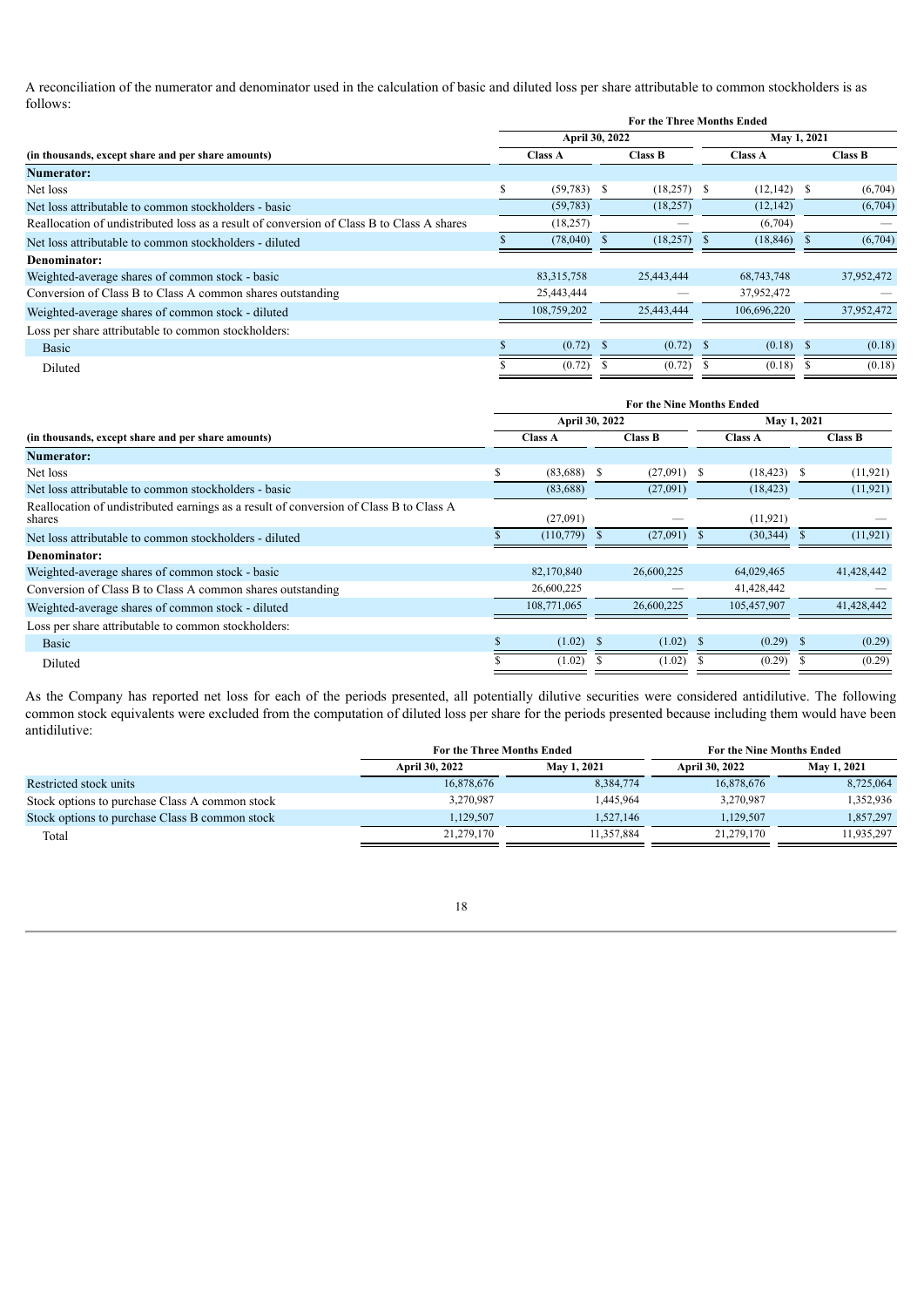A reconciliation of the numerator and denominator used in the calculation of basic and diluted loss per share attributable to common stockholders is as follows:

| | For the Three Months Ended | | | |
|---|---|---|---|---|
| | April 30, 2022 | | May 1, 2021 | |
| (in thousands, except share and per share amounts) | Class A | Class B | Class A | Class B |
| **Numerator:** | | | | |
| Net loss | $ (59,783) | $ (18,257) | $ (12,142) | $ (6,704) |
| Net loss attributable to common stockholders - basic | (59,783) | (18,257) | (12,142) | (6,704) |
| Reallocation of undistributed loss as a result of conversion of Class B to Class A shares | (18,257) | — | (6,704) | — |
| Net loss attributable to common stockholders - diluted | $ (78,040) | $ (18,257) | $ (18,846) | $ (6,704) |
| **Denominator:** | | | | |
| Weighted-average shares of common stock - basic | 83,315,758 | 25,443,444 | 68,743,748 | 37,952,472 |
| Conversion of Class B to Class A common shares outstanding | 25,443,444 | — | 37,952,472 | — |
| Weighted-average shares of common stock - diluted | 108,759,202 | 25,443,444 | 106,696,220 | 37,952,472 |
| Loss per share attributable to common stockholders: | | | | |
| Basic | $ (0.72) | $ (0.72) | $ (0.18) | $ (0.18) |
| Diluted | $ (0.72) | $ (0.72) | $ (0.18) | $ (0.18) |

| | For the Nine Months Ended | | | |
|---|---|---|---|---|
| | April 30, 2022 | | May 1, 2021 | |
| (in thousands, except share and per share amounts) | Class A | Class B | Class A | Class B |
| **Numerator:** | | | | |
| Net loss | $ (83,688) | $ (27,091) | $ (18,423) | $ (11,921) |
| Net loss attributable to common stockholders - basic | (83,688) | (27,091) | (18,423) | (11,921) |
| Reallocation of undistributed earnings as a result of conversion of Class B to Class A shares | (27,091) | — | (11,921) | — |
| Net loss attributable to common stockholders - diluted | $ (110,779) | $ (27,091) | $ (30,344) | $ (11,921) |
| **Denominator:** | | | | |
| Weighted-average shares of common stock - basic | 82,170,840 | 26,600,225 | 64,029,465 | 41,428,442 |
| Conversion of Class B to Class A common shares outstanding | 26,600,225 | — | 41,428,442 | — |
| Weighted-average shares of common stock - diluted | 108,771,065 | 26,600,225 | 105,457,907 | 41,428,442 |
| Loss per share attributable to common stockholders: | | | | |
| Basic | $ (1.02) | $ (1.02) | $ (0.29) | $ (0.29) |
| Diluted | $ (1.02) | $ (1.02) | $ (0.29) | $ (0.29) |

As the Company has reported net loss for each of the periods presented, all potentially dilutive securities were considered antidilutive. The following common stock equivalents were excluded from the computation of diluted loss per share for the periods presented because including them would have been antidilutive:

| | For the Three Months Ended | | For the Nine Months Ended | |
|---|---|---|---|---|
| | April 30, 2022 | May 1, 2021 | April 30, 2022 | May 1, 2021 |
| Restricted stock units | 16,878,676 | 8,384,774 | 16,878,676 | 8,725,064 |
| Stock options to purchase Class A common stock | 3,270,987 | 1,445,964 | 3,270,987 | 1,352,936 |
| Stock options to purchase Class B common stock | 1,129,507 | 1,527,146 | 1,129,507 | 1,857,297 |
| Total | 21,279,170 | 11,357,884 | 21,279,170 | 11,935,297 |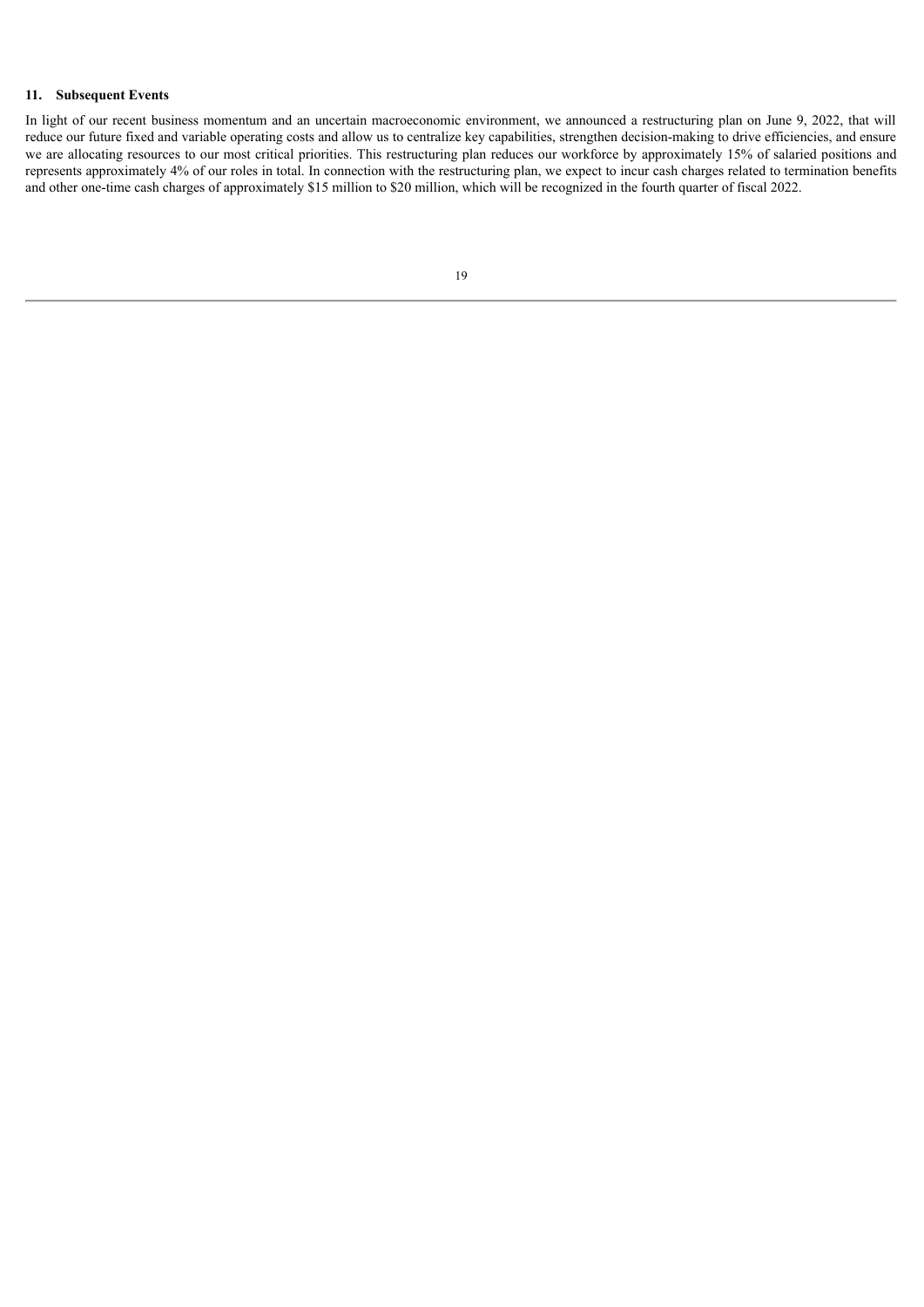### 11. Subsequent Events

In light of our recent business momentum and an uncertain macroeconomic environment, we announced a restructuring plan on June 9, 2022, that will reduce our future fixed and variable operating costs and allow us to centralize key capabilities, strengthen decision-making to drive efficiencies, and ensure we are allocating resources to our most critical priorities. This restructuring plan reduces our workforce by approximately 15% of salaried positions and represents approximately 4% of our roles in total. In connection with the restructuring plan, we expect to incur cash charges related to termination benefits and other one-time cash charges of approximately $15 million to $20 million, which will be recognized in the fourth quarter of fiscal 2022.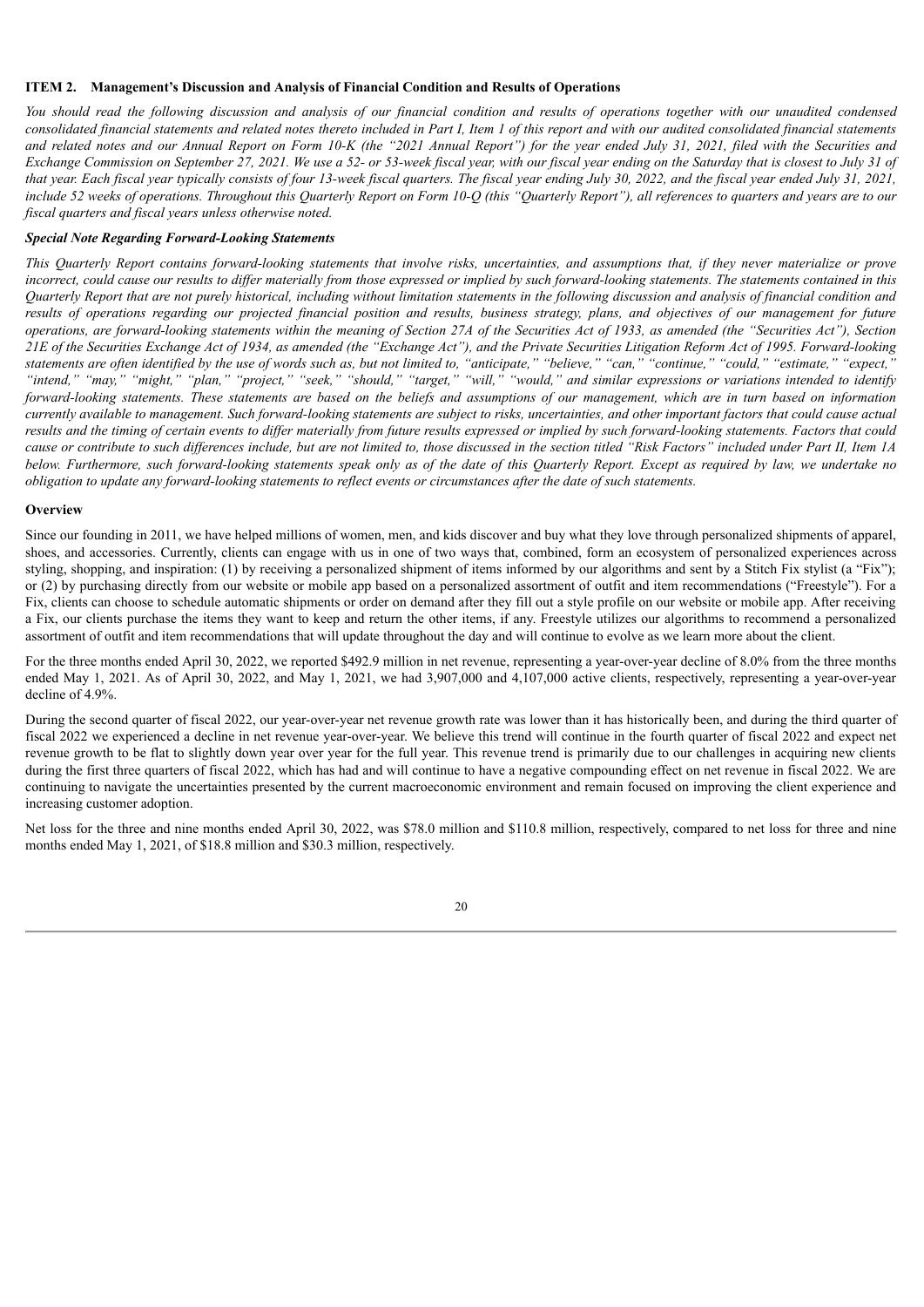## ITEM 2. Management's Discussion and Analysis of Financial Condition and Results of Operations

*You should read the following discussion and analysis of our financial condition and results of operations together with our unaudited condensed consolidated financial statements and related notes thereto included in Part I, Item 1 of this report and with our audited consolidated financial statements and related notes and our Annual Report on Form 10-K (the "2021 Annual Report") for the year ended July 31, 2021, filed with the Securities and Exchange Commission on September 27, 2021. We use a 52- or 53-week fiscal year, with our fiscal year ending on the Saturday that is closest to July 31 of that year. Each fiscal year typically consists of four 13-week fiscal quarters. The fiscal year ending July 30, 2022, and the fiscal year ended July 31, 2021, include 52 weeks of operations. Throughout this Quarterly Report on Form 10-Q (this "Quarterly Report"), all references to quarters and years are to our fiscal quarters and fiscal years unless otherwise noted.*

### *Special Note Regarding Forward-Looking Statements*

*This Quarterly Report contains forward-looking statements that involve risks, uncertainties, and assumptions that, if they never materialize or prove incorrect, could cause our results to differ materially from those expressed or implied by such forward-looking statements. The statements contained in this Quarterly Report that are not purely historical, including without limitation statements in the following discussion and analysis of financial condition and results of operations regarding our projected financial position and results, business strategy, plans, and objectives of our management for future operations, are forward-looking statements within the meaning of Section 27A of the Securities Act of 1933, as amended (the "Securities Act"), Section 21E of the Securities Exchange Act of 1934, as amended (the "Exchange Act"), and the Private Securities Litigation Reform Act of 1995. Forward-looking statements are often identified by the use of words such as, but not limited to, "anticipate," "believe," "can," "continue," "could," "estimate," "expect," "intend," "may," "might," "plan," "project," "seek," "should," "target," "will," "would," and similar expressions or variations intended to identify forward-looking statements. These statements are based on the beliefs and assumptions of our management, which are in turn based on information currently available to management. Such forward-looking statements are subject to risks, uncertainties, and other important factors that could cause actual results and the timing of certain events to differ materially from future results expressed or implied by such forward-looking statements. Factors that could cause or contribute to such differences include, but are not limited to, those discussed in the section titled "Risk Factors" included under Part II, Item 1A below. Furthermore, such forward-looking statements speak only as of the date of this Quarterly Report. Except as required by law, we undertake no obligation to update any forward-looking statements to reflect events or circumstances after the date of such statements.*

### Overview

Since our founding in 2011, we have helped millions of women, men, and kids discover and buy what they love through personalized shipments of apparel, shoes, and accessories. Currently, clients can engage with us in one of two ways that, combined, form an ecosystem of personalized experiences across styling, shopping, and inspiration: (1) by receiving a personalized shipment of items informed by our algorithms and sent by a Stitch Fix stylist (a "Fix"); or (2) by purchasing directly from our website or mobile app based on a personalized assortment of outfit and item recommendations ("Freestyle"). For a Fix, clients can choose to schedule automatic shipments or order on demand after they fill out a style profile on our website or mobile app. After receiving a Fix, our clients purchase the items they want to keep and return the other items, if any. Freestyle utilizes our algorithms to recommend a personalized assortment of outfit and item recommendations that will update throughout the day and will continue to evolve as we learn more about the client.

For the three months ended April 30, 2022, we reported $492.9 million in net revenue, representing a year-over-year decline of 8.0% from the three months ended May 1, 2021. As of April 30, 2022, and May 1, 2021, we had 3,907,000 and 4,107,000 active clients, respectively, representing a year-over-year decline of 4.9%.

During the second quarter of fiscal 2022, our year-over-year net revenue growth rate was lower than it has historically been, and during the third quarter of fiscal 2022 we experienced a decline in net revenue year-over-year. We believe this trend will continue in the fourth quarter of fiscal 2022 and expect net revenue growth to be flat to slightly down year over year for the full year. This revenue trend is primarily due to our challenges in acquiring new clients during the first three quarters of fiscal 2022, which has had and will continue to have a negative compounding effect on net revenue in fiscal 2022. We are continuing to navigate the uncertainties presented by the current macroeconomic environment and remain focused on improving the client experience and increasing customer adoption.

Net loss for the three and nine months ended April 30, 2022, was $78.0 million and $110.8 million, respectively, compared to net loss for three and nine months ended May 1, 2021, of $18.8 million and $30.3 million, respectively.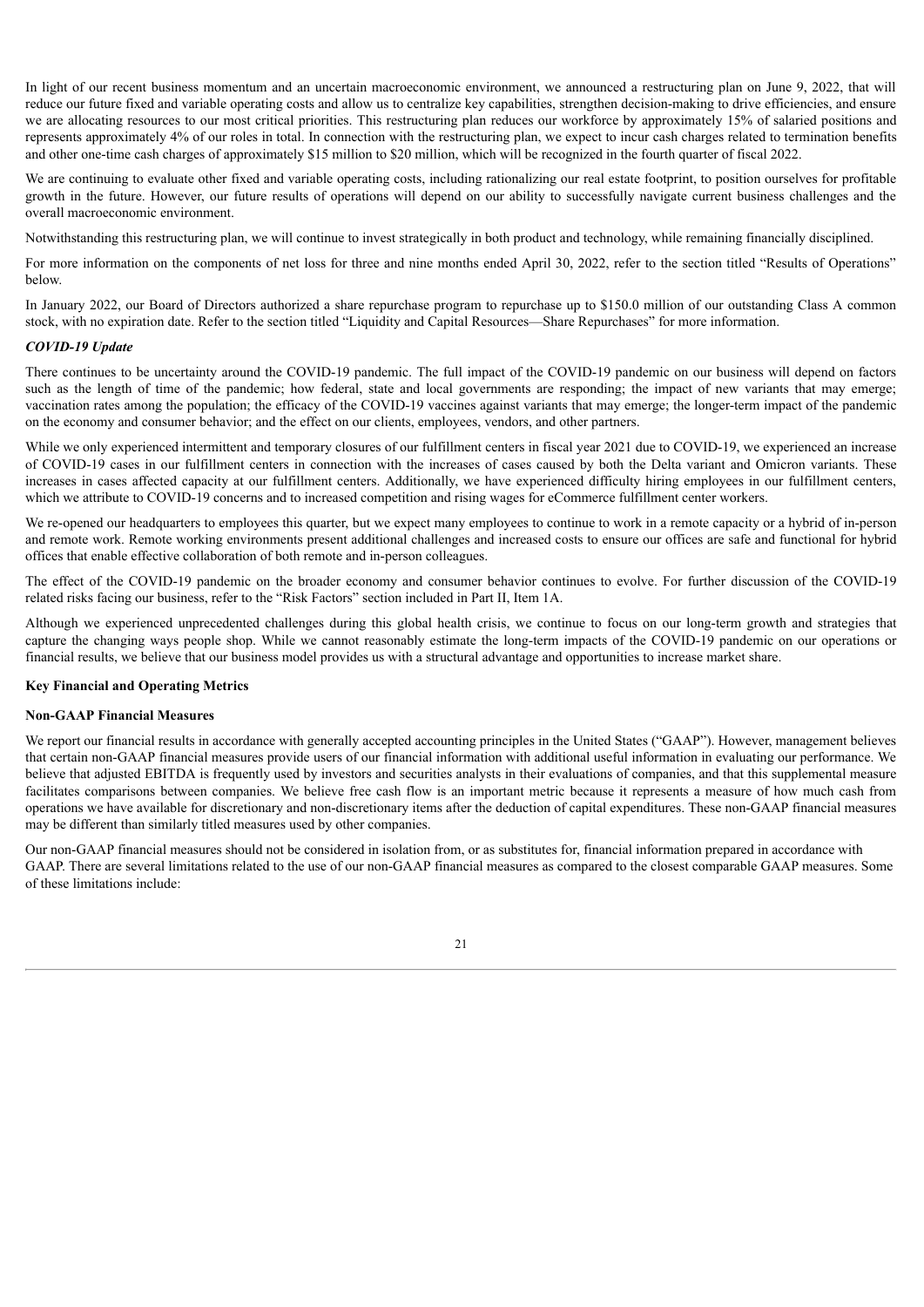In light of our recent business momentum and an uncertain macroeconomic environment, we announced a restructuring plan on June 9, 2022, that will reduce our future fixed and variable operating costs and allow us to centralize key capabilities, strengthen decision-making to drive efficiencies, and ensure we are allocating resources to our most critical priorities. This restructuring plan reduces our workforce by approximately 15% of salaried positions and represents approximately 4% of our roles in total. In connection with the restructuring plan, we expect to incur cash charges related to termination benefits and other one-time cash charges of approximately $15 million to $20 million, which will be recognized in the fourth quarter of fiscal 2022.

We are continuing to evaluate other fixed and variable operating costs, including rationalizing our real estate footprint, to position ourselves for profitable growth in the future. However, our future results of operations will depend on our ability to successfully navigate current business challenges and the overall macroeconomic environment.

Notwithstanding this restructuring plan, we will continue to invest strategically in both product and technology, while remaining financially disciplined.

For more information on the components of net loss for three and nine months ended April 30, 2022, refer to the section titled "Results of Operations" below.

In January 2022, our Board of Directors authorized a share repurchase program to repurchase up to $150.0 million of our outstanding Class A common stock, with no expiration date. Refer to the section titled "Liquidity and Capital Resources—Share Repurchases" for more information.

***COVID-19 Update***

There continues to be uncertainty around the COVID-19 pandemic. The full impact of the COVID-19 pandemic on our business will depend on factors such as the length of time of the pandemic; how federal, state and local governments are responding; the impact of new variants that may emerge; vaccination rates among the population; the efficacy of the COVID-19 vaccines against variants that may emerge; the longer-term impact of the pandemic on the economy and consumer behavior; and the effect on our clients, employees, vendors, and other partners.

While we only experienced intermittent and temporary closures of our fulfillment centers in fiscal year 2021 due to COVID-19, we experienced an increase of COVID-19 cases in our fulfillment centers in connection with the increases of cases caused by both the Delta variant and Omicron variants. These increases in cases affected capacity at our fulfillment centers. Additionally, we have experienced difficulty hiring employees in our fulfillment centers, which we attribute to COVID-19 concerns and to increased competition and rising wages for eCommerce fulfillment center workers.

We re-opened our headquarters to employees this quarter, but we expect many employees to continue to work in a remote capacity or a hybrid of in-person and remote work. Remote working environments present additional challenges and increased costs to ensure our offices are safe and functional for hybrid offices that enable effective collaboration of both remote and in-person colleagues.

The effect of the COVID-19 pandemic on the broader economy and consumer behavior continues to evolve. For further discussion of the COVID-19 related risks facing our business, refer to the "Risk Factors" section included in Part II, Item 1A.

Although we experienced unprecedented challenges during this global health crisis, we continue to focus on our long-term growth and strategies that capture the changing ways people shop. While we cannot reasonably estimate the long-term impacts of the COVID-19 pandemic on our operations or financial results, we believe that our business model provides us with a structural advantage and opportunities to increase market share.

**Key Financial and Operating Metrics**

**Non-GAAP Financial Measures**

We report our financial results in accordance with generally accepted accounting principles in the United States ("GAAP"). However, management believes that certain non-GAAP financial measures provide users of our financial information with additional useful information in evaluating our performance. We believe that adjusted EBITDA is frequently used by investors and securities analysts in their evaluations of companies, and that this supplemental measure facilitates comparisons between companies. We believe free cash flow is an important metric because it represents a measure of how much cash from operations we have available for discretionary and non-discretionary items after the deduction of capital expenditures. These non-GAAP financial measures may be different than similarly titled measures used by other companies.

Our non-GAAP financial measures should not be considered in isolation from, or as substitutes for, financial information prepared in accordance with GAAP. There are several limitations related to the use of our non-GAAP financial measures as compared to the closest comparable GAAP measures. Some of these limitations include: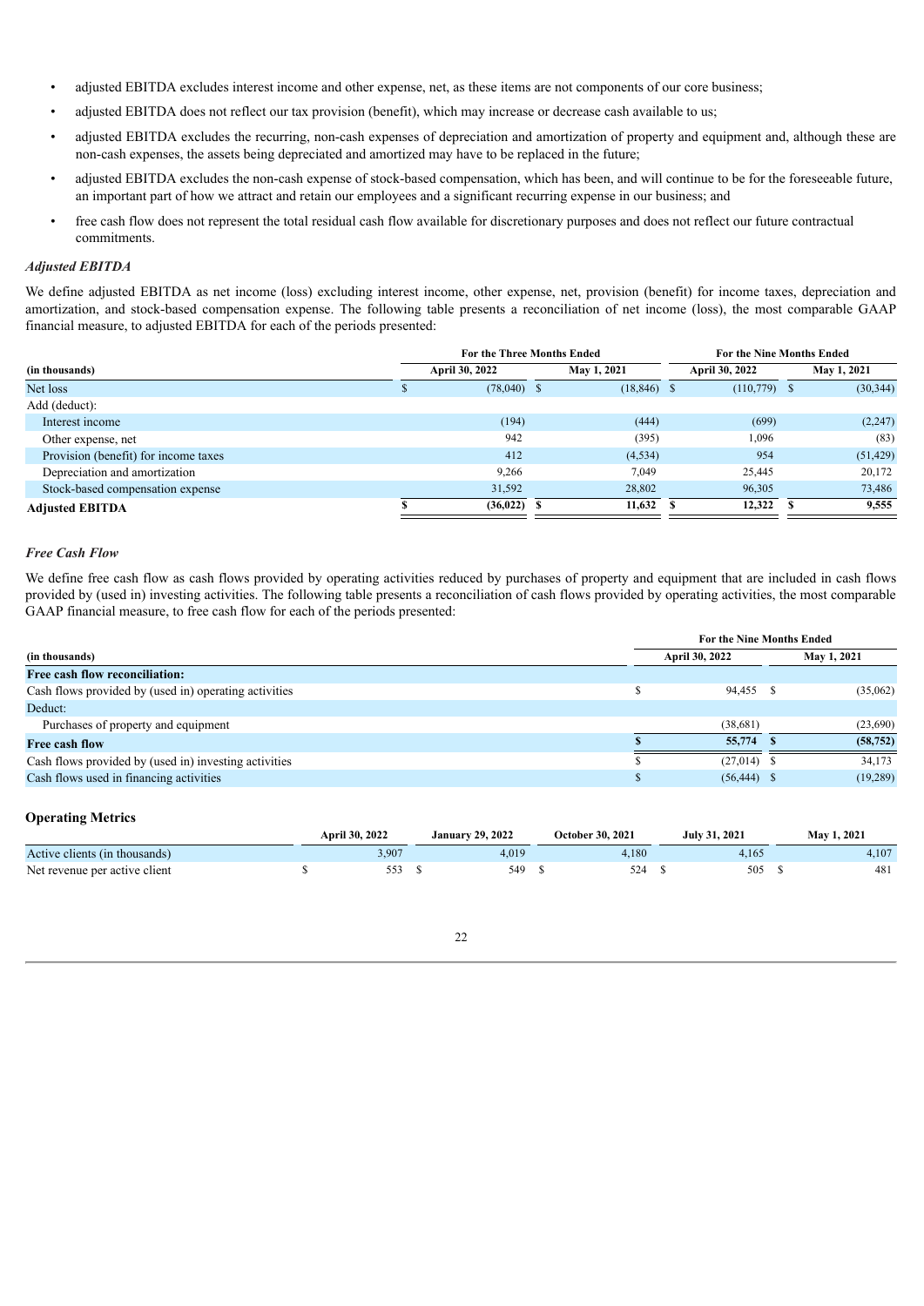- adjusted EBITDA excludes interest income and other expense, net, as these items are not components of our core business;
- adjusted EBITDA does not reflect our tax provision (benefit), which may increase or decrease cash available to us;
- adjusted EBITDA excludes the recurring, non-cash expenses of depreciation and amortization of property and equipment and, although these are non-cash expenses, the assets being depreciated and amortized may have to be replaced in the future;
- adjusted EBITDA excludes the non-cash expense of stock-based compensation, which has been, and will continue to be for the foreseeable future, an important part of how we attract and retain our employees and a significant recurring expense in our business; and
- free cash flow does not represent the total residual cash flow available for discretionary purposes and does not reflect our future contractual commitments.

*Adjusted EBITDA*

We define adjusted EBITDA as net income (loss) excluding interest income, other expense, net, provision (benefit) for income taxes, depreciation and amortization, and stock-based compensation expense. The following table presents a reconciliation of net income (loss), the most comparable GAAP financial measure, to adjusted EBITDA for each of the periods presented:

| (in thousands) | For the Three Months Ended April 30, 2022 | For the Three Months Ended May 1, 2021 | For the Nine Months Ended April 30, 2022 | For the Nine Months Ended May 1, 2021 |
|---|---|---|---|---|
| Net loss | $ (78,040) | $ (18,846) | $ (110,779) | $ (30,344) |
| Add (deduct): | | | | |
| Interest income | (194) | (444) | (699) | (2,247) |
| Other expense, net | 942 | (395) | 1,096 | (83) |
| Provision (benefit) for income taxes | 412 | (4,534) | 954 | (51,429) |
| Depreciation and amortization | 9,266 | 7,049 | 25,445 | 20,172 |
| Stock-based compensation expense | 31,592 | 28,802 | 96,305 | 73,486 |
| **Adjusted EBITDA** | **$ (36,022)** | **$ 11,632** | **$ 12,322** | **$ 9,555** |

*Free Cash Flow*

We define free cash flow as cash flows provided by operating activities reduced by purchases of property and equipment that are included in cash flows provided by (used in) investing activities. The following table presents a reconciliation of cash flows provided by operating activities, the most comparable GAAP financial measure, to free cash flow for each of the periods presented:

| (in thousands) | For the Nine Months Ended April 30, 2022 | For the Nine Months Ended May 1, 2021 |
|---|---|---|
| **Free cash flow reconciliation:** | | |
| Cash flows provided by (used in) operating activities | $ 94,455 | $ (35,062) |
| Deduct: | | |
| Purchases of property and equipment | (38,681) | (23,690) |
| **Free cash flow** | **$ 55,774** | **$ (58,752)** |
| Cash flows provided by (used in) investing activities | $ (27,014) | $ 34,173 |
| Cash flows used in financing activities | $ (56,444) | $ (19,289) |

**Operating Metrics**

| | April 30, 2022 | January 29, 2022 | October 30, 2021 | July 31, 2021 | May 1, 2021 |
|---|---|---|---|---|---|
| Active clients (in thousands) | 3,907 | 4,019 | 4,180 | 4,165 | 4,107 |
| Net revenue per active client | $ 553 | $ 549 | $ 524 | $ 505 | $ 481 |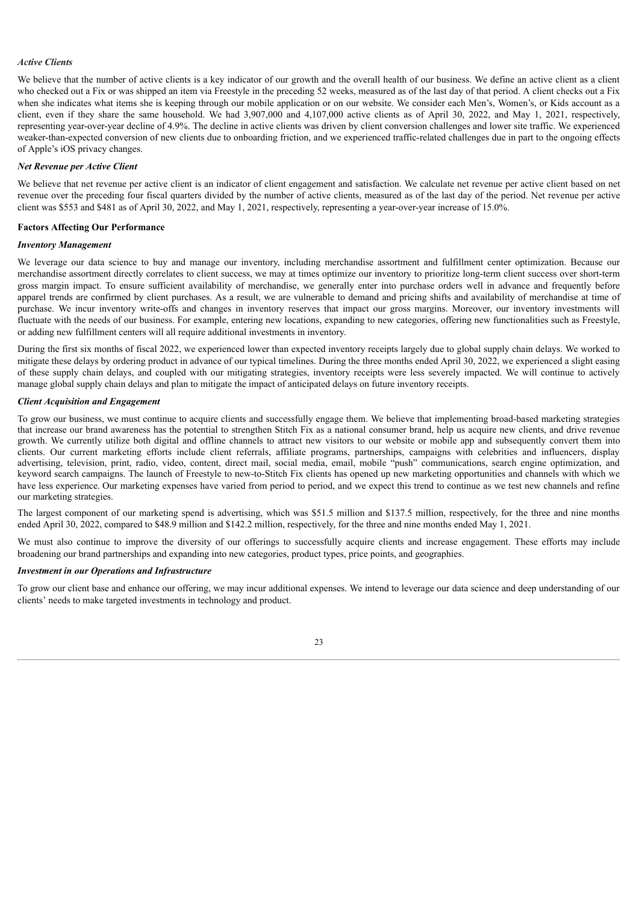*Active Clients*

We believe that the number of active clients is a key indicator of our growth and the overall health of our business. We define an active client as a client who checked out a Fix or was shipped an item via Freestyle in the preceding 52 weeks, measured as of the last day of that period. A client checks out a Fix when she indicates what items she is keeping through our mobile application or on our website. We consider each Men's, Women's, or Kids account as a client, even if they share the same household. We had 3,907,000 and 4,107,000 active clients as of April 30, 2022, and May 1, 2021, respectively, representing year-over-year decline of 4.9%. The decline in active clients was driven by client conversion challenges and lower site traffic. We experienced weaker-than-expected conversion of new clients due to onboarding friction, and we experienced traffic-related challenges due in part to the ongoing effects of Apple's iOS privacy changes.

*Net Revenue per Active Client*

We believe that net revenue per active client is an indicator of client engagement and satisfaction. We calculate net revenue per active client based on net revenue over the preceding four fiscal quarters divided by the number of active clients, measured as of the last day of the period. Net revenue per active client was $553 and $481 as of April 30, 2022, and May 1, 2021, respectively, representing a year-over-year increase of 15.0%.

**Factors Affecting Our Performance**

*Inventory Management*

We leverage our data science to buy and manage our inventory, including merchandise assortment and fulfillment center optimization. Because our merchandise assortment directly correlates to client success, we may at times optimize our inventory to prioritize long-term client success over short-term gross margin impact. To ensure sufficient availability of merchandise, we generally enter into purchase orders well in advance and frequently before apparel trends are confirmed by client purchases. As a result, we are vulnerable to demand and pricing shifts and availability of merchandise at time of purchase. We incur inventory write-offs and changes in inventory reserves that impact our gross margins. Moreover, our inventory investments will fluctuate with the needs of our business. For example, entering new locations, expanding to new categories, offering new functionalities such as Freestyle, or adding new fulfillment centers will all require additional investments in inventory.

During the first six months of fiscal 2022, we experienced lower than expected inventory receipts largely due to global supply chain delays. We worked to mitigate these delays by ordering product in advance of our typical timelines. During the three months ended April 30, 2022, we experienced a slight easing of these supply chain delays, and coupled with our mitigating strategies, inventory receipts were less severely impacted. We will continue to actively manage global supply chain delays and plan to mitigate the impact of anticipated delays on future inventory receipts.

*Client Acquisition and Engagement*

To grow our business, we must continue to acquire clients and successfully engage them. We believe that implementing broad-based marketing strategies that increase our brand awareness has the potential to strengthen Stitch Fix as a national consumer brand, help us acquire new clients, and drive revenue growth. We currently utilize both digital and offline channels to attract new visitors to our website or mobile app and subsequently convert them into clients. Our current marketing efforts include client referrals, affiliate programs, partnerships, campaigns with celebrities and influencers, display advertising, television, print, radio, video, content, direct mail, social media, email, mobile "push" communications, search engine optimization, and keyword search campaigns. The launch of Freestyle to new-to-Stitch Fix clients has opened up new marketing opportunities and channels with which we have less experience. Our marketing expenses have varied from period to period, and we expect this trend to continue as we test new channels and refine our marketing strategies.

The largest component of our marketing spend is advertising, which was $51.5 million and $137.5 million, respectively, for the three and nine months ended April 30, 2022, compared to $48.9 million and $142.2 million, respectively, for the three and nine months ended May 1, 2021.

We must also continue to improve the diversity of our offerings to successfully acquire clients and increase engagement. These efforts may include broadening our brand partnerships and expanding into new categories, product types, price points, and geographies.

*Investment in our Operations and Infrastructure*

To grow our client base and enhance our offering, we may incur additional expenses. We intend to leverage our data science and deep understanding of our clients' needs to make targeted investments in technology and product.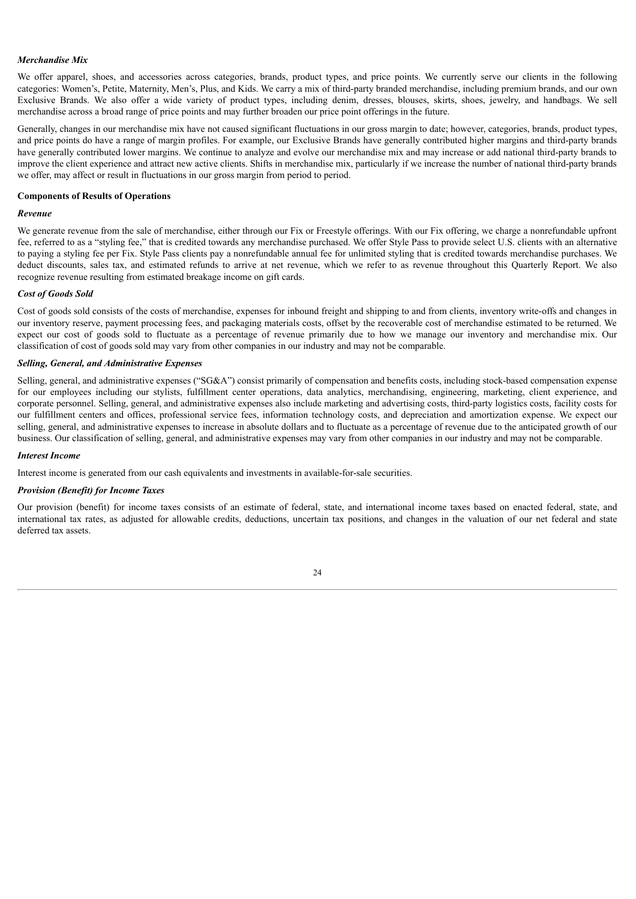*Merchandise Mix*

We offer apparel, shoes, and accessories across categories, brands, product types, and price points. We currently serve our clients in the following categories: Women's, Petite, Maternity, Men's, Plus, and Kids. We carry a mix of third-party branded merchandise, including premium brands, and our own Exclusive Brands. We also offer a wide variety of product types, including denim, dresses, blouses, skirts, shoes, jewelry, and handbags. We sell merchandise across a broad range of price points and may further broaden our price point offerings in the future.

Generally, changes in our merchandise mix have not caused significant fluctuations in our gross margin to date; however, categories, brands, product types, and price points do have a range of margin profiles. For example, our Exclusive Brands have generally contributed higher margins and third-party brands have generally contributed lower margins. We continue to analyze and evolve our merchandise mix and may increase or add national third-party brands to improve the client experience and attract new active clients. Shifts in merchandise mix, particularly if we increase the number of national third-party brands we offer, may affect or result in fluctuations in our gross margin from period to period.

**Components of Results of Operations**

*Revenue*

We generate revenue from the sale of merchandise, either through our Fix or Freestyle offerings. With our Fix offering, we charge a nonrefundable upfront fee, referred to as a "styling fee," that is credited towards any merchandise purchased. We offer Style Pass to provide select U.S. clients with an alternative to paying a styling fee per Fix. Style Pass clients pay a nonrefundable annual fee for unlimited styling that is credited towards merchandise purchases. We deduct discounts, sales tax, and estimated refunds to arrive at net revenue, which we refer to as revenue throughout this Quarterly Report. We also recognize revenue resulting from estimated breakage income on gift cards.

*Cost of Goods Sold*

Cost of goods sold consists of the costs of merchandise, expenses for inbound freight and shipping to and from clients, inventory write-offs and changes in our inventory reserve, payment processing fees, and packaging materials costs, offset by the recoverable cost of merchandise estimated to be returned. We expect our cost of goods sold to fluctuate as a percentage of revenue primarily due to how we manage our inventory and merchandise mix. Our classification of cost of goods sold may vary from other companies in our industry and may not be comparable.

*Selling, General, and Administrative Expenses*

Selling, general, and administrative expenses ("SG&A") consist primarily of compensation and benefits costs, including stock-based compensation expense for our employees including our stylists, fulfillment center operations, data analytics, merchandising, engineering, marketing, client experience, and corporate personnel. Selling, general, and administrative expenses also include marketing and advertising costs, third-party logistics costs, facility costs for our fulfillment centers and offices, professional service fees, information technology costs, and depreciation and amortization expense. We expect our selling, general, and administrative expenses to increase in absolute dollars and to fluctuate as a percentage of revenue due to the anticipated growth of our business. Our classification of selling, general, and administrative expenses may vary from other companies in our industry and may not be comparable.

*Interest Income*

Interest income is generated from our cash equivalents and investments in available-for-sale securities.

*Provision (Benefit) for Income Taxes*

Our provision (benefit) for income taxes consists of an estimate of federal, state, and international income taxes based on enacted federal, state, and international tax rates, as adjusted for allowable credits, deductions, uncertain tax positions, and changes in the valuation of our net federal and state deferred tax assets.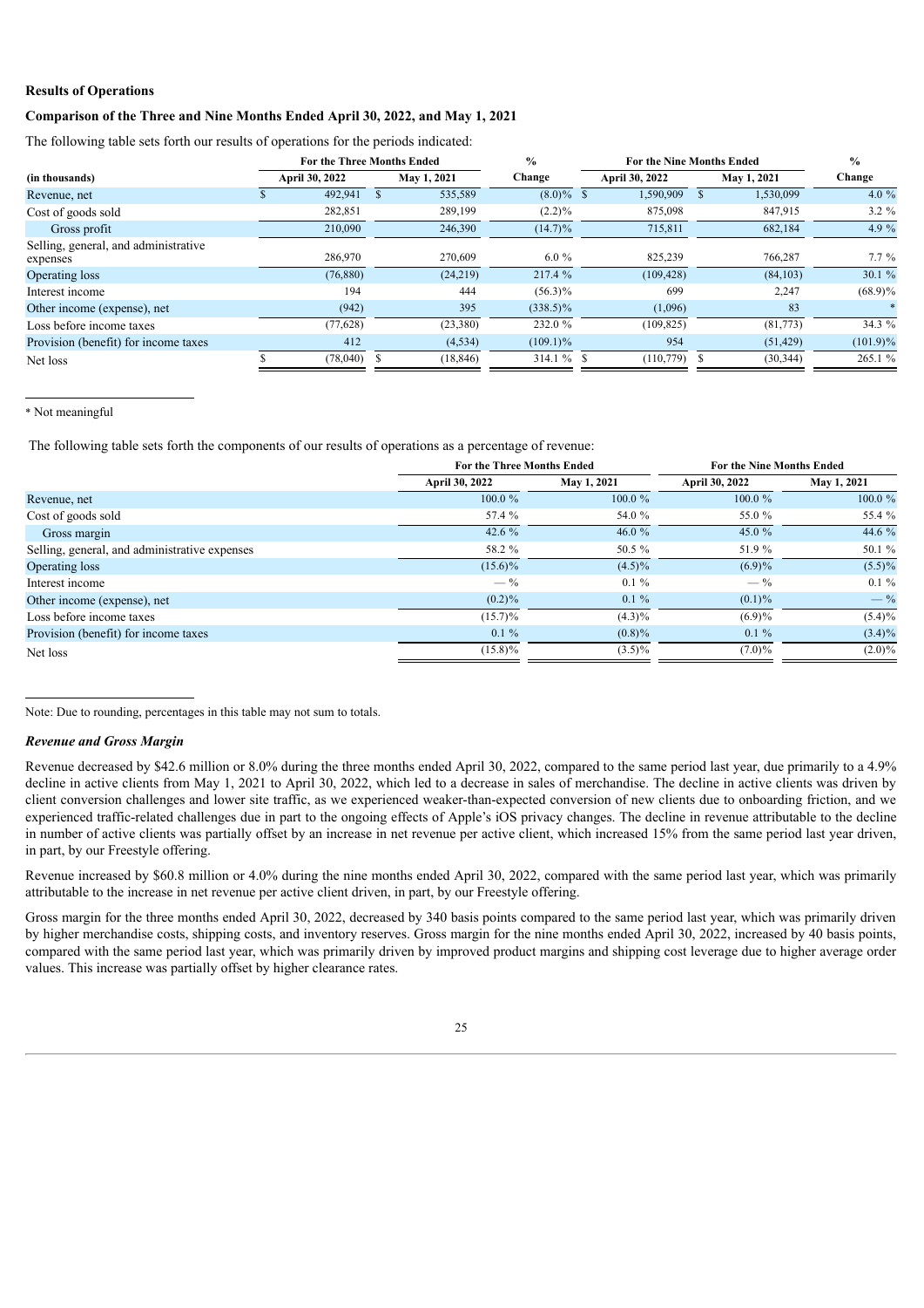### Results of Operations

### Comparison of the Three and Nine Months Ended April 30, 2022, and May 1, 2021

The following table sets forth our results of operations for the periods indicated:

| (in thousands) | For the Three Months Ended April 30, 2022 | For the Three Months Ended May 1, 2021 | % Change | For the Nine Months Ended April 30, 2022 | For the Nine Months Ended May 1, 2021 | % Change |
|---|---|---|---|---|---|---|
| Revenue, net | $ 492,941 | $ 535,589 | (8.0)% | $ 1,590,909 | $ 1,530,099 | 4.0 % |
| Cost of goods sold | 282,851 | 289,199 | (2.2)% | 875,098 | 847,915 | 3.2 % |
| Gross profit | 210,090 | 246,390 | (14.7)% | 715,811 | 682,184 | 4.9 % |
| Selling, general, and administrative expenses | 286,970 | 270,609 | 6.0 % | 825,239 | 766,287 | 7.7 % |
| Operating loss | (76,880) | (24,219) | 217.4 % | (109,428) | (84,103) | 30.1 % |
| Interest income | 194 | 444 | (56.3)% | 699 | 2,247 | (68.9)% |
| Other income (expense), net | (942) | 395 | (338.5)% | (1,096) | 83 | * |
| Loss before income taxes | (77,628) | (23,380) | 232.0 % | (109,825) | (81,773) | 34.3 % |
| Provision (benefit) for income taxes | 412 | (4,534) | (109.1)% | 954 | (51,429) | (101.9)% |
| Net loss | $ (78,040) | $ (18,846) | 314.1 % | $ (110,779) | $ (30,344) | 265.1 % |

* Not meaningful

The following table sets forth the components of our results of operations as a percentage of revenue:

| | For the Three Months Ended April 30, 2022 | For the Three Months Ended May 1, 2021 | For the Nine Months Ended April 30, 2022 | For the Nine Months Ended May 1, 2021 |
|---|---|---|---|---|
| Revenue, net | 100.0 % | 100.0 % | 100.0 % | 100.0 % |
| Cost of goods sold | 57.4 % | 54.0 % | 55.0 % | 55.4 % |
| Gross margin | 42.6 % | 46.0 % | 45.0 % | 44.6 % |
| Selling, general, and administrative expenses | 58.2 % | 50.5 % | 51.9 % | 50.1 % |
| Operating loss | (15.6)% | (4.5)% | (6.9)% | (5.5)% |
| Interest income | — % | 0.1 % | — % | 0.1 % |
| Other income (expense), net | (0.2)% | 0.1 % | (0.1)% | — % |
| Loss before income taxes | (15.7)% | (4.3)% | (6.9)% | (5.4)% |
| Provision (benefit) for income taxes | 0.1 % | (0.8)% | 0.1 % | (3.4)% |
| Net loss | (15.8)% | (3.5)% | (7.0)% | (2.0)% |

Note: Due to rounding, percentages in this table may not sum to totals.

#### *Revenue and Gross Margin*

Revenue decreased by $42.6 million or 8.0% during the three months ended April 30, 2022, compared to the same period last year, due primarily to a 4.9% decline in active clients from May 1, 2021 to April 30, 2022, which led to a decrease in sales of merchandise. The decline in active clients was driven by client conversion challenges and lower site traffic, as we experienced weaker-than-expected conversion of new clients due to onboarding friction, and we experienced traffic-related challenges due in part to the ongoing effects of Apple's iOS privacy changes. The decline in revenue attributable to the decline in number of active clients was partially offset by an increase in net revenue per active client, which increased 15% from the same period last year driven, in part, by our Freestyle offering.

Revenue increased by $60.8 million or 4.0% during the nine months ended April 30, 2022, compared with the same period last year, which was primarily attributable to the increase in net revenue per active client driven, in part, by our Freestyle offering.

Gross margin for the three months ended April 30, 2022, decreased by 340 basis points compared to the same period last year, which was primarily driven by higher merchandise costs, shipping costs, and inventory reserves. Gross margin for the nine months ended April 30, 2022, increased by 40 basis points, compared with the same period last year, which was primarily driven by improved product margins and shipping cost leverage due to higher average order values. This increase was partially offset by higher clearance rates.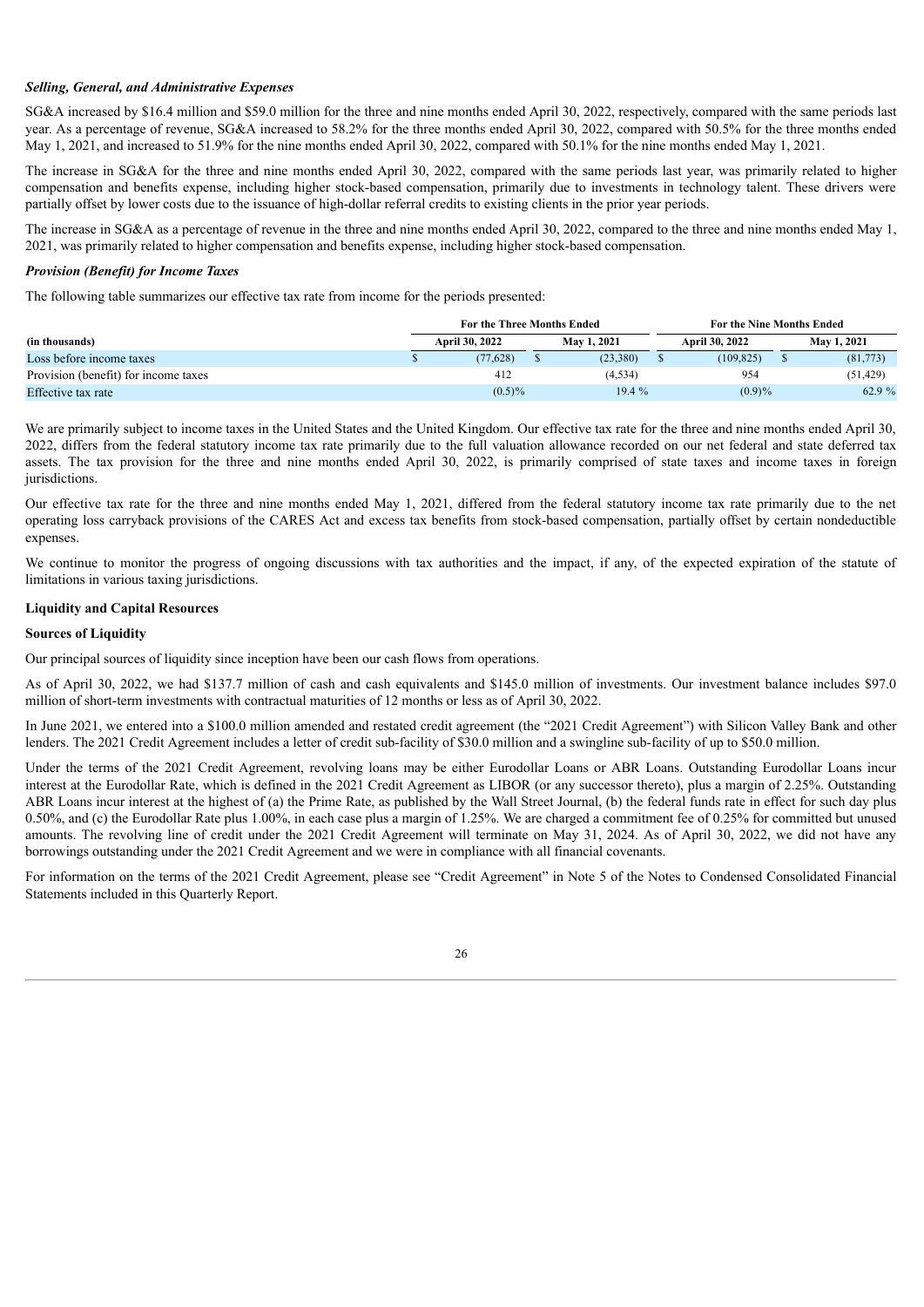***Selling, General, and Administrative Expenses***

SG&A increased by $16.4 million and $59.0 million for the three and nine months ended April 30, 2022, respectively, compared with the same periods last year. As a percentage of revenue, SG&A increased to 58.2% for the three months ended April 30, 2022, compared with 50.5% for the three months ended May 1, 2021, and increased to 51.9% for the nine months ended April 30, 2022, compared with 50.1% for the nine months ended May 1, 2021.

The increase in SG&A for the three and nine months ended April 30, 2022, compared with the same periods last year, was primarily related to higher compensation and benefits expense, including higher stock-based compensation, primarily due to investments in technology talent. These drivers were partially offset by lower costs due to the issuance of high-dollar referral credits to existing clients in the prior year periods.

The increase in SG&A as a percentage of revenue in the three and nine months ended April 30, 2022, compared to the three and nine months ended May 1, 2021, was primarily related to higher compensation and benefits expense, including higher stock-based compensation.

***Provision (Benefit) for Income Taxes***

The following table summarizes our effective tax rate from income for the periods presented:

| | For the Three Months Ended | | For the Nine Months Ended | |
|---|---|---|---|---|
| **(in thousands)** | **April 30, 2022** | **May 1, 2021** | **April 30, 2022** | **May 1, 2021** |
| Loss before income taxes | $ (77,628) | $ (23,380) | $ (109,825) | $ (81,773) |
| Provision (benefit) for income taxes | 412 | (4,534) | 954 | (51,429) |
| Effective tax rate | (0.5)% | 19.4 % | (0.9)% | 62.9 % |

We are primarily subject to income taxes in the United States and the United Kingdom. Our effective tax rate for the three and nine months ended April 30, 2022, differs from the federal statutory income tax rate primarily due to the full valuation allowance recorded on our net federal and state deferred tax assets. The tax provision for the three and nine months ended April 30, 2022, is primarily comprised of state taxes and income taxes in foreign jurisdictions.

Our effective tax rate for the three and nine months ended May 1, 2021, differed from the federal statutory income tax rate primarily due to the net operating loss carryback provisions of the CARES Act and excess tax benefits from stock-based compensation, partially offset by certain nondeductible expenses.

We continue to monitor the progress of ongoing discussions with tax authorities and the impact, if any, of the expected expiration of the statute of limitations in various taxing jurisdictions.

**Liquidity and Capital Resources**

**Sources of Liquidity**

Our principal sources of liquidity since inception have been our cash flows from operations.

As of April 30, 2022, we had $137.7 million of cash and cash equivalents and $145.0 million of investments. Our investment balance includes $97.0 million of short-term investments with contractual maturities of 12 months or less as of April 30, 2022.

In June 2021, we entered into a $100.0 million amended and restated credit agreement (the "2021 Credit Agreement") with Silicon Valley Bank and other lenders. The 2021 Credit Agreement includes a letter of credit sub-facility of $30.0 million and a swingline sub-facility of up to $50.0 million.

Under the terms of the 2021 Credit Agreement, revolving loans may be either Eurodollar Loans or ABR Loans. Outstanding Eurodollar Loans incur interest at the Eurodollar Rate, which is defined in the 2021 Credit Agreement as LIBOR (or any successor thereto), plus a margin of 2.25%. Outstanding ABR Loans incur interest at the highest of (a) the Prime Rate, as published by the Wall Street Journal, (b) the federal funds rate in effect for such day plus 0.50%, and (c) the Eurodollar Rate plus 1.00%, in each case plus a margin of 1.25%. We are charged a commitment fee of 0.25% for committed but unused amounts. The revolving line of credit under the 2021 Credit Agreement will terminate on May 31, 2024. As of April 30, 2022, we did not have any borrowings outstanding under the 2021 Credit Agreement and we were in compliance with all financial covenants.

For information on the terms of the 2021 Credit Agreement, please see "Credit Agreement" in Note 5 of the Notes to Condensed Consolidated Financial Statements included in this Quarterly Report.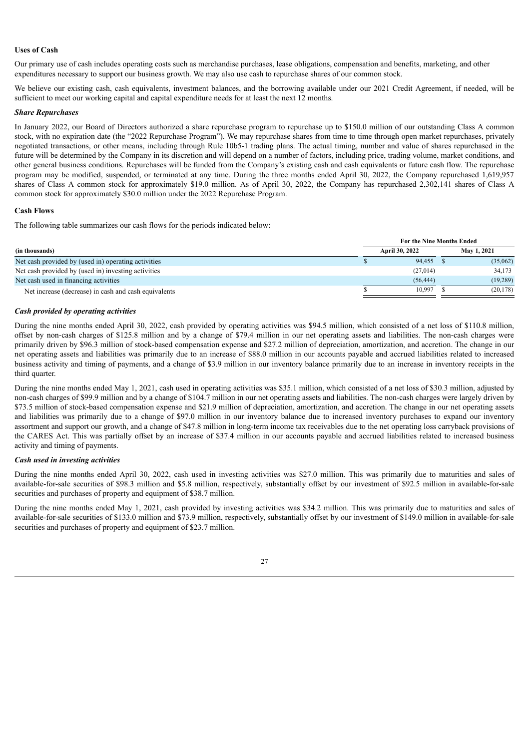**Uses of Cash**

Our primary use of cash includes operating costs such as merchandise purchases, lease obligations, compensation and benefits, marketing, and other expenditures necessary to support our business growth. We may also use cash to repurchase shares of our common stock.

We believe our existing cash, cash equivalents, investment balances, and the borrowing available under our 2021 Credit Agreement, if needed, will be sufficient to meet our working capital and capital expenditure needs for at least the next 12 months.

***Share Repurchases***

In January 2022, our Board of Directors authorized a share repurchase program to repurchase up to $150.0 million of our outstanding Class A common stock, with no expiration date (the "2022 Repurchase Program"). We may repurchase shares from time to time through open market repurchases, privately negotiated transactions, or other means, including through Rule 10b5-1 trading plans. The actual timing, number and value of shares repurchased in the future will be determined by the Company in its discretion and will depend on a number of factors, including price, trading volume, market conditions, and other general business conditions. Repurchases will be funded from the Company's existing cash and cash equivalents or future cash flow. The repurchase program may be modified, suspended, or terminated at any time. During the three months ended April 30, 2022, the Company repurchased 1,619,957 shares of Class A common stock for approximately $19.0 million. As of April 30, 2022, the Company has repurchased 2,302,141 shares of Class A common stock for approximately $30.0 million under the 2022 Repurchase Program.

**Cash Flows**

The following table summarizes our cash flows for the periods indicated below:

| | For the Nine Months Ended | |
|---|---|---|
| **(in thousands)** | **April 30, 2022** | **May 1, 2021** |
| Net cash provided by (used in) operating activities | $ 94,455 | $ (35,062) |
| Net cash provided by (used in) investing activities | (27,014) | 34,173 |
| Net cash used in financing activities | (56,444) | (19,289) |
| Net increase (decrease) in cash and cash equivalents | $ 10,997 | $ (20,178) |

***Cash provided by operating activities***

During the nine months ended April 30, 2022, cash provided by operating activities was $94.5 million, which consisted of a net loss of $110.8 million, offset by non-cash charges of $125.8 million and by a change of $79.4 million in our net operating assets and liabilities. The non-cash charges were primarily driven by $96.3 million of stock-based compensation expense and $27.2 million of depreciation, amortization, and accretion. The change in our net operating assets and liabilities was primarily due to an increase of $88.0 million in our accounts payable and accrued liabilities related to increased business activity and timing of payments, and a change of $3.9 million in our inventory balance primarily due to an increase in inventory receipts in the third quarter.

During the nine months ended May 1, 2021, cash used in operating activities was $35.1 million, which consisted of a net loss of $30.3 million, adjusted by non-cash charges of $99.9 million and by a change of $104.7 million in our net operating assets and liabilities. The non-cash charges were largely driven by $73.5 million of stock-based compensation expense and $21.9 million of depreciation, amortization, and accretion. The change in our net operating assets and liabilities was primarily due to a change of $97.0 million in our inventory balance due to increased inventory purchases to expand our inventory assortment and support our growth, and a change of $47.8 million in long-term income tax receivables due to the net operating loss carryback provisions of the CARES Act. This was partially offset by an increase of $37.4 million in our accounts payable and accrued liabilities related to increased business activity and timing of payments.

***Cash used in investing activities***

During the nine months ended April 30, 2022, cash used in investing activities was $27.0 million. This was primarily due to maturities and sales of available-for-sale securities of $98.3 million and $5.8 million, respectively, substantially offset by our investment of $92.5 million in available-for-sale securities and purchases of property and equipment of $38.7 million.

During the nine months ended May 1, 2021, cash provided by investing activities was $34.2 million. This was primarily due to maturities and sales of available-for-sale securities of $133.0 million and $73.9 million, respectively, substantially offset by our investment of $149.0 million in available-for-sale securities and purchases of property and equipment of $23.7 million.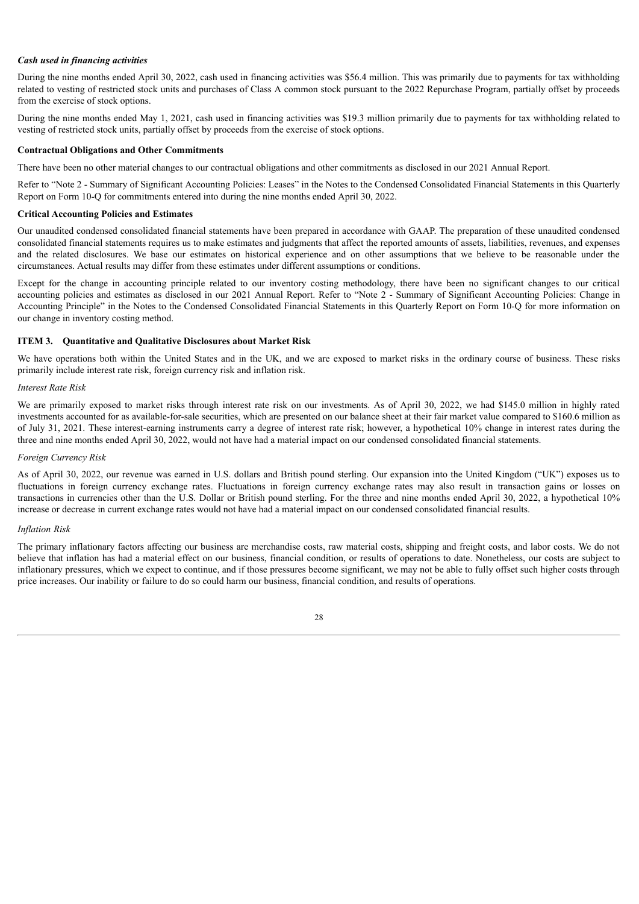***Cash used in financing activities***

During the nine months ended April 30, 2022, cash used in financing activities was $56.4 million. This was primarily due to payments for tax withholding related to vesting of restricted stock units and purchases of Class A common stock pursuant to the 2022 Repurchase Program, partially offset by proceeds from the exercise of stock options.

During the nine months ended May 1, 2021, cash used in financing activities was $19.3 million primarily due to payments for tax withholding related to vesting of restricted stock units, partially offset by proceeds from the exercise of stock options.

**Contractual Obligations and Other Commitments**

There have been no other material changes to our contractual obligations and other commitments as disclosed in our 2021 Annual Report.

Refer to "Note 2 - Summary of Significant Accounting Policies: Leases" in the Notes to the Condensed Consolidated Financial Statements in this Quarterly Report on Form 10-Q for commitments entered into during the nine months ended April 30, 2022.

**Critical Accounting Policies and Estimates**

Our unaudited condensed consolidated financial statements have been prepared in accordance with GAAP. The preparation of these unaudited condensed consolidated financial statements requires us to make estimates and judgments that affect the reported amounts of assets, liabilities, revenues, and expenses and the related disclosures. We base our estimates on historical experience and on other assumptions that we believe to be reasonable under the circumstances. Actual results may differ from these estimates under different assumptions or conditions.

Except for the change in accounting principle related to our inventory costing methodology, there have been no significant changes to our critical accounting policies and estimates as disclosed in our 2021 Annual Report. Refer to "Note 2 - Summary of Significant Accounting Policies: Change in Accounting Principle" in the Notes to the Condensed Consolidated Financial Statements in this Quarterly Report on Form 10-Q for more information on our change in inventory costing method.

## ITEM 3. Quantitative and Qualitative Disclosures about Market Risk

We have operations both within the United States and in the UK, and we are exposed to market risks in the ordinary course of business. These risks primarily include interest rate risk, foreign currency risk and inflation risk.

*Interest Rate Risk*

We are primarily exposed to market risks through interest rate risk on our investments. As of April 30, 2022, we had $145.0 million in highly rated investments accounted for as available-for-sale securities, which are presented on our balance sheet at their fair market value compared to $160.6 million as of July 31, 2021. These interest-earning instruments carry a degree of interest rate risk; however, a hypothetical 10% change in interest rates during the three and nine months ended April 30, 2022, would not have had a material impact on our condensed consolidated financial statements.

*Foreign Currency Risk*

As of April 30, 2022, our revenue was earned in U.S. dollars and British pound sterling. Our expansion into the United Kingdom ("UK") exposes us to fluctuations in foreign currency exchange rates. Fluctuations in foreign currency exchange rates may also result in transaction gains or losses on transactions in currencies other than the U.S. Dollar or British pound sterling. For the three and nine months ended April 30, 2022, a hypothetical 10% increase or decrease in current exchange rates would not have had a material impact on our condensed consolidated financial results.

*Inflation Risk*

The primary inflationary factors affecting our business are merchandise costs, raw material costs, shipping and freight costs, and labor costs. We do not believe that inflation has had a material effect on our business, financial condition, or results of operations to date. Nonetheless, our costs are subject to inflationary pressures, which we expect to continue, and if those pressures become significant, we may not be able to fully offset such higher costs through price increases. Our inability or failure to do so could harm our business, financial condition, and results of operations.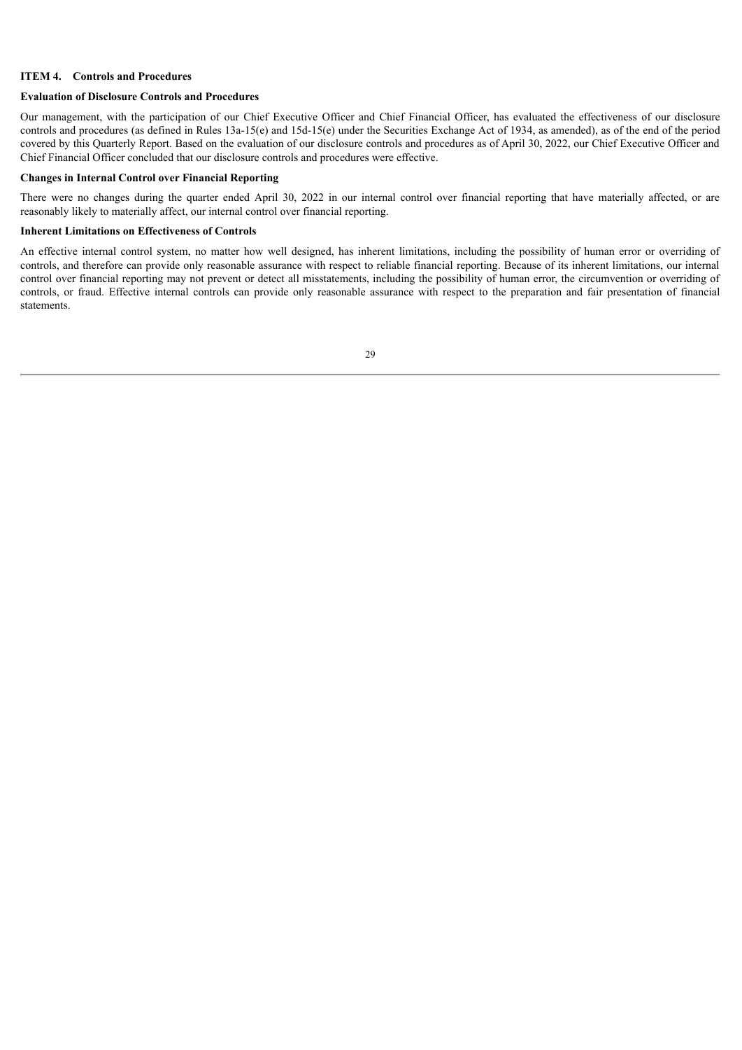## ITEM 4. Controls and Procedures

### Evaluation of Disclosure Controls and Procedures

Our management, with the participation of our Chief Executive Officer and Chief Financial Officer, has evaluated the effectiveness of our disclosure controls and procedures (as defined in Rules 13a-15(e) and 15d-15(e) under the Securities Exchange Act of 1934, as amended), as of the end of the period covered by this Quarterly Report. Based on the evaluation of our disclosure controls and procedures as of April 30, 2022, our Chief Executive Officer and Chief Financial Officer concluded that our disclosure controls and procedures were effective.

### Changes in Internal Control over Financial Reporting

There were no changes during the quarter ended April 30, 2022 in our internal control over financial reporting that have materially affected, or are reasonably likely to materially affect, our internal control over financial reporting.

### Inherent Limitations on Effectiveness of Controls

An effective internal control system, no matter how well designed, has inherent limitations, including the possibility of human error or overriding of controls, and therefore can provide only reasonable assurance with respect to reliable financial reporting. Because of its inherent limitations, our internal control over financial reporting may not prevent or detect all misstatements, including the possibility of human error, the circumvention or overriding of controls, or fraud. Effective internal controls can provide only reasonable assurance with respect to the preparation and fair presentation of financial statements.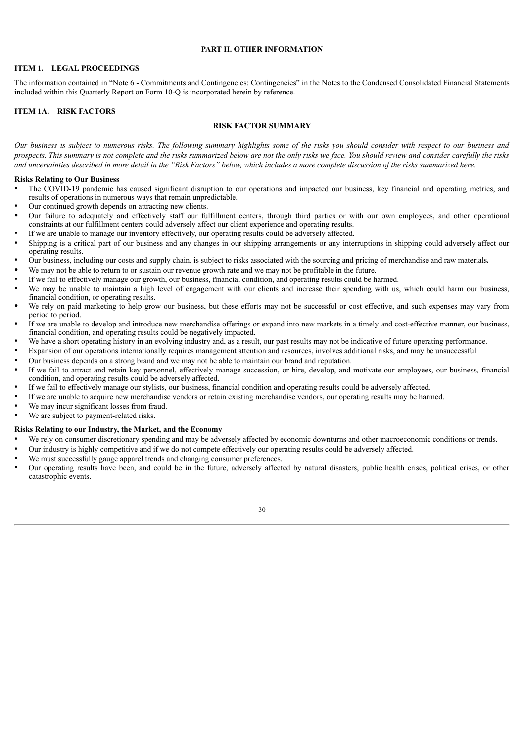# PART II. OTHER INFORMATION

## ITEM 1. LEGAL PROCEEDINGS

The information contained in "Note 6 - Commitments and Contingencies: Contingencies" in the Notes to the Condensed Consolidated Financial Statements included within this Quarterly Report on Form 10-Q is incorporated herein by reference.

## ITEM 1A. RISK FACTORS

### RISK FACTOR SUMMARY

*Our business is subject to numerous risks. The following summary highlights some of the risks you should consider with respect to our business and prospects. This summary is not complete and the risks summarized below are not the only risks we face. You should review and consider carefully the risks and uncertainties described in more detail in the "Risk Factors" below, which includes a more complete discussion of the risks summarized here.*

**Risks Relating to Our Business**

- The COVID-19 pandemic has caused significant disruption to our operations and impacted our business, key financial and operating metrics, and results of operations in numerous ways that remain unpredictable.
- Our continued growth depends on attracting new clients.
- Our failure to adequately and effectively staff our fulfillment centers, through third parties or with our own employees, and other operational constraints at our fulfillment centers could adversely affect our client experience and operating results.
- If we are unable to manage our inventory effectively, our operating results could be adversely affected.
- Shipping is a critical part of our business and any changes in our shipping arrangements or any interruptions in shipping could adversely affect our operating results.
- Our business, including our costs and supply chain, is subject to risks associated with the sourcing and pricing of merchandise and raw materials**.**
- We may not be able to return to or sustain our revenue growth rate and we may not be profitable in the future.
- If we fail to effectively manage our growth, our business, financial condition, and operating results could be harmed.
- We may be unable to maintain a high level of engagement with our clients and increase their spending with us, which could harm our business, financial condition, or operating results.
- We rely on paid marketing to help grow our business, but these efforts may not be successful or cost effective, and such expenses may vary from period to period.
- If we are unable to develop and introduce new merchandise offerings or expand into new markets in a timely and cost-effective manner, our business, financial condition, and operating results could be negatively impacted.
- We have a short operating history in an evolving industry and, as a result, our past results may not be indicative of future operating performance.
- Expansion of our operations internationally requires management attention and resources, involves additional risks, and may be unsuccessful.
- Our business depends on a strong brand and we may not be able to maintain our brand and reputation.
- If we fail to attract and retain key personnel, effectively manage succession, or hire, develop, and motivate our employees, our business, financial condition, and operating results could be adversely affected.
- If we fail to effectively manage our stylists, our business, financial condition and operating results could be adversely affected.
- If we are unable to acquire new merchandise vendors or retain existing merchandise vendors, our operating results may be harmed.
- We may incur significant losses from fraud.
- We are subject to payment-related risks.

**Risks Relating to our Industry, the Market, and the Economy**

- We rely on consumer discretionary spending and may be adversely affected by economic downturns and other macroeconomic conditions or trends.
- Our industry is highly competitive and if we do not compete effectively our operating results could be adversely affected.
- We must successfully gauge apparel trends and changing consumer preferences.
- Our operating results have been, and could be in the future, adversely affected by natural disasters, public health crises, political crises, or other catastrophic events.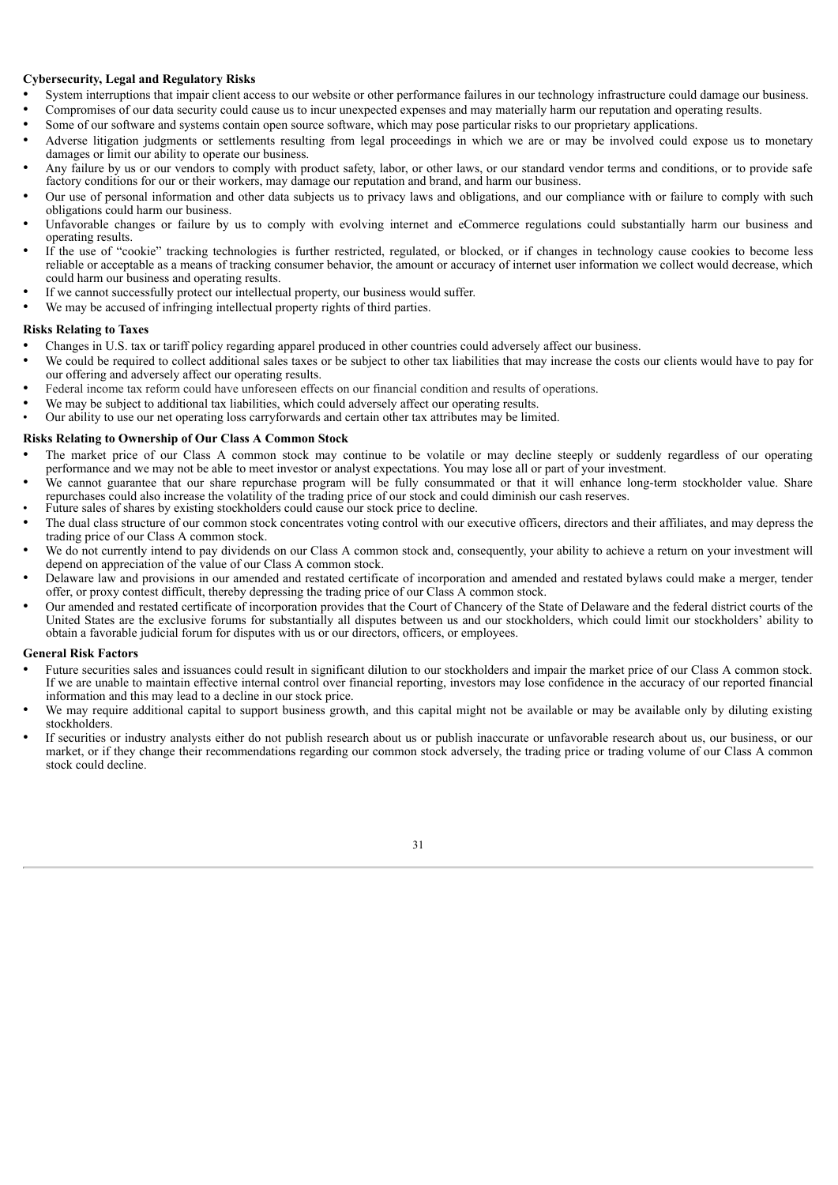**Cybersecurity, Legal and Regulatory Risks**

- System interruptions that impair client access to our website or other performance failures in our technology infrastructure could damage our business.
- Compromises of our data security could cause us to incur unexpected expenses and may materially harm our reputation and operating results.
- Some of our software and systems contain open source software, which may pose particular risks to our proprietary applications.
- Adverse litigation judgments or settlements resulting from legal proceedings in which we are or may be involved could expose us to monetary damages or limit our ability to operate our business.
- Any failure by us or our vendors to comply with product safety, labor, or other laws, or our standard vendor terms and conditions, or to provide safe factory conditions for our or their workers, may damage our reputation and brand, and harm our business.
- Our use of personal information and other data subjects us to privacy laws and obligations, and our compliance with or failure to comply with such obligations could harm our business.
- Unfavorable changes or failure by us to comply with evolving internet and eCommerce regulations could substantially harm our business and operating results.
- If the use of "cookie" tracking technologies is further restricted, regulated, or blocked, or if changes in technology cause cookies to become less reliable or acceptable as a means of tracking consumer behavior, the amount or accuracy of internet user information we collect would decrease, which could harm our business and operating results.
- If we cannot successfully protect our intellectual property, our business would suffer.
- We may be accused of infringing intellectual property rights of third parties.

**Risks Relating to Taxes**

- Changes in U.S. tax or tariff policy regarding apparel produced in other countries could adversely affect our business.
- We could be required to collect additional sales taxes or be subject to other tax liabilities that may increase the costs our clients would have to pay for our offering and adversely affect our operating results.
- Federal income tax reform could have unforeseen effects on our financial condition and results of operations.
- We may be subject to additional tax liabilities, which could adversely affect our operating results.
- Our ability to use our net operating loss carryforwards and certain other tax attributes may be limited.

**Risks Relating to Ownership of Our Class A Common Stock**

- The market price of our Class A common stock may continue to be volatile or may decline steeply or suddenly regardless of our operating performance and we may not be able to meet investor or analyst expectations. You may lose all or part of your investment.
- We cannot guarantee that our share repurchase program will be fully consummated or that it will enhance long-term stockholder value. Share repurchases could also increase the volatility of the trading price of our stock and could diminish our cash reserves.
- Future sales of shares by existing stockholders could cause our stock price to decline.
- The dual class structure of our common stock concentrates voting control with our executive officers, directors and their affiliates, and may depress the trading price of our Class A common stock.
- We do not currently intend to pay dividends on our Class A common stock and, consequently, your ability to achieve a return on your investment will depend on appreciation of the value of our Class A common stock.
- Delaware law and provisions in our amended and restated certificate of incorporation and amended and restated bylaws could make a merger, tender offer, or proxy contest difficult, thereby depressing the trading price of our Class A common stock.
- Our amended and restated certificate of incorporation provides that the Court of Chancery of the State of Delaware and the federal district courts of the United States are the exclusive forums for substantially all disputes between us and our stockholders, which could limit our stockholders' ability to obtain a favorable judicial forum for disputes with us or our directors, officers, or employees.

**General Risk Factors**

- Future securities sales and issuances could result in significant dilution to our stockholders and impair the market price of our Class A common stock. If we are unable to maintain effective internal control over financial reporting, investors may lose confidence in the accuracy of our reported financial information and this may lead to a decline in our stock price.
- We may require additional capital to support business growth, and this capital might not be available or may be available only by diluting existing stockholders.
- If securities or industry analysts either do not publish research about us or publish inaccurate or unfavorable research about us, our business, or our market, or if they change their recommendations regarding our common stock adversely, the trading price or trading volume of our Class A common stock could decline.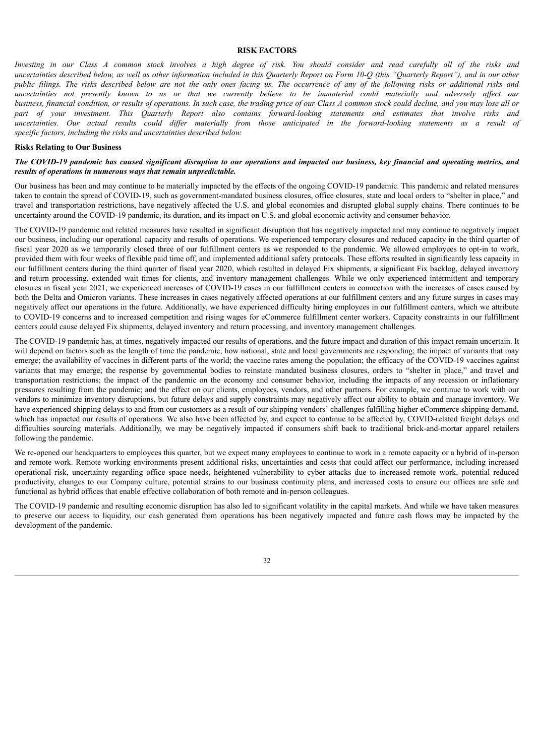## RISK FACTORS

*Investing in our Class A common stock involves a high degree of risk. You should consider and read carefully all of the risks and uncertainties described below, as well as other information included in this Quarterly Report on Form 10-Q (this "Quarterly Report"), and in our other public filings. The risks described below are not the only ones facing us. The occurrence of any of the following risks or additional risks and uncertainties not presently known to us or that we currently believe to be immaterial could materially and adversely affect our business, financial condition, or results of operations. In such case, the trading price of our Class A common stock could decline, and you may lose all or part of your investment. This Quarterly Report also contains forward-looking statements and estimates that involve risks and uncertainties. Our actual results could differ materially from those anticipated in the forward-looking statements as a result of specific factors, including the risks and uncertainties described below.*

### Risks Relating to Our Business

***The COVID-19 pandemic has caused significant disruption to our operations and impacted our business, key financial and operating metrics, and results of operations in numerous ways that remain unpredictable.***

Our business has been and may continue to be materially impacted by the effects of the ongoing COVID-19 pandemic. This pandemic and related measures taken to contain the spread of COVID-19, such as government-mandated business closures, office closures, state and local orders to "shelter in place," and travel and transportation restrictions, have negatively affected the U.S. and global economies and disrupted global supply chains. There continues to be uncertainty around the COVID-19 pandemic, its duration, and its impact on U.S. and global economic activity and consumer behavior.

The COVID-19 pandemic and related measures have resulted in significant disruption that has negatively impacted and may continue to negatively impact our business, including our operational capacity and results of operations. We experienced temporary closures and reduced capacity in the third quarter of fiscal year 2020 as we temporarily closed three of our fulfillment centers as we responded to the pandemic. We allowed employees to opt-in to work, provided them with four weeks of flexible paid time off, and implemented additional safety protocols. These efforts resulted in significantly less capacity in our fulfillment centers during the third quarter of fiscal year 2020, which resulted in delayed Fix shipments, a significant Fix backlog, delayed inventory and return processing, extended wait times for clients, and inventory management challenges. While we only experienced intermittent and temporary closures in fiscal year 2021, we experienced increases of COVID-19 cases in our fulfillment centers in connection with the increases of cases caused by both the Delta and Omicron variants. These increases in cases negatively affected operations at our fulfillment centers and any future surges in cases may negatively affect our operations in the future. Additionally, we have experienced difficulty hiring employees in our fulfillment centers, which we attribute to COVID-19 concerns and to increased competition and rising wages for eCommerce fulfillment center workers. Capacity constraints in our fulfillment centers could cause delayed Fix shipments, delayed inventory and return processing, and inventory management challenges.

The COVID-19 pandemic has, at times, negatively impacted our results of operations, and the future impact and duration of this impact remain uncertain. It will depend on factors such as the length of time the pandemic; how national, state and local governments are responding; the impact of variants that may emerge; the availability of vaccines in different parts of the world; the vaccine rates among the population; the efficacy of the COVID-19 vaccines against variants that may emerge; the response by governmental bodies to reinstate mandated business closures, orders to "shelter in place," and travel and transportation restrictions; the impact of the pandemic on the economy and consumer behavior, including the impacts of any recession or inflationary pressures resulting from the pandemic; and the effect on our clients, employees, vendors, and other partners. For example, we continue to work with our vendors to minimize inventory disruptions, but future delays and supply constraints may negatively affect our ability to obtain and manage inventory. We have experienced shipping delays to and from our customers as a result of our shipping vendors' challenges fulfilling higher eCommerce shipping demand, which has impacted our results of operations. We also have been affected by, and expect to continue to be affected by, COVID-related freight delays and difficulties sourcing materials. Additionally, we may be negatively impacted if consumers shift back to traditional brick-and-mortar apparel retailers following the pandemic.

We re-opened our headquarters to employees this quarter, but we expect many employees to continue to work in a remote capacity or a hybrid of in-person and remote work. Remote working environments present additional risks, uncertainties and costs that could affect our performance, including increased operational risk, uncertainty regarding office space needs, heightened vulnerability to cyber attacks due to increased remote work, potential reduced productivity, changes to our Company culture, potential strains to our business continuity plans, and increased costs to ensure our offices are safe and functional as hybrid offices that enable effective collaboration of both remote and in-person colleagues.

The COVID-19 pandemic and resulting economic disruption has also led to significant volatility in the capital markets. And while we have taken measures to preserve our access to liquidity, our cash generated from operations has been negatively impacted and future cash flows may be impacted by the development of the pandemic.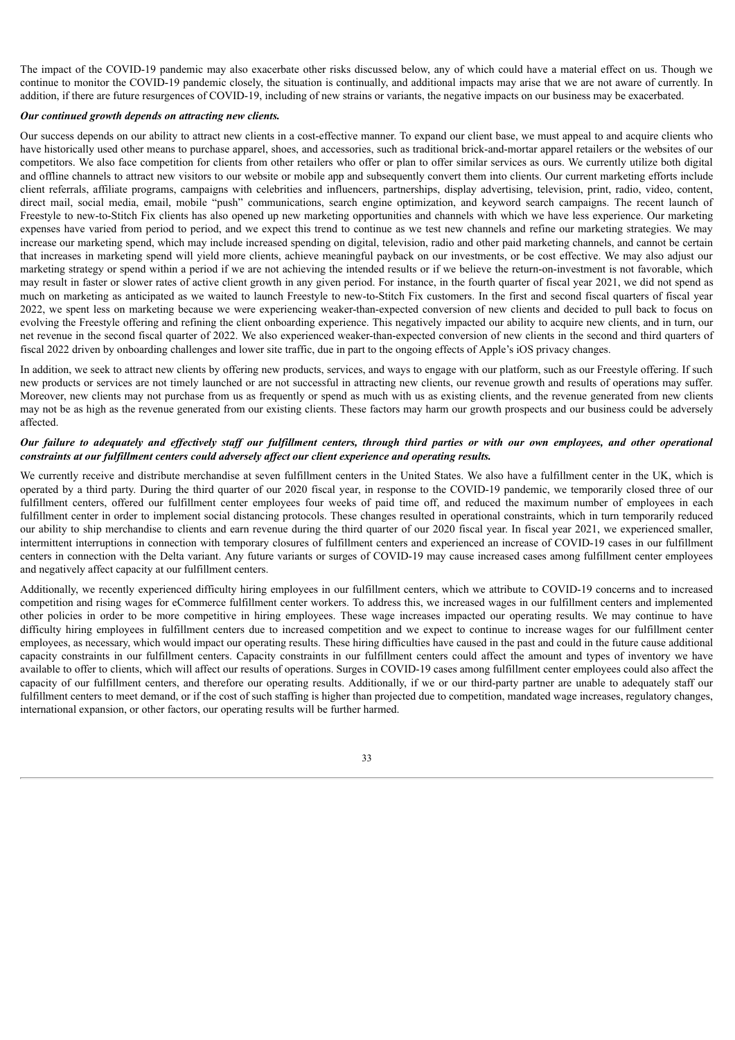The impact of the COVID-19 pandemic may also exacerbate other risks discussed below, any of which could have a material effect on us. Though we continue to monitor the COVID-19 pandemic closely, the situation is continually, and additional impacts may arise that we are not aware of currently. In addition, if there are future resurgences of COVID-19, including of new strains or variants, the negative impacts on our business may be exacerbated.

***Our continued growth depends on attracting new clients.***

Our success depends on our ability to attract new clients in a cost-effective manner. To expand our client base, we must appeal to and acquire clients who have historically used other means to purchase apparel, shoes, and accessories, such as traditional brick-and-mortar apparel retailers or the websites of our competitors. We also face competition for clients from other retailers who offer or plan to offer similar services as ours. We currently utilize both digital and offline channels to attract new visitors to our website or mobile app and subsequently convert them into clients. Our current marketing efforts include client referrals, affiliate programs, campaigns with celebrities and influencers, partnerships, display advertising, television, print, radio, video, content, direct mail, social media, email, mobile "push" communications, search engine optimization, and keyword search campaigns. The recent launch of Freestyle to new-to-Stitch Fix clients has also opened up new marketing opportunities and channels with which we have less experience. Our marketing expenses have varied from period to period, and we expect this trend to continue as we test new channels and refine our marketing strategies. We may increase our marketing spend, which may include increased spending on digital, television, radio and other paid marketing channels, and cannot be certain that increases in marketing spend will yield more clients, achieve meaningful payback on our investments, or be cost effective. We may also adjust our marketing strategy or spend within a period if we are not achieving the intended results or if we believe the return-on-investment is not favorable, which may result in faster or slower rates of active client growth in any given period. For instance, in the fourth quarter of fiscal year 2021, we did not spend as much on marketing as anticipated as we waited to launch Freestyle to new-to-Stitch Fix customers. In the first and second fiscal quarters of fiscal year 2022, we spent less on marketing because we were experiencing weaker-than-expected conversion of new clients and decided to pull back to focus on evolving the Freestyle offering and refining the client onboarding experience. This negatively impacted our ability to acquire new clients, and in turn, our net revenue in the second fiscal quarter of 2022. We also experienced weaker-than-expected conversion of new clients in the second and third quarters of fiscal 2022 driven by onboarding challenges and lower site traffic, due in part to the ongoing effects of Apple's iOS privacy changes.

In addition, we seek to attract new clients by offering new products, services, and ways to engage with our platform, such as our Freestyle offering. If such new products or services are not timely launched or are not successful in attracting new clients, our revenue growth and results of operations may suffer. Moreover, new clients may not purchase from us as frequently or spend as much with us as existing clients, and the revenue generated from new clients may not be as high as the revenue generated from our existing clients. These factors may harm our growth prospects and our business could be adversely affected.

***Our failure to adequately and effectively staff our fulfillment centers, through third parties or with our own employees, and other operational constraints at our fulfillment centers could adversely affect our client experience and operating results.***

We currently receive and distribute merchandise at seven fulfillment centers in the United States. We also have a fulfillment center in the UK, which is operated by a third party. During the third quarter of our 2020 fiscal year, in response to the COVID-19 pandemic, we temporarily closed three of our fulfillment centers, offered our fulfillment center employees four weeks of paid time off, and reduced the maximum number of employees in each fulfillment center in order to implement social distancing protocols. These changes resulted in operational constraints, which in turn temporarily reduced our ability to ship merchandise to clients and earn revenue during the third quarter of our 2020 fiscal year. In fiscal year 2021, we experienced smaller, intermittent interruptions in connection with temporary closures of fulfillment centers and experienced an increase of COVID-19 cases in our fulfillment centers in connection with the Delta variant. Any future variants or surges of COVID-19 may cause increased cases among fulfillment center employees and negatively affect capacity at our fulfillment centers.

Additionally, we recently experienced difficulty hiring employees in our fulfillment centers, which we attribute to COVID-19 concerns and to increased competition and rising wages for eCommerce fulfillment center workers. To address this, we increased wages in our fulfillment centers and implemented other policies in order to be more competitive in hiring employees. These wage increases impacted our operating results. We may continue to have difficulty hiring employees in fulfillment centers due to increased competition and we expect to continue to increase wages for our fulfillment center employees, as necessary, which would impact our operating results. These hiring difficulties have caused in the past and could in the future cause additional capacity constraints in our fulfillment centers. Capacity constraints in our fulfillment centers could affect the amount and types of inventory we have available to offer to clients, which will affect our results of operations. Surges in COVID-19 cases among fulfillment center employees could also affect the capacity of our fulfillment centers, and therefore our operating results. Additionally, if we or our third-party partner are unable to adequately staff our fulfillment centers to meet demand, or if the cost of such staffing is higher than projected due to competition, mandated wage increases, regulatory changes, international expansion, or other factors, our operating results will be further harmed.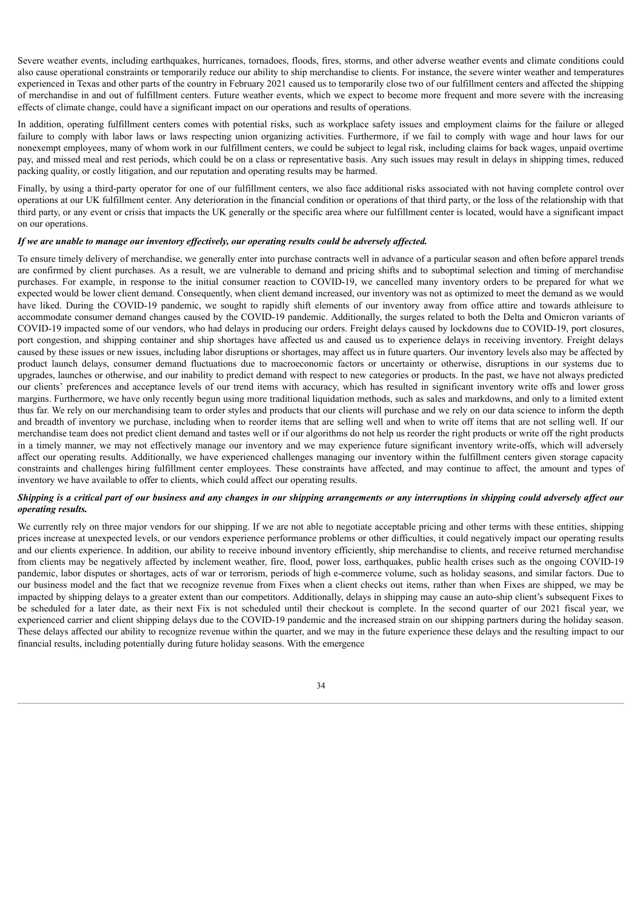Severe weather events, including earthquakes, hurricanes, tornadoes, floods, fires, storms, and other adverse weather events and climate conditions could also cause operational constraints or temporarily reduce our ability to ship merchandise to clients. For instance, the severe winter weather and temperatures experienced in Texas and other parts of the country in February 2021 caused us to temporarily close two of our fulfillment centers and affected the shipping of merchandise in and out of fulfillment centers. Future weather events, which we expect to become more frequent and more severe with the increasing effects of climate change, could have a significant impact on our operations and results of operations.

In addition, operating fulfillment centers comes with potential risks, such as workplace safety issues and employment claims for the failure or alleged failure to comply with labor laws or laws respecting union organizing activities. Furthermore, if we fail to comply with wage and hour laws for our nonexempt employees, many of whom work in our fulfillment centers, we could be subject to legal risk, including claims for back wages, unpaid overtime pay, and missed meal and rest periods, which could be on a class or representative basis. Any such issues may result in delays in shipping times, reduced packing quality, or costly litigation, and our reputation and operating results may be harmed.

Finally, by using a third-party operator for one of our fulfillment centers, we also face additional risks associated with not having complete control over operations at our UK fulfillment center. Any deterioration in the financial condition or operations of that third party, or the loss of the relationship with that third party, or any event or crisis that impacts the UK generally or the specific area where our fulfillment center is located, would have a significant impact on our operations.

***If we are unable to manage our inventory effectively, our operating results could be adversely affected.***

To ensure timely delivery of merchandise, we generally enter into purchase contracts well in advance of a particular season and often before apparel trends are confirmed by client purchases. As a result, we are vulnerable to demand and pricing shifts and to suboptimal selection and timing of merchandise purchases. For example, in response to the initial consumer reaction to COVID-19, we cancelled many inventory orders to be prepared for what we expected would be lower client demand. Consequently, when client demand increased, our inventory was not as optimized to meet the demand as we would have liked. During the COVID-19 pandemic, we sought to rapidly shift elements of our inventory away from office attire and towards athleisure to accommodate consumer demand changes caused by the COVID-19 pandemic. Additionally, the surges related to both the Delta and Omicron variants of COVID-19 impacted some of our vendors, who had delays in producing our orders. Freight delays caused by lockdowns due to COVID-19, port closures, port congestion, and shipping container and ship shortages have affected us and caused us to experience delays in receiving inventory. Freight delays caused by these issues or new issues, including labor disruptions or shortages, may affect us in future quarters. Our inventory levels also may be affected by product launch delays, consumer demand fluctuations due to macroeconomic factors or uncertainty or otherwise, disruptions in our systems due to upgrades, launches or otherwise, and our inability to predict demand with respect to new categories or products. In the past, we have not always predicted our clients' preferences and acceptance levels of our trend items with accuracy, which has resulted in significant inventory write offs and lower gross margins. Furthermore, we have only recently begun using more traditional liquidation methods, such as sales and markdowns, and only to a limited extent thus far. We rely on our merchandising team to order styles and products that our clients will purchase and we rely on our data science to inform the depth and breadth of inventory we purchase, including when to reorder items that are selling well and when to write off items that are not selling well. If our merchandise team does not predict client demand and tastes well or if our algorithms do not help us reorder the right products or write off the right products in a timely manner, we may not effectively manage our inventory and we may experience future significant inventory write-offs, which will adversely affect our operating results. Additionally, we have experienced challenges managing our inventory within the fulfillment centers given storage capacity constraints and challenges hiring fulfillment center employees. These constraints have affected, and may continue to affect, the amount and types of inventory we have available to offer to clients, which could affect our operating results.

***Shipping is a critical part of our business and any changes in our shipping arrangements or any interruptions in shipping could adversely affect our operating results.***

We currently rely on three major vendors for our shipping. If we are not able to negotiate acceptable pricing and other terms with these entities, shipping prices increase at unexpected levels, or our vendors experience performance problems or other difficulties, it could negatively impact our operating results and our clients experience. In addition, our ability to receive inbound inventory efficiently, ship merchandise to clients, and receive returned merchandise from clients may be negatively affected by inclement weather, fire, flood, power loss, earthquakes, public health crises such as the ongoing COVID-19 pandemic, labor disputes or shortages, acts of war or terrorism, periods of high e-commerce volume, such as holiday seasons, and similar factors. Due to our business model and the fact that we recognize revenue from Fixes when a client checks out items, rather than when Fixes are shipped, we may be impacted by shipping delays to a greater extent than our competitors. Additionally, delays in shipping may cause an auto-ship client's subsequent Fixes to be scheduled for a later date, as their next Fix is not scheduled until their checkout is complete. In the second quarter of our 2021 fiscal year, we experienced carrier and client shipping delays due to the COVID-19 pandemic and the increased strain on our shipping partners during the holiday season. These delays affected our ability to recognize revenue within the quarter, and we may in the future experience these delays and the resulting impact to our financial results, including potentially during future holiday seasons. With the emergence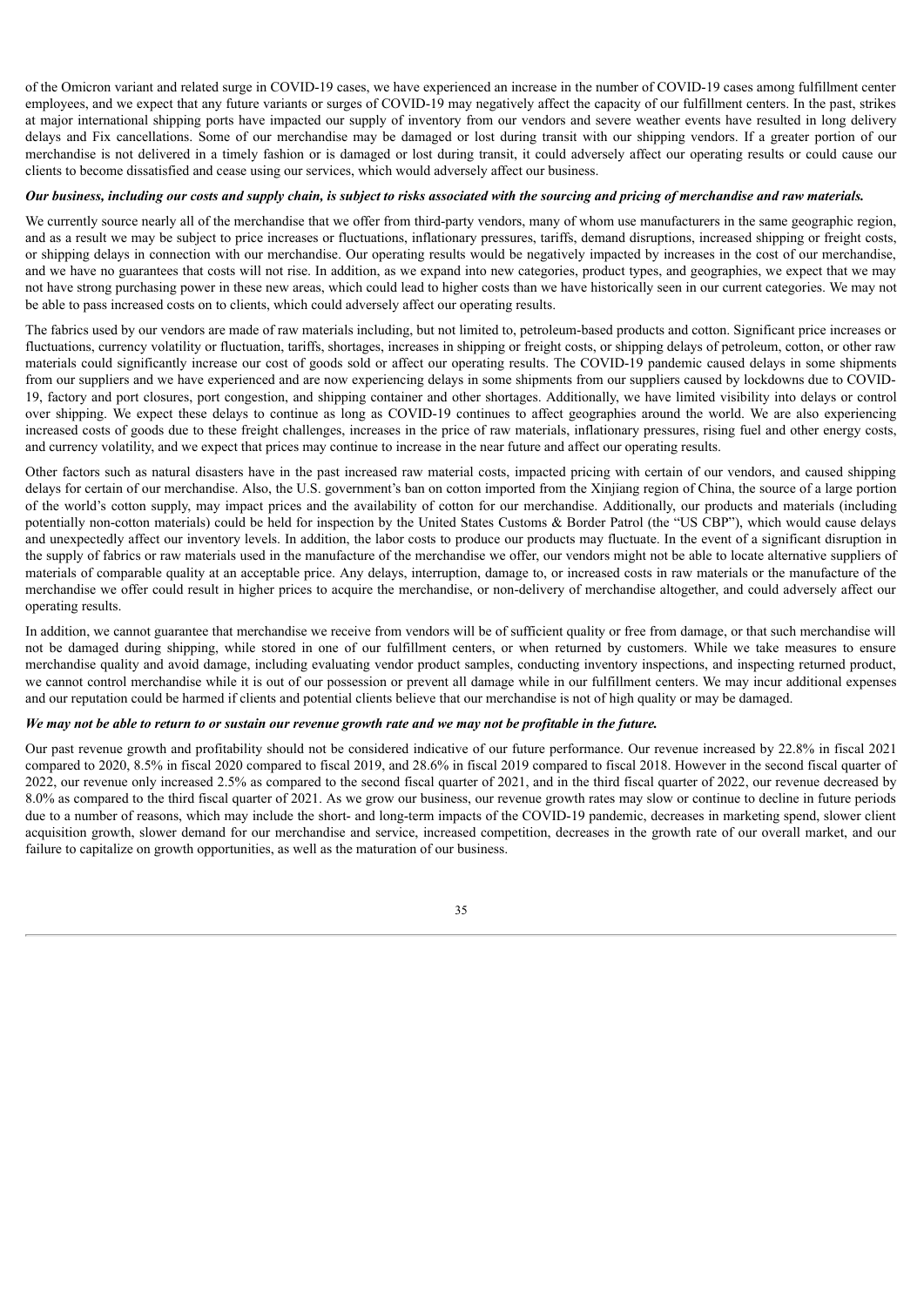of the Omicron variant and related surge in COVID-19 cases, we have experienced an increase in the number of COVID-19 cases among fulfillment center employees, and we expect that any future variants or surges of COVID-19 may negatively affect the capacity of our fulfillment centers. In the past, strikes at major international shipping ports have impacted our supply of inventory from our vendors and severe weather events have resulted in long delivery delays and Fix cancellations. Some of our merchandise may be damaged or lost during transit with our shipping vendors. If a greater portion of our merchandise is not delivered in a timely fashion or is damaged or lost during transit, it could adversely affect our operating results or could cause our clients to become dissatisfied and cease using our services, which would adversely affect our business.

***Our business, including our costs and supply chain, is subject to risks associated with the sourcing and pricing of merchandise and raw materials.***

We currently source nearly all of the merchandise that we offer from third-party vendors, many of whom use manufacturers in the same geographic region, and as a result we may be subject to price increases or fluctuations, inflationary pressures, tariffs, demand disruptions, increased shipping or freight costs, or shipping delays in connection with our merchandise. Our operating results would be negatively impacted by increases in the cost of our merchandise, and we have no guarantees that costs will not rise. In addition, as we expand into new categories, product types, and geographies, we expect that we may not have strong purchasing power in these new areas, which could lead to higher costs than we have historically seen in our current categories. We may not be able to pass increased costs on to clients, which could adversely affect our operating results.

The fabrics used by our vendors are made of raw materials including, but not limited to, petroleum-based products and cotton. Significant price increases or fluctuations, currency volatility or fluctuation, tariffs, shortages, increases in shipping or freight costs, or shipping delays of petroleum, cotton, or other raw materials could significantly increase our cost of goods sold or affect our operating results. The COVID-19 pandemic caused delays in some shipments from our suppliers and we have experienced and are now experiencing delays in some shipments from our suppliers caused by lockdowns due to COVID-19, factory and port closures, port congestion, and shipping container and other shortages. Additionally, we have limited visibility into delays or control over shipping. We expect these delays to continue as long as COVID-19 continues to affect geographies around the world. We are also experiencing increased costs of goods due to these freight challenges, increases in the price of raw materials, inflationary pressures, rising fuel and other energy costs, and currency volatility, and we expect that prices may continue to increase in the near future and affect our operating results.

Other factors such as natural disasters have in the past increased raw material costs, impacted pricing with certain of our vendors, and caused shipping delays for certain of our merchandise. Also, the U.S. government's ban on cotton imported from the Xinjiang region of China, the source of a large portion of the world's cotton supply, may impact prices and the availability of cotton for our merchandise. Additionally, our products and materials (including potentially non-cotton materials) could be held for inspection by the United States Customs & Border Patrol (the "US CBP"), which would cause delays and unexpectedly affect our inventory levels. In addition, the labor costs to produce our products may fluctuate. In the event of a significant disruption in the supply of fabrics or raw materials used in the manufacture of the merchandise we offer, our vendors might not be able to locate alternative suppliers of materials of comparable quality at an acceptable price. Any delays, interruption, damage to, or increased costs in raw materials or the manufacture of the merchandise we offer could result in higher prices to acquire the merchandise, or non-delivery of merchandise altogether, and could adversely affect our operating results.

In addition, we cannot guarantee that merchandise we receive from vendors will be of sufficient quality or free from damage, or that such merchandise will not be damaged during shipping, while stored in one of our fulfillment centers, or when returned by customers. While we take measures to ensure merchandise quality and avoid damage, including evaluating vendor product samples, conducting inventory inspections, and inspecting returned product, we cannot control merchandise while it is out of our possession or prevent all damage while in our fulfillment centers. We may incur additional expenses and our reputation could be harmed if clients and potential clients believe that our merchandise is not of high quality or may be damaged.

***We may not be able to return to or sustain our revenue growth rate and we may not be profitable in the future.***

Our past revenue growth and profitability should not be considered indicative of our future performance. Our revenue increased by 22.8% in fiscal 2021 compared to 2020, 8.5% in fiscal 2020 compared to fiscal 2019, and 28.6% in fiscal 2019 compared to fiscal 2018. However in the second fiscal quarter of 2022, our revenue only increased 2.5% as compared to the second fiscal quarter of 2021, and in the third fiscal quarter of 2022, our revenue decreased by 8.0% as compared to the third fiscal quarter of 2021. As we grow our business, our revenue growth rates may slow or continue to decline in future periods due to a number of reasons, which may include the short- and long-term impacts of the COVID-19 pandemic, decreases in marketing spend, slower client acquisition growth, slower demand for our merchandise and service, increased competition, decreases in the growth rate of our overall market, and our failure to capitalize on growth opportunities, as well as the maturation of our business.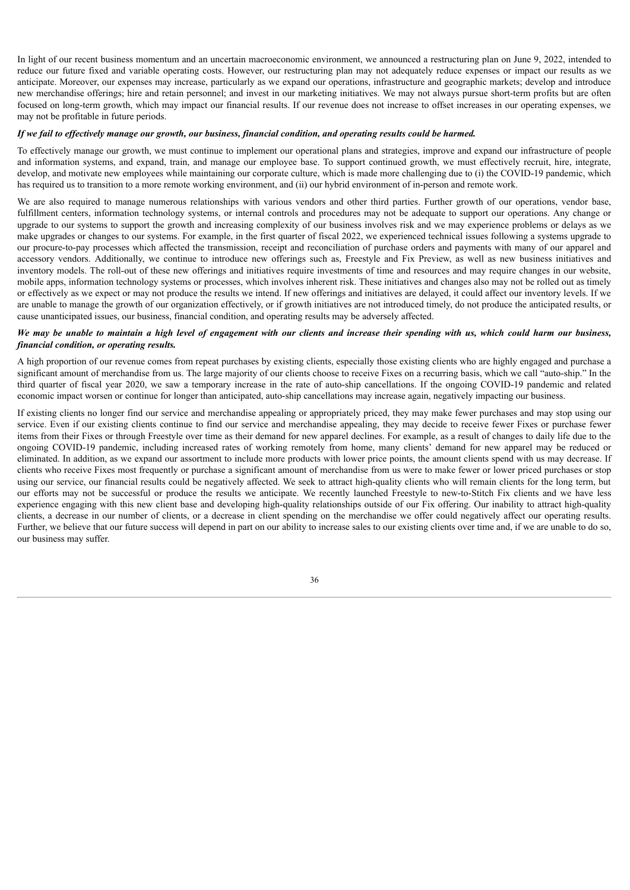In light of our recent business momentum and an uncertain macroeconomic environment, we announced a restructuring plan on June 9, 2022, intended to reduce our future fixed and variable operating costs. However, our restructuring plan may not adequately reduce expenses or impact our results as we anticipate. Moreover, our expenses may increase, particularly as we expand our operations, infrastructure and geographic markets; develop and introduce new merchandise offerings; hire and retain personnel; and invest in our marketing initiatives. We may not always pursue short-term profits but are often focused on long-term growth, which may impact our financial results. If our revenue does not increase to offset increases in our operating expenses, we may not be profitable in future periods.

***If we fail to effectively manage our growth, our business, financial condition, and operating results could be harmed.***

To effectively manage our growth, we must continue to implement our operational plans and strategies, improve and expand our infrastructure of people and information systems, and expand, train, and manage our employee base. To support continued growth, we must effectively recruit, hire, integrate, develop, and motivate new employees while maintaining our corporate culture, which is made more challenging due to (i) the COVID-19 pandemic, which has required us to transition to a more remote working environment, and (ii) our hybrid environment of in-person and remote work.

We are also required to manage numerous relationships with various vendors and other third parties. Further growth of our operations, vendor base, fulfillment centers, information technology systems, or internal controls and procedures may not be adequate to support our operations. Any change or upgrade to our systems to support the growth and increasing complexity of our business involves risk and we may experience problems or delays as we make upgrades or changes to our systems. For example, in the first quarter of fiscal 2022, we experienced technical issues following a systems upgrade to our procure-to-pay processes which affected the transmission, receipt and reconciliation of purchase orders and payments with many of our apparel and accessory vendors. Additionally, we continue to introduce new offerings such as, Freestyle and Fix Preview, as well as new business initiatives and inventory models. The roll-out of these new offerings and initiatives require investments of time and resources and may require changes in our website, mobile apps, information technology systems or processes, which involves inherent risk. These initiatives and changes also may not be rolled out as timely or effectively as we expect or may not produce the results we intend. If new offerings and initiatives are delayed, it could affect our inventory levels. If we are unable to manage the growth of our organization effectively, or if growth initiatives are not introduced timely, do not produce the anticipated results, or cause unanticipated issues, our business, financial condition, and operating results may be adversely affected.

***We may be unable to maintain a high level of engagement with our clients and increase their spending with us, which could harm our business, financial condition, or operating results.***

A high proportion of our revenue comes from repeat purchases by existing clients, especially those existing clients who are highly engaged and purchase a significant amount of merchandise from us. The large majority of our clients choose to receive Fixes on a recurring basis, which we call "auto-ship." In the third quarter of fiscal year 2020, we saw a temporary increase in the rate of auto-ship cancellations. If the ongoing COVID-19 pandemic and related economic impact worsen or continue for longer than anticipated, auto-ship cancellations may increase again, negatively impacting our business.

If existing clients no longer find our service and merchandise appealing or appropriately priced, they may make fewer purchases and may stop using our service. Even if our existing clients continue to find our service and merchandise appealing, they may decide to receive fewer Fixes or purchase fewer items from their Fixes or through Freestyle over time as their demand for new apparel declines. For example, as a result of changes to daily life due to the ongoing COVID-19 pandemic, including increased rates of working remotely from home, many clients' demand for new apparel may be reduced or eliminated. In addition, as we expand our assortment to include more products with lower price points, the amount clients spend with us may decrease. If clients who receive Fixes most frequently or purchase a significant amount of merchandise from us were to make fewer or lower priced purchases or stop using our service, our financial results could be negatively affected. We seek to attract high-quality clients who will remain clients for the long term, but our efforts may not be successful or produce the results we anticipate. We recently launched Freestyle to new-to-Stitch Fix clients and we have less experience engaging with this new client base and developing high-quality relationships outside of our Fix offering. Our inability to attract high-quality clients, a decrease in our number of clients, or a decrease in client spending on the merchandise we offer could negatively affect our operating results. Further, we believe that our future success will depend in part on our ability to increase sales to our existing clients over time and, if we are unable to do so, our business may suffer.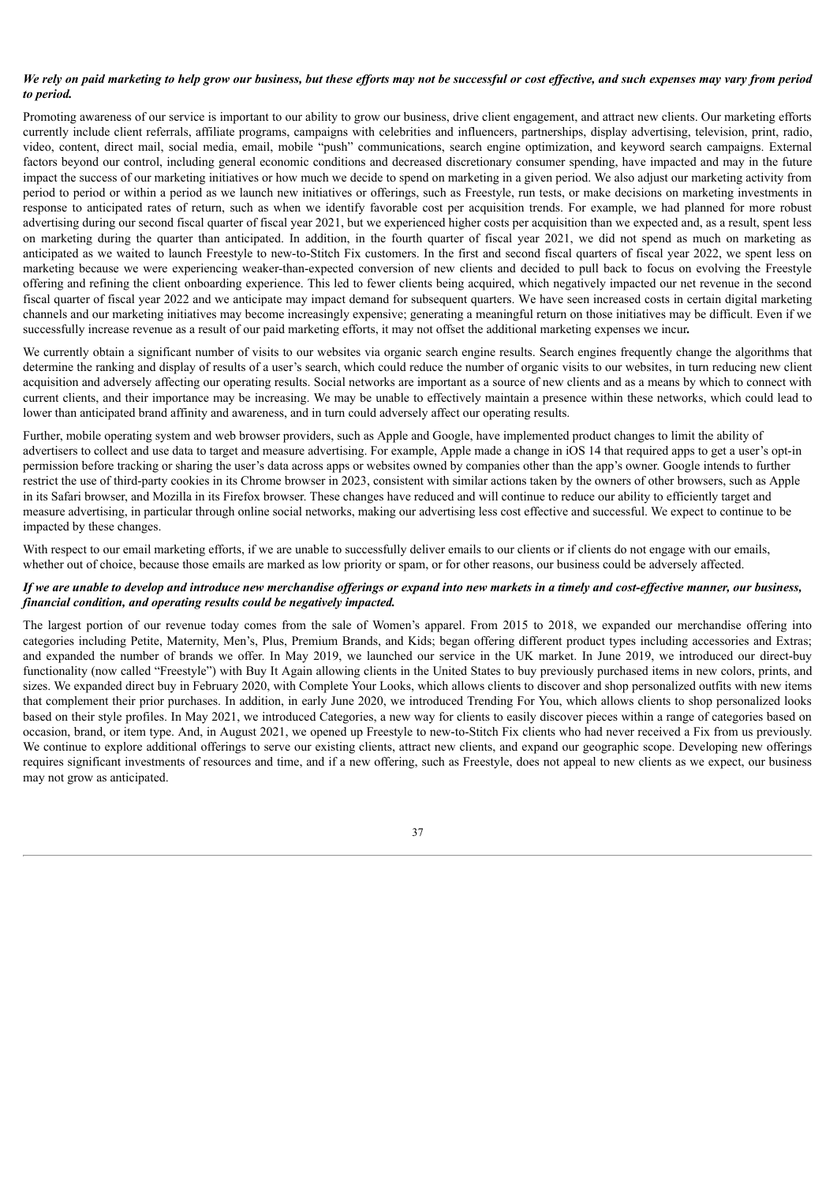***We rely on paid marketing to help grow our business, but these efforts may not be successful or cost effective, and such expenses may vary from period to period.***

Promoting awareness of our service is important to our ability to grow our business, drive client engagement, and attract new clients. Our marketing efforts currently include client referrals, affiliate programs, campaigns with celebrities and influencers, partnerships, display advertising, television, print, radio, video, content, direct mail, social media, email, mobile "push" communications, search engine optimization, and keyword search campaigns. External factors beyond our control, including general economic conditions and decreased discretionary consumer spending, have impacted and may in the future impact the success of our marketing initiatives or how much we decide to spend on marketing in a given period. We also adjust our marketing activity from period to period or within a period as we launch new initiatives or offerings, such as Freestyle, run tests, or make decisions on marketing investments in response to anticipated rates of return, such as when we identify favorable cost per acquisition trends. For example, we had planned for more robust advertising during our second fiscal quarter of fiscal year 2021, but we experienced higher costs per acquisition than we expected and, as a result, spent less on marketing during the quarter than anticipated. In addition, in the fourth quarter of fiscal year 2021, we did not spend as much on marketing as anticipated as we waited to launch Freestyle to new-to-Stitch Fix customers. In the first and second fiscal quarters of fiscal year 2022, we spent less on marketing because we were experiencing weaker-than-expected conversion of new clients and decided to pull back to focus on evolving the Freestyle offering and refining the client onboarding experience. This led to fewer clients being acquired, which negatively impacted our net revenue in the second fiscal quarter of fiscal year 2022 and we anticipate may impact demand for subsequent quarters. We have seen increased costs in certain digital marketing channels and our marketing initiatives may become increasingly expensive; generating a meaningful return on those initiatives may be difficult. Even if we successfully increase revenue as a result of our paid marketing efforts, it may not offset the additional marketing expenses we incur**.**

We currently obtain a significant number of visits to our websites via organic search engine results. Search engines frequently change the algorithms that determine the ranking and display of results of a user's search, which could reduce the number of organic visits to our websites, in turn reducing new client acquisition and adversely affecting our operating results. Social networks are important as a source of new clients and as a means by which to connect with current clients, and their importance may be increasing. We may be unable to effectively maintain a presence within these networks, which could lead to lower than anticipated brand affinity and awareness, and in turn could adversely affect our operating results.

Further, mobile operating system and web browser providers, such as Apple and Google, have implemented product changes to limit the ability of advertisers to collect and use data to target and measure advertising. For example, Apple made a change in iOS 14 that required apps to get a user's opt-in permission before tracking or sharing the user's data across apps or websites owned by companies other than the app's owner. Google intends to further restrict the use of third-party cookies in its Chrome browser in 2023, consistent with similar actions taken by the owners of other browsers, such as Apple in its Safari browser, and Mozilla in its Firefox browser. These changes have reduced and will continue to reduce our ability to efficiently target and measure advertising, in particular through online social networks, making our advertising less cost effective and successful. We expect to continue to be impacted by these changes.

With respect to our email marketing efforts, if we are unable to successfully deliver emails to our clients or if clients do not engage with our emails, whether out of choice, because those emails are marked as low priority or spam, or for other reasons, our business could be adversely affected.

***If we are unable to develop and introduce new merchandise offerings or expand into new markets in a timely and cost-effective manner, our business, financial condition, and operating results could be negatively impacted.***

The largest portion of our revenue today comes from the sale of Women's apparel. From 2015 to 2018, we expanded our merchandise offering into categories including Petite, Maternity, Men's, Plus, Premium Brands, and Kids; began offering different product types including accessories and Extras; and expanded the number of brands we offer. In May 2019, we launched our service in the UK market. In June 2019, we introduced our direct-buy functionality (now called "Freestyle") with Buy It Again allowing clients in the United States to buy previously purchased items in new colors, prints, and sizes. We expanded direct buy in February 2020, with Complete Your Looks, which allows clients to discover and shop personalized outfits with new items that complement their prior purchases. In addition, in early June 2020, we introduced Trending For You, which allows clients to shop personalized looks based on their style profiles. In May 2021, we introduced Categories, a new way for clients to easily discover pieces within a range of categories based on occasion, brand, or item type. And, in August 2021, we opened up Freestyle to new-to-Stitch Fix clients who had never received a Fix from us previously. We continue to explore additional offerings to serve our existing clients, attract new clients, and expand our geographic scope. Developing new offerings requires significant investments of resources and time, and if a new offering, such as Freestyle, does not appeal to new clients as we expect, our business may not grow as anticipated.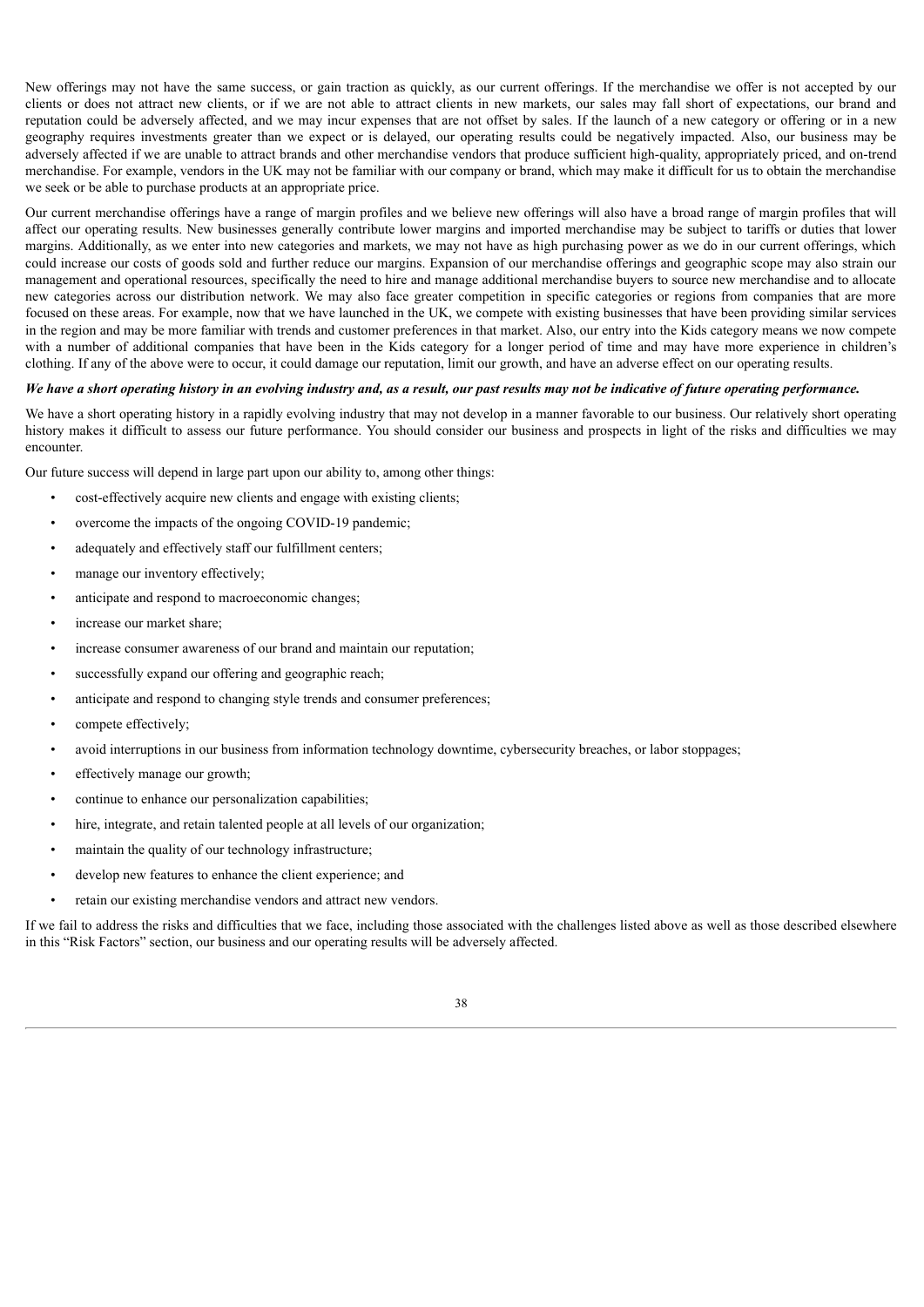New offerings may not have the same success, or gain traction as quickly, as our current offerings. If the merchandise we offer is not accepted by our clients or does not attract new clients, or if we are not able to attract clients in new markets, our sales may fall short of expectations, our brand and reputation could be adversely affected, and we may incur expenses that are not offset by sales. If the launch of a new category or offering or in a new geography requires investments greater than we expect or is delayed, our operating results could be negatively impacted. Also, our business may be adversely affected if we are unable to attract brands and other merchandise vendors that produce sufficient high-quality, appropriately priced, and on-trend merchandise. For example, vendors in the UK may not be familiar with our company or brand, which may make it difficult for us to obtain the merchandise we seek or be able to purchase products at an appropriate price.

Our current merchandise offerings have a range of margin profiles and we believe new offerings will also have a broad range of margin profiles that will affect our operating results. New businesses generally contribute lower margins and imported merchandise may be subject to tariffs or duties that lower margins. Additionally, as we enter into new categories and markets, we may not have as high purchasing power as we do in our current offerings, which could increase our costs of goods sold and further reduce our margins. Expansion of our merchandise offerings and geographic scope may also strain our management and operational resources, specifically the need to hire and manage additional merchandise buyers to source new merchandise and to allocate new categories across our distribution network. We may also face greater competition in specific categories or regions from companies that are more focused on these areas. For example, now that we have launched in the UK, we compete with existing businesses that have been providing similar services in the region and may be more familiar with trends and customer preferences in that market. Also, our entry into the Kids category means we now compete with a number of additional companies that have been in the Kids category for a longer period of time and may have more experience in children's clothing. If any of the above were to occur, it could damage our reputation, limit our growth, and have an adverse effect on our operating results.

***We have a short operating history in an evolving industry and, as a result, our past results may not be indicative of future operating performance.***

We have a short operating history in a rapidly evolving industry that may not develop in a manner favorable to our business. Our relatively short operating history makes it difficult to assess our future performance. You should consider our business and prospects in light of the risks and difficulties we may encounter.

Our future success will depend in large part upon our ability to, among other things:

- cost-effectively acquire new clients and engage with existing clients;
- overcome the impacts of the ongoing COVID-19 pandemic;
- adequately and effectively staff our fulfillment centers;
- manage our inventory effectively;
- anticipate and respond to macroeconomic changes;
- increase our market share;
- increase consumer awareness of our brand and maintain our reputation;
- successfully expand our offering and geographic reach;
- anticipate and respond to changing style trends and consumer preferences;
- compete effectively;
- avoid interruptions in our business from information technology downtime, cybersecurity breaches, or labor stoppages;
- effectively manage our growth;
- continue to enhance our personalization capabilities;
- hire, integrate, and retain talented people at all levels of our organization;
- maintain the quality of our technology infrastructure;
- develop new features to enhance the client experience; and
- retain our existing merchandise vendors and attract new vendors.

If we fail to address the risks and difficulties that we face, including those associated with the challenges listed above as well as those described elsewhere in this "Risk Factors" section, our business and our operating results will be adversely affected.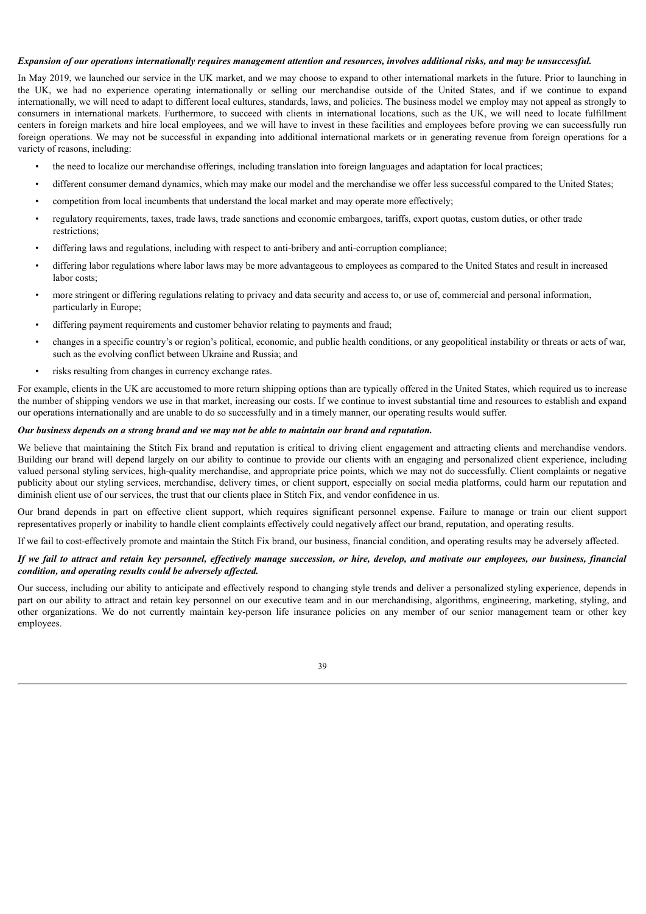***Expansion of our operations internationally requires management attention and resources, involves additional risks, and may be unsuccessful.***

In May 2019, we launched our service in the UK market, and we may choose to expand to other international markets in the future. Prior to launching in the UK, we had no experience operating internationally or selling our merchandise outside of the United States, and if we continue to expand internationally, we will need to adapt to different local cultures, standards, laws, and policies. The business model we employ may not appeal as strongly to consumers in international markets. Furthermore, to succeed with clients in international locations, such as the UK, we will need to locate fulfillment centers in foreign markets and hire local employees, and we will have to invest in these facilities and employees before proving we can successfully run foreign operations. We may not be successful in expanding into additional international markets or in generating revenue from foreign operations for a variety of reasons, including:

- the need to localize our merchandise offerings, including translation into foreign languages and adaptation for local practices;
- different consumer demand dynamics, which may make our model and the merchandise we offer less successful compared to the United States;
- competition from local incumbents that understand the local market and may operate more effectively;
- regulatory requirements, taxes, trade laws, trade sanctions and economic embargoes, tariffs, export quotas, custom duties, or other trade restrictions;
- differing laws and regulations, including with respect to anti-bribery and anti-corruption compliance;
- differing labor regulations where labor laws may be more advantageous to employees as compared to the United States and result in increased labor costs;
- more stringent or differing regulations relating to privacy and data security and access to, or use of, commercial and personal information, particularly in Europe;
- differing payment requirements and customer behavior relating to payments and fraud;
- changes in a specific country's or region's political, economic, and public health conditions, or any geopolitical instability or threats or acts of war, such as the evolving conflict between Ukraine and Russia; and
- risks resulting from changes in currency exchange rates.

For example, clients in the UK are accustomed to more return shipping options than are typically offered in the United States, which required us to increase the number of shipping vendors we use in that market, increasing our costs. If we continue to invest substantial time and resources to establish and expand our operations internationally and are unable to do so successfully and in a timely manner, our operating results would suffer.

***Our business depends on a strong brand and we may not be able to maintain our brand and reputation.***

We believe that maintaining the Stitch Fix brand and reputation is critical to driving client engagement and attracting clients and merchandise vendors. Building our brand will depend largely on our ability to continue to provide our clients with an engaging and personalized client experience, including valued personal styling services, high-quality merchandise, and appropriate price points, which we may not do successfully. Client complaints or negative publicity about our styling services, merchandise, delivery times, or client support, especially on social media platforms, could harm our reputation and diminish client use of our services, the trust that our clients place in Stitch Fix, and vendor confidence in us.

Our brand depends in part on effective client support, which requires significant personnel expense. Failure to manage or train our client support representatives properly or inability to handle client complaints effectively could negatively affect our brand, reputation, and operating results.

If we fail to cost-effectively promote and maintain the Stitch Fix brand, our business, financial condition, and operating results may be adversely affected.

***If we fail to attract and retain key personnel, effectively manage succession, or hire, develop, and motivate our employees, our business, financial condition, and operating results could be adversely affected.***

Our success, including our ability to anticipate and effectively respond to changing style trends and deliver a personalized styling experience, depends in part on our ability to attract and retain key personnel on our executive team and in our merchandising, algorithms, engineering, marketing, styling, and other organizations. We do not currently maintain key-person life insurance policies on any member of our senior management team or other key employees.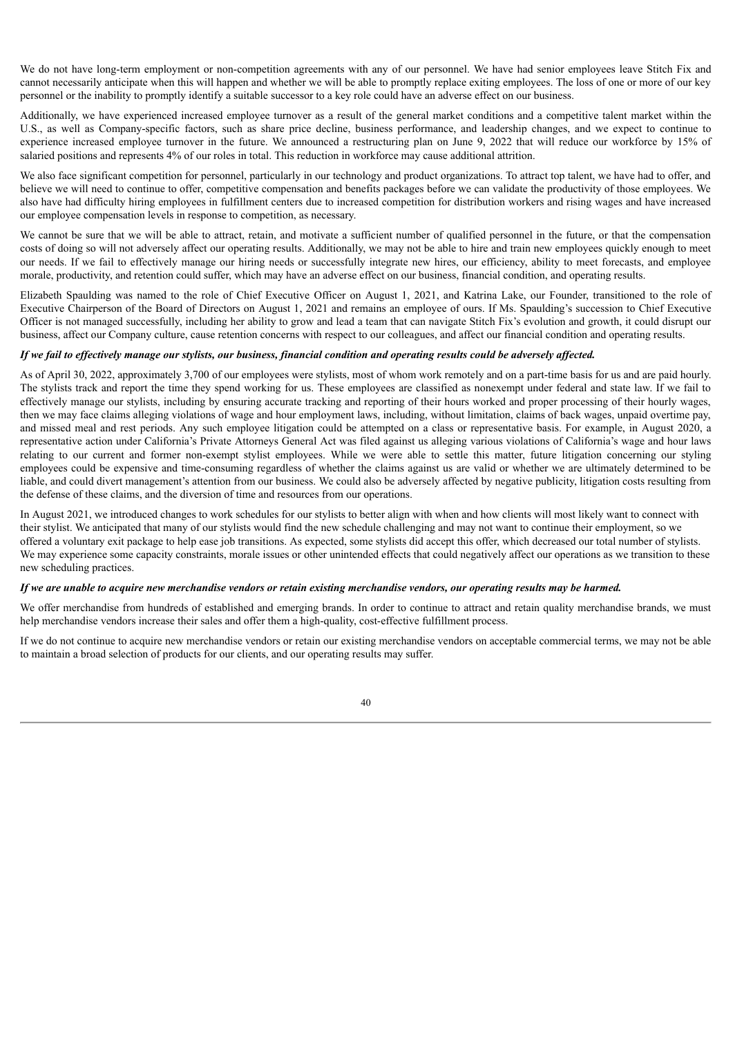We do not have long-term employment or non-competition agreements with any of our personnel. We have had senior employees leave Stitch Fix and cannot necessarily anticipate when this will happen and whether we will be able to promptly replace exiting employees. The loss of one or more of our key personnel or the inability to promptly identify a suitable successor to a key role could have an adverse effect on our business.

Additionally, we have experienced increased employee turnover as a result of the general market conditions and a competitive talent market within the U.S., as well as Company-specific factors, such as share price decline, business performance, and leadership changes, and we expect to continue to experience increased employee turnover in the future. We announced a restructuring plan on June 9, 2022 that will reduce our workforce by 15% of salaried positions and represents 4% of our roles in total. This reduction in workforce may cause additional attrition.

We also face significant competition for personnel, particularly in our technology and product organizations. To attract top talent, we have had to offer, and believe we will need to continue to offer, competitive compensation and benefits packages before we can validate the productivity of those employees. We also have had difficulty hiring employees in fulfillment centers due to increased competition for distribution workers and rising wages and have increased our employee compensation levels in response to competition, as necessary.

We cannot be sure that we will be able to attract, retain, and motivate a sufficient number of qualified personnel in the future, or that the compensation costs of doing so will not adversely affect our operating results. Additionally, we may not be able to hire and train new employees quickly enough to meet our needs. If we fail to effectively manage our hiring needs or successfully integrate new hires, our efficiency, ability to meet forecasts, and employee morale, productivity, and retention could suffer, which may have an adverse effect on our business, financial condition, and operating results.

Elizabeth Spaulding was named to the role of Chief Executive Officer on August 1, 2021, and Katrina Lake, our Founder, transitioned to the role of Executive Chairperson of the Board of Directors on August 1, 2021 and remains an employee of ours. If Ms. Spaulding's succession to Chief Executive Officer is not managed successfully, including her ability to grow and lead a team that can navigate Stitch Fix's evolution and growth, it could disrupt our business, affect our Company culture, cause retention concerns with respect to our colleagues, and affect our financial condition and operating results.

***If we fail to effectively manage our stylists, our business, financial condition and operating results could be adversely affected.***

As of April 30, 2022, approximately 3,700 of our employees were stylists, most of whom work remotely and on a part-time basis for us and are paid hourly. The stylists track and report the time they spend working for us. These employees are classified as nonexempt under federal and state law. If we fail to effectively manage our stylists, including by ensuring accurate tracking and reporting of their hours worked and proper processing of their hourly wages, then we may face claims alleging violations of wage and hour employment laws, including, without limitation, claims of back wages, unpaid overtime pay, and missed meal and rest periods. Any such employee litigation could be attempted on a class or representative basis. For example, in August 2020, a representative action under California's Private Attorneys General Act was filed against us alleging various violations of California's wage and hour laws relating to our current and former non-exempt stylist employees. While we were able to settle this matter, future litigation concerning our styling employees could be expensive and time-consuming regardless of whether the claims against us are valid or whether we are ultimately determined to be liable, and could divert management's attention from our business. We could also be adversely affected by negative publicity, litigation costs resulting from the defense of these claims, and the diversion of time and resources from our operations.

In August 2021, we introduced changes to work schedules for our stylists to better align with when and how clients will most likely want to connect with their stylist. We anticipated that many of our stylists would find the new schedule challenging and may not want to continue their employment, so we offered a voluntary exit package to help ease job transitions. As expected, some stylists did accept this offer, which decreased our total number of stylists. We may experience some capacity constraints, morale issues or other unintended effects that could negatively affect our operations as we transition to these new scheduling practices.

***If we are unable to acquire new merchandise vendors or retain existing merchandise vendors, our operating results may be harmed.***

We offer merchandise from hundreds of established and emerging brands. In order to continue to attract and retain quality merchandise brands, we must help merchandise vendors increase their sales and offer them a high-quality, cost-effective fulfillment process.

If we do not continue to acquire new merchandise vendors or retain our existing merchandise vendors on acceptable commercial terms, we may not be able to maintain a broad selection of products for our clients, and our operating results may suffer.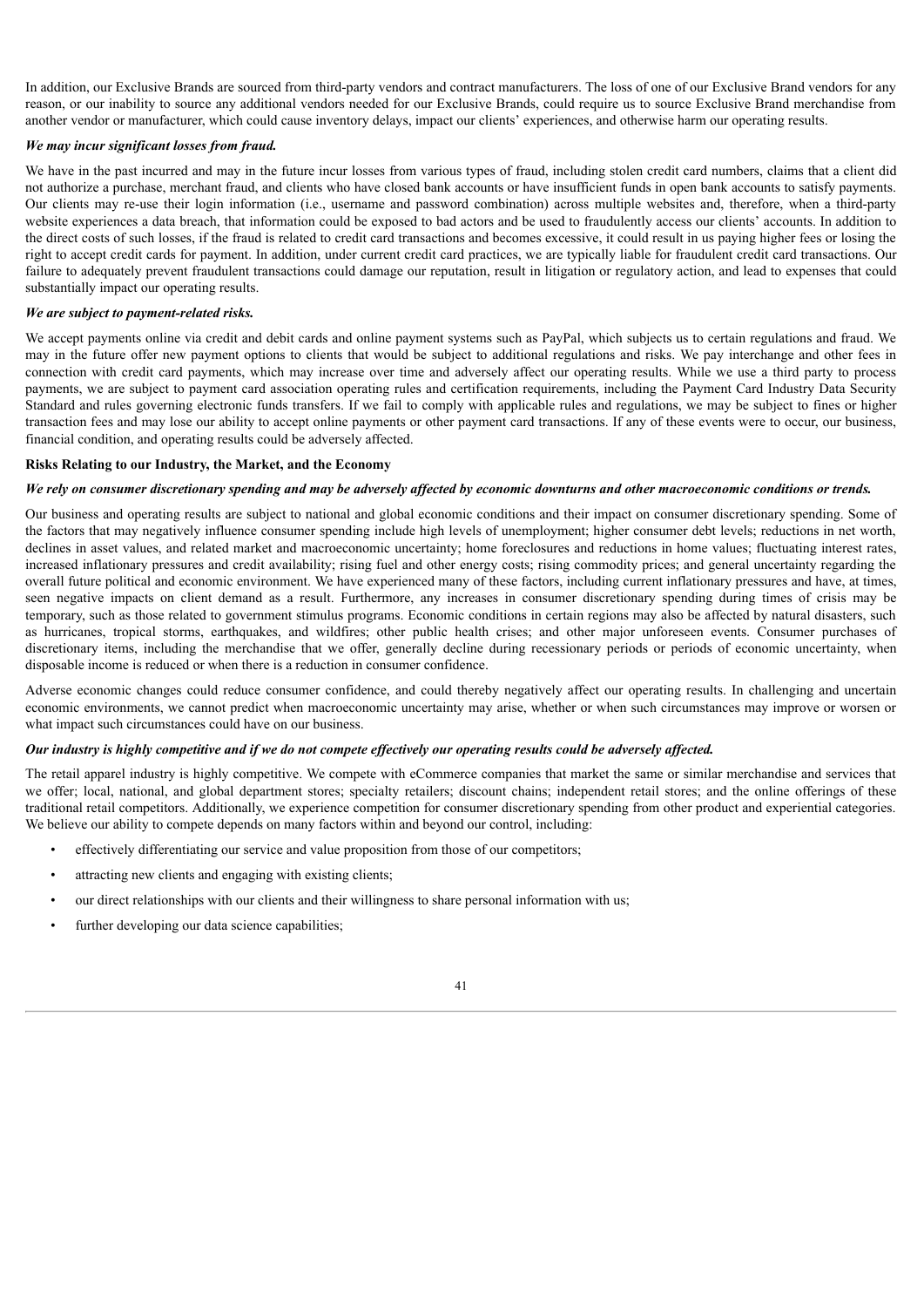In addition, our Exclusive Brands are sourced from third-party vendors and contract manufacturers. The loss of one of our Exclusive Brand vendors for any reason, or our inability to source any additional vendors needed for our Exclusive Brands, could require us to source Exclusive Brand merchandise from another vendor or manufacturer, which could cause inventory delays, impact our clients' experiences, and otherwise harm our operating results.

***We may incur significant losses from fraud.***

We have in the past incurred and may in the future incur losses from various types of fraud, including stolen credit card numbers, claims that a client did not authorize a purchase, merchant fraud, and clients who have closed bank accounts or have insufficient funds in open bank accounts to satisfy payments. Our clients may re-use their login information (i.e., username and password combination) across multiple websites and, therefore, when a third-party website experiences a data breach, that information could be exposed to bad actors and be used to fraudulently access our clients' accounts. In addition to the direct costs of such losses, if the fraud is related to credit card transactions and becomes excessive, it could result in us paying higher fees or losing the right to accept credit cards for payment. In addition, under current credit card practices, we are typically liable for fraudulent credit card transactions. Our failure to adequately prevent fraudulent transactions could damage our reputation, result in litigation or regulatory action, and lead to expenses that could substantially impact our operating results.

***We are subject to payment-related risks.***

We accept payments online via credit and debit cards and online payment systems such as PayPal, which subjects us to certain regulations and fraud. We may in the future offer new payment options to clients that would be subject to additional regulations and risks. We pay interchange and other fees in connection with credit card payments, which may increase over time and adversely affect our operating results. While we use a third party to process payments, we are subject to payment card association operating rules and certification requirements, including the Payment Card Industry Data Security Standard and rules governing electronic funds transfers. If we fail to comply with applicable rules and regulations, we may be subject to fines or higher transaction fees and may lose our ability to accept online payments or other payment card transactions. If any of these events were to occur, our business, financial condition, and operating results could be adversely affected.

**Risks Relating to our Industry, the Market, and the Economy**

***We rely on consumer discretionary spending and may be adversely affected by economic downturns and other macroeconomic conditions or trends.***

Our business and operating results are subject to national and global economic conditions and their impact on consumer discretionary spending. Some of the factors that may negatively influence consumer spending include high levels of unemployment; higher consumer debt levels; reductions in net worth, declines in asset values, and related market and macroeconomic uncertainty; home foreclosures and reductions in home values; fluctuating interest rates, increased inflationary pressures and credit availability; rising fuel and other energy costs; rising commodity prices; and general uncertainty regarding the overall future political and economic environment. We have experienced many of these factors, including current inflationary pressures and have, at times, seen negative impacts on client demand as a result. Furthermore, any increases in consumer discretionary spending during times of crisis may be temporary, such as those related to government stimulus programs. Economic conditions in certain regions may also be affected by natural disasters, such as hurricanes, tropical storms, earthquakes, and wildfires; other public health crises; and other major unforeseen events. Consumer purchases of discretionary items, including the merchandise that we offer, generally decline during recessionary periods or periods of economic uncertainty, when disposable income is reduced or when there is a reduction in consumer confidence.

Adverse economic changes could reduce consumer confidence, and could thereby negatively affect our operating results. In challenging and uncertain economic environments, we cannot predict when macroeconomic uncertainty may arise, whether or when such circumstances may improve or worsen or what impact such circumstances could have on our business.

***Our industry is highly competitive and if we do not compete effectively our operating results could be adversely affected.***

The retail apparel industry is highly competitive. We compete with eCommerce companies that market the same or similar merchandise and services that we offer; local, national, and global department stores; specialty retailers; discount chains; independent retail stores; and the online offerings of these traditional retail competitors. Additionally, we experience competition for consumer discretionary spending from other product and experiential categories. We believe our ability to compete depends on many factors within and beyond our control, including:

- effectively differentiating our service and value proposition from those of our competitors;
- attracting new clients and engaging with existing clients;
- our direct relationships with our clients and their willingness to share personal information with us;
- further developing our data science capabilities;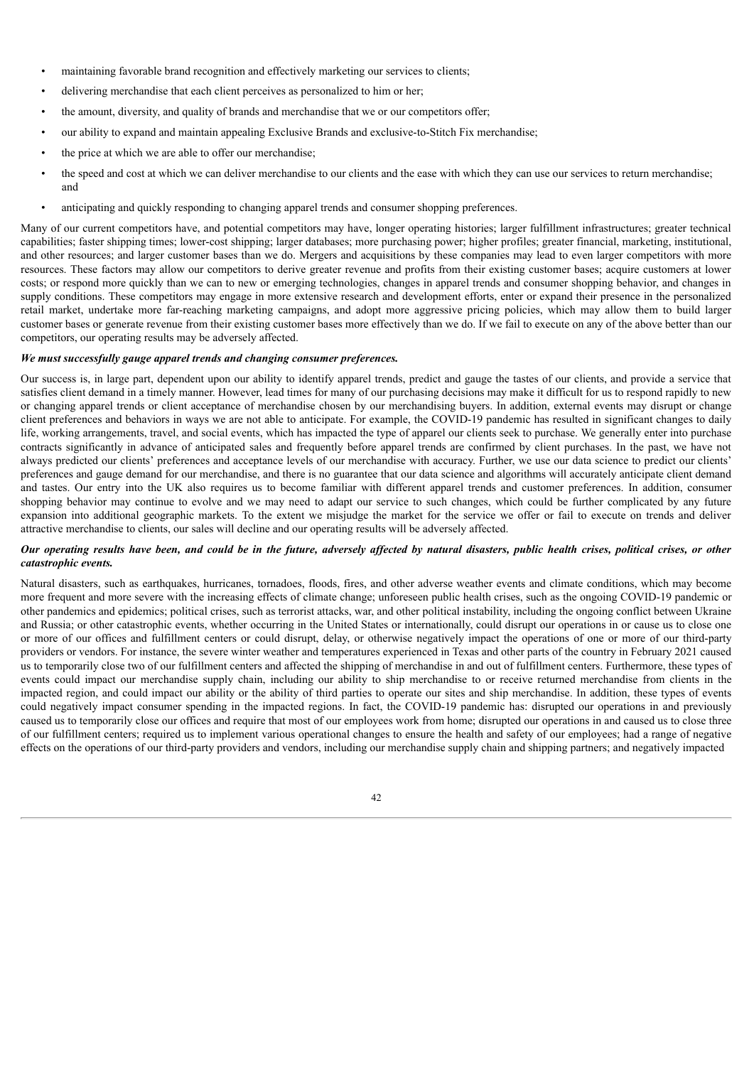- maintaining favorable brand recognition and effectively marketing our services to clients;
- delivering merchandise that each client perceives as personalized to him or her;
- the amount, diversity, and quality of brands and merchandise that we or our competitors offer;
- our ability to expand and maintain appealing Exclusive Brands and exclusive-to-Stitch Fix merchandise;
- the price at which we are able to offer our merchandise;
- the speed and cost at which we can deliver merchandise to our clients and the ease with which they can use our services to return merchandise; and
- anticipating and quickly responding to changing apparel trends and consumer shopping preferences.

Many of our current competitors have, and potential competitors may have, longer operating histories; larger fulfillment infrastructures; greater technical capabilities; faster shipping times; lower-cost shipping; larger databases; more purchasing power; higher profiles; greater financial, marketing, institutional, and other resources; and larger customer bases than we do. Mergers and acquisitions by these companies may lead to even larger competitors with more resources. These factors may allow our competitors to derive greater revenue and profits from their existing customer bases; acquire customers at lower costs; or respond more quickly than we can to new or emerging technologies, changes in apparel trends and consumer shopping behavior, and changes in supply conditions. These competitors may engage in more extensive research and development efforts, enter or expand their presence in the personalized retail market, undertake more far-reaching marketing campaigns, and adopt more aggressive pricing policies, which may allow them to build larger customer bases or generate revenue from their existing customer bases more effectively than we do. If we fail to execute on any of the above better than our competitors, our operating results may be adversely affected.

***We must successfully gauge apparel trends and changing consumer preferences.***

Our success is, in large part, dependent upon our ability to identify apparel trends, predict and gauge the tastes of our clients, and provide a service that satisfies client demand in a timely manner. However, lead times for many of our purchasing decisions may make it difficult for us to respond rapidly to new or changing apparel trends or client acceptance of merchandise chosen by our merchandising buyers. In addition, external events may disrupt or change client preferences and behaviors in ways we are not able to anticipate. For example, the COVID-19 pandemic has resulted in significant changes to daily life, working arrangements, travel, and social events, which has impacted the type of apparel our clients seek to purchase. We generally enter into purchase contracts significantly in advance of anticipated sales and frequently before apparel trends are confirmed by client purchases. In the past, we have not always predicted our clients' preferences and acceptance levels of our merchandise with accuracy. Further, we use our data science to predict our clients' preferences and gauge demand for our merchandise, and there is no guarantee that our data science and algorithms will accurately anticipate client demand and tastes. Our entry into the UK also requires us to become familiar with different apparel trends and customer preferences. In addition, consumer shopping behavior may continue to evolve and we may need to adapt our service to such changes, which could be further complicated by any future expansion into additional geographic markets. To the extent we misjudge the market for the service we offer or fail to execute on trends and deliver attractive merchandise to clients, our sales will decline and our operating results will be adversely affected.

***Our operating results have been, and could be in the future, adversely affected by natural disasters, public health crises, political crises, or other catastrophic events.***

Natural disasters, such as earthquakes, hurricanes, tornadoes, floods, fires, and other adverse weather events and climate conditions, which may become more frequent and more severe with the increasing effects of climate change; unforeseen public health crises, such as the ongoing COVID-19 pandemic or other pandemics and epidemics; political crises, such as terrorist attacks, war, and other political instability, including the ongoing conflict between Ukraine and Russia; or other catastrophic events, whether occurring in the United States or internationally, could disrupt our operations in or cause us to close one or more of our offices and fulfillment centers or could disrupt, delay, or otherwise negatively impact the operations of one or more of our third-party providers or vendors. For instance, the severe winter weather and temperatures experienced in Texas and other parts of the country in February 2021 caused us to temporarily close two of our fulfillment centers and affected the shipping of merchandise in and out of fulfillment centers. Furthermore, these types of events could impact our merchandise supply chain, including our ability to ship merchandise to or receive returned merchandise from clients in the impacted region, and could impact our ability or the ability of third parties to operate our sites and ship merchandise. In addition, these types of events could negatively impact consumer spending in the impacted regions. In fact, the COVID-19 pandemic has: disrupted our operations in and previously caused us to temporarily close our offices and require that most of our employees work from home; disrupted our operations in and caused us to close three of our fulfillment centers; required us to implement various operational changes to ensure the health and safety of our employees; had a range of negative effects on the operations of our third-party providers and vendors, including our merchandise supply chain and shipping partners; and negatively impacted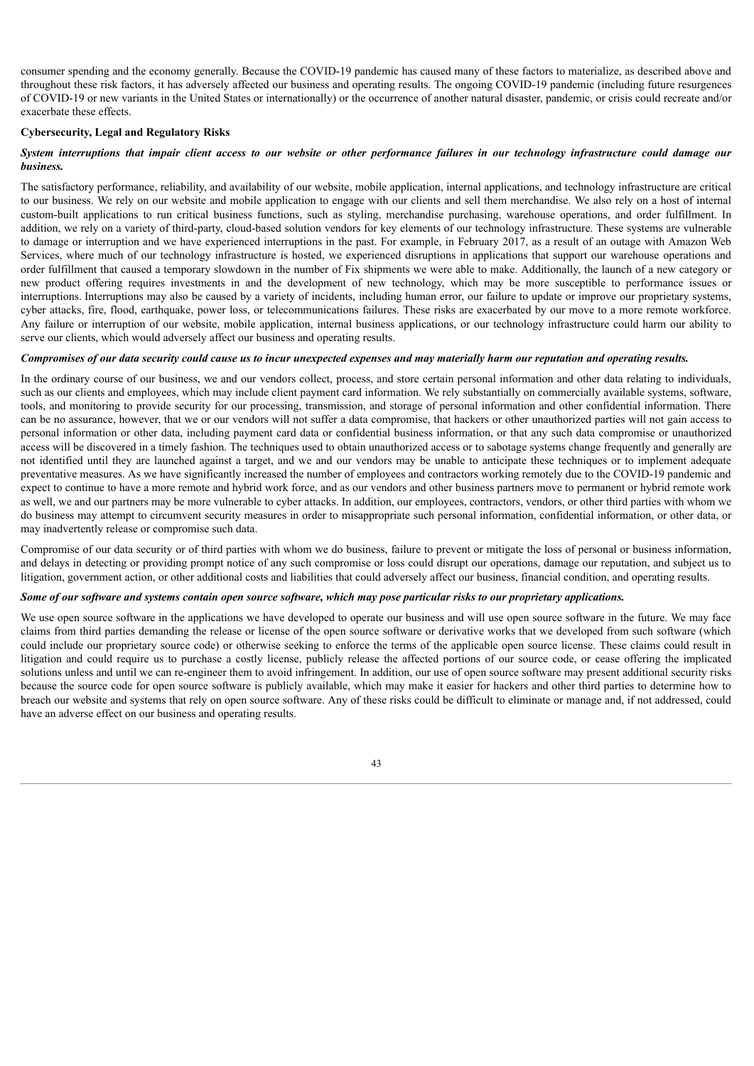consumer spending and the economy generally. Because the COVID-19 pandemic has caused many of these factors to materialize, as described above and throughout these risk factors, it has adversely affected our business and operating results. The ongoing COVID-19 pandemic (including future resurgences of COVID-19 or new variants in the United States or internationally) or the occurrence of another natural disaster, pandemic, or crisis could recreate and/or exacerbate these effects.

**Cybersecurity, Legal and Regulatory Risks**

***System interruptions that impair client access to our website or other performance failures in our technology infrastructure could damage our business.***

The satisfactory performance, reliability, and availability of our website, mobile application, internal applications, and technology infrastructure are critical to our business. We rely on our website and mobile application to engage with our clients and sell them merchandise. We also rely on a host of internal custom-built applications to run critical business functions, such as styling, merchandise purchasing, warehouse operations, and order fulfillment. In addition, we rely on a variety of third-party, cloud-based solution vendors for key elements of our technology infrastructure. These systems are vulnerable to damage or interruption and we have experienced interruptions in the past. For example, in February 2017, as a result of an outage with Amazon Web Services, where much of our technology infrastructure is hosted, we experienced disruptions in applications that support our warehouse operations and order fulfillment that caused a temporary slowdown in the number of Fix shipments we were able to make. Additionally, the launch of a new category or new product offering requires investments in and the development of new technology, which may be more susceptible to performance issues or interruptions. Interruptions may also be caused by a variety of incidents, including human error, our failure to update or improve our proprietary systems, cyber attacks, fire, flood, earthquake, power loss, or telecommunications failures. These risks are exacerbated by our move to a more remote workforce. Any failure or interruption of our website, mobile application, internal business applications, or our technology infrastructure could harm our ability to serve our clients, which would adversely affect our business and operating results.

***Compromises of our data security could cause us to incur unexpected expenses and may materially harm our reputation and operating results.***

In the ordinary course of our business, we and our vendors collect, process, and store certain personal information and other data relating to individuals, such as our clients and employees, which may include client payment card information. We rely substantially on commercially available systems, software, tools, and monitoring to provide security for our processing, transmission, and storage of personal information and other confidential information. There can be no assurance, however, that we or our vendors will not suffer a data compromise, that hackers or other unauthorized parties will not gain access to personal information or other data, including payment card data or confidential business information, or that any such data compromise or unauthorized access will be discovered in a timely fashion. The techniques used to obtain unauthorized access or to sabotage systems change frequently and generally are not identified until they are launched against a target, and we and our vendors may be unable to anticipate these techniques or to implement adequate preventative measures. As we have significantly increased the number of employees and contractors working remotely due to the COVID-19 pandemic and expect to continue to have a more remote and hybrid work force, and as our vendors and other business partners move to permanent or hybrid remote work as well, we and our partners may be more vulnerable to cyber attacks. In addition, our employees, contractors, vendors, or other third parties with whom we do business may attempt to circumvent security measures in order to misappropriate such personal information, confidential information, or other data, or may inadvertently release or compromise such data.

Compromise of our data security or of third parties with whom we do business, failure to prevent or mitigate the loss of personal or business information, and delays in detecting or providing prompt notice of any such compromise or loss could disrupt our operations, damage our reputation, and subject us to litigation, government action, or other additional costs and liabilities that could adversely affect our business, financial condition, and operating results.

***Some of our software and systems contain open source software, which may pose particular risks to our proprietary applications.***

We use open source software in the applications we have developed to operate our business and will use open source software in the future. We may face claims from third parties demanding the release or license of the open source software or derivative works that we developed from such software (which could include our proprietary source code) or otherwise seeking to enforce the terms of the applicable open source license. These claims could result in litigation and could require us to purchase a costly license, publicly release the affected portions of our source code, or cease offering the implicated solutions unless and until we can re-engineer them to avoid infringement. In addition, our use of open source software may present additional security risks because the source code for open source software is publicly available, which may make it easier for hackers and other third parties to determine how to breach our website and systems that rely on open source software. Any of these risks could be difficult to eliminate or manage and, if not addressed, could have an adverse effect on our business and operating results.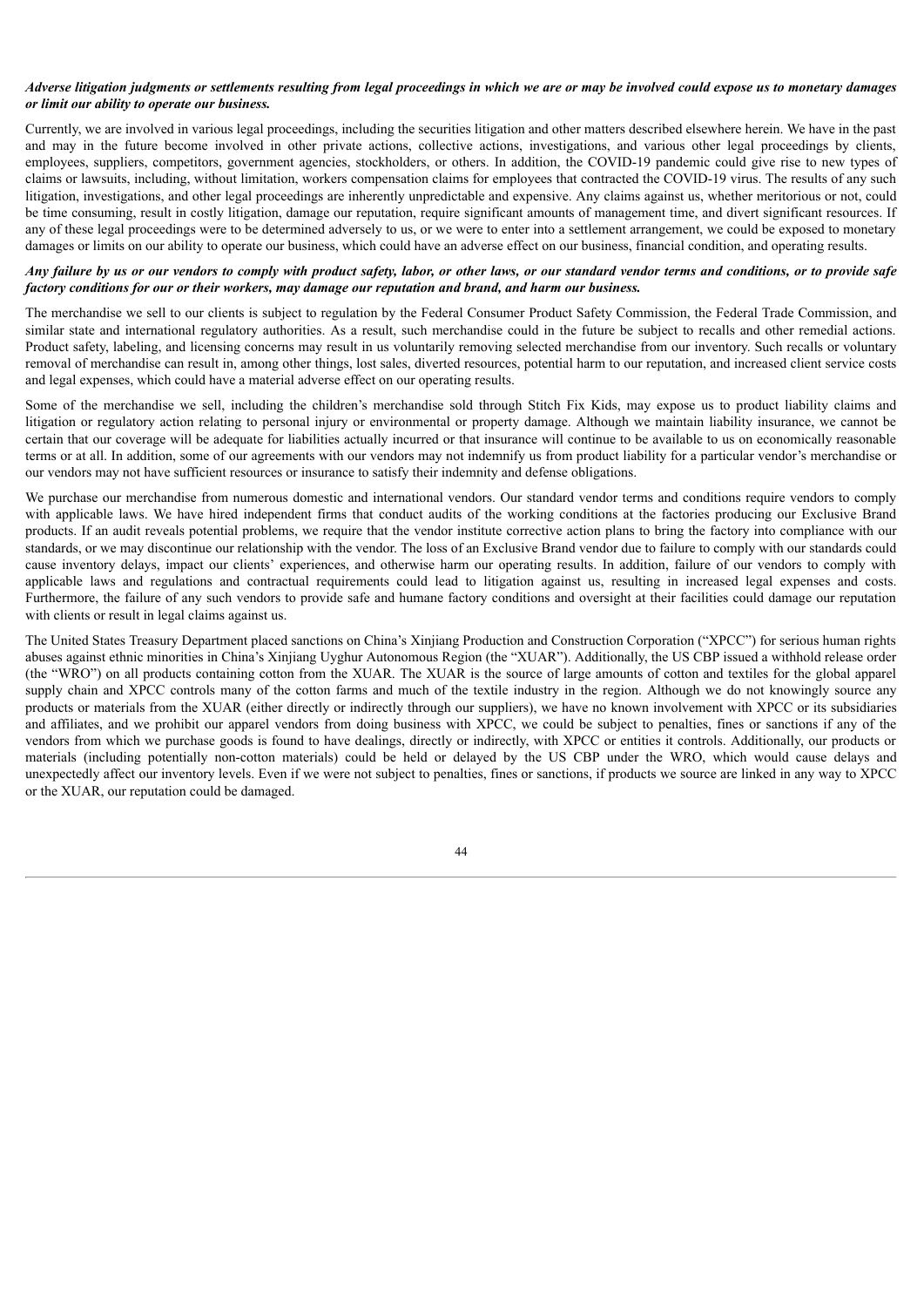***Adverse litigation judgments or settlements resulting from legal proceedings in which we are or may be involved could expose us to monetary damages or limit our ability to operate our business.***

Currently, we are involved in various legal proceedings, including the securities litigation and other matters described elsewhere herein. We have in the past and may in the future become involved in other private actions, collective actions, investigations, and various other legal proceedings by clients, employees, suppliers, competitors, government agencies, stockholders, or others. In addition, the COVID-19 pandemic could give rise to new types of claims or lawsuits, including, without limitation, workers compensation claims for employees that contracted the COVID-19 virus. The results of any such litigation, investigations, and other legal proceedings are inherently unpredictable and expensive. Any claims against us, whether meritorious or not, could be time consuming, result in costly litigation, damage our reputation, require significant amounts of management time, and divert significant resources. If any of these legal proceedings were to be determined adversely to us, or we were to enter into a settlement arrangement, we could be exposed to monetary damages or limits on our ability to operate our business, which could have an adverse effect on our business, financial condition, and operating results.

***Any failure by us or our vendors to comply with product safety, labor, or other laws, or our standard vendor terms and conditions, or to provide safe factory conditions for our or their workers, may damage our reputation and brand, and harm our business.***

The merchandise we sell to our clients is subject to regulation by the Federal Consumer Product Safety Commission, the Federal Trade Commission, and similar state and international regulatory authorities. As a result, such merchandise could in the future be subject to recalls and other remedial actions. Product safety, labeling, and licensing concerns may result in us voluntarily removing selected merchandise from our inventory. Such recalls or voluntary removal of merchandise can result in, among other things, lost sales, diverted resources, potential harm to our reputation, and increased client service costs and legal expenses, which could have a material adverse effect on our operating results.

Some of the merchandise we sell, including the children's merchandise sold through Stitch Fix Kids, may expose us to product liability claims and litigation or regulatory action relating to personal injury or environmental or property damage. Although we maintain liability insurance, we cannot be certain that our coverage will be adequate for liabilities actually incurred or that insurance will continue to be available to us on economically reasonable terms or at all. In addition, some of our agreements with our vendors may not indemnify us from product liability for a particular vendor's merchandise or our vendors may not have sufficient resources or insurance to satisfy their indemnity and defense obligations.

We purchase our merchandise from numerous domestic and international vendors. Our standard vendor terms and conditions require vendors to comply with applicable laws. We have hired independent firms that conduct audits of the working conditions at the factories producing our Exclusive Brand products. If an audit reveals potential problems, we require that the vendor institute corrective action plans to bring the factory into compliance with our standards, or we may discontinue our relationship with the vendor. The loss of an Exclusive Brand vendor due to failure to comply with our standards could cause inventory delays, impact our clients' experiences, and otherwise harm our operating results. In addition, failure of our vendors to comply with applicable laws and regulations and contractual requirements could lead to litigation against us, resulting in increased legal expenses and costs. Furthermore, the failure of any such vendors to provide safe and humane factory conditions and oversight at their facilities could damage our reputation with clients or result in legal claims against us.

The United States Treasury Department placed sanctions on China's Xinjiang Production and Construction Corporation ("XPCC") for serious human rights abuses against ethnic minorities in China's Xinjiang Uyghur Autonomous Region (the "XUAR"). Additionally, the US CBP issued a withhold release order (the "WRO") on all products containing cotton from the XUAR. The XUAR is the source of large amounts of cotton and textiles for the global apparel supply chain and XPCC controls many of the cotton farms and much of the textile industry in the region. Although we do not knowingly source any products or materials from the XUAR (either directly or indirectly through our suppliers), we have no known involvement with XPCC or its subsidiaries and affiliates, and we prohibit our apparel vendors from doing business with XPCC, we could be subject to penalties, fines or sanctions if any of the vendors from which we purchase goods is found to have dealings, directly or indirectly, with XPCC or entities it controls. Additionally, our products or materials (including potentially non-cotton materials) could be held or delayed by the US CBP under the WRO, which would cause delays and unexpectedly affect our inventory levels. Even if we were not subject to penalties, fines or sanctions, if products we source are linked in any way to XPCC or the XUAR, our reputation could be damaged.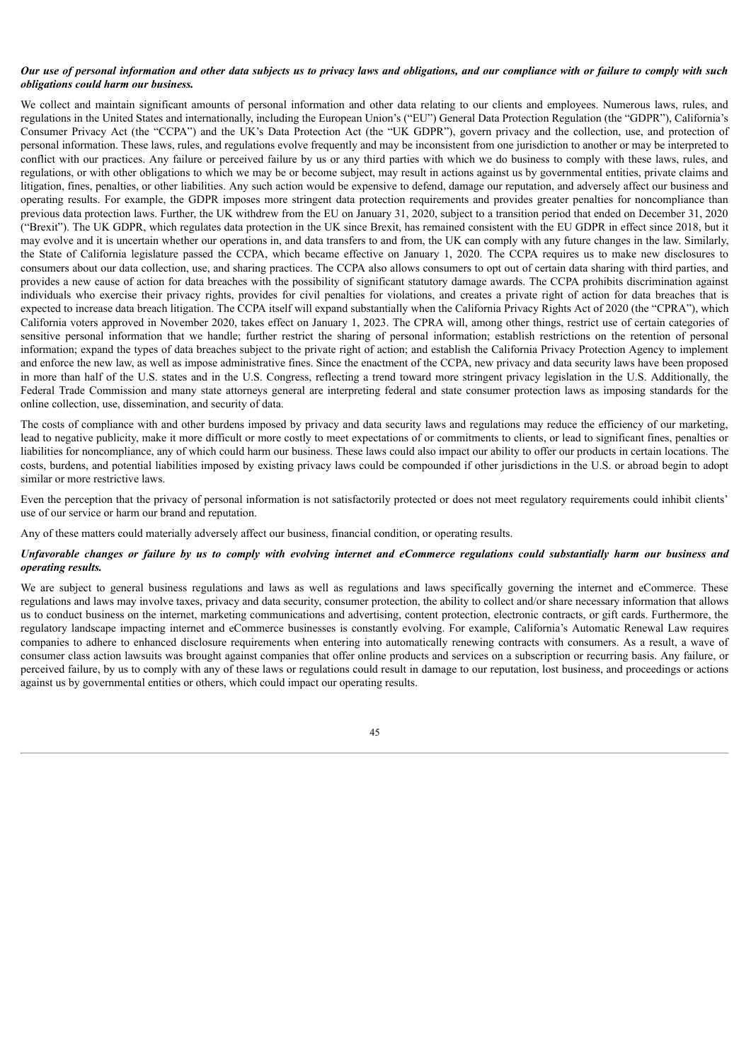***Our use of personal information and other data subjects us to privacy laws and obligations, and our compliance with or failure to comply with such obligations could harm our business.***

We collect and maintain significant amounts of personal information and other data relating to our clients and employees. Numerous laws, rules, and regulations in the United States and internationally, including the European Union's ("EU") General Data Protection Regulation (the "GDPR"), California's Consumer Privacy Act (the "CCPA") and the UK's Data Protection Act (the "UK GDPR"), govern privacy and the collection, use, and protection of personal information. These laws, rules, and regulations evolve frequently and may be inconsistent from one jurisdiction to another or may be interpreted to conflict with our practices. Any failure or perceived failure by us or any third parties with which we do business to comply with these laws, rules, and regulations, or with other obligations to which we may be or become subject, may result in actions against us by governmental entities, private claims and litigation, fines, penalties, or other liabilities. Any such action would be expensive to defend, damage our reputation, and adversely affect our business and operating results. For example, the GDPR imposes more stringent data protection requirements and provides greater penalties for noncompliance than previous data protection laws. Further, the UK withdrew from the EU on January 31, 2020, subject to a transition period that ended on December 31, 2020 ("Brexit"). The UK GDPR, which regulates data protection in the UK since Brexit, has remained consistent with the EU GDPR in effect since 2018, but it may evolve and it is uncertain whether our operations in, and data transfers to and from, the UK can comply with any future changes in the law. Similarly, the State of California legislature passed the CCPA, which became effective on January 1, 2020. The CCPA requires us to make new disclosures to consumers about our data collection, use, and sharing practices. The CCPA also allows consumers to opt out of certain data sharing with third parties, and provides a new cause of action for data breaches with the possibility of significant statutory damage awards. The CCPA prohibits discrimination against individuals who exercise their privacy rights, provides for civil penalties for violations, and creates a private right of action for data breaches that is expected to increase data breach litigation. The CCPA itself will expand substantially when the California Privacy Rights Act of 2020 (the "CPRA"), which California voters approved in November 2020, takes effect on January 1, 2023. The CPRA will, among other things, restrict use of certain categories of sensitive personal information that we handle; further restrict the sharing of personal information; establish restrictions on the retention of personal information; expand the types of data breaches subject to the private right of action; and establish the California Privacy Protection Agency to implement and enforce the new law, as well as impose administrative fines. Since the enactment of the CCPA, new privacy and data security laws have been proposed in more than half of the U.S. states and in the U.S. Congress, reflecting a trend toward more stringent privacy legislation in the U.S. Additionally, the Federal Trade Commission and many state attorneys general are interpreting federal and state consumer protection laws as imposing standards for the online collection, use, dissemination, and security of data.

The costs of compliance with and other burdens imposed by privacy and data security laws and regulations may reduce the efficiency of our marketing, lead to negative publicity, make it more difficult or more costly to meet expectations of or commitments to clients, or lead to significant fines, penalties or liabilities for noncompliance, any of which could harm our business. These laws could also impact our ability to offer our products in certain locations. The costs, burdens, and potential liabilities imposed by existing privacy laws could be compounded if other jurisdictions in the U.S. or abroad begin to adopt similar or more restrictive laws.

Even the perception that the privacy of personal information is not satisfactorily protected or does not meet regulatory requirements could inhibit clients' use of our service or harm our brand and reputation.

Any of these matters could materially adversely affect our business, financial condition, or operating results.

***Unfavorable changes or failure by us to comply with evolving internet and eCommerce regulations could substantially harm our business and operating results.***

We are subject to general business regulations and laws as well as regulations and laws specifically governing the internet and eCommerce. These regulations and laws may involve taxes, privacy and data security, consumer protection, the ability to collect and/or share necessary information that allows us to conduct business on the internet, marketing communications and advertising, content protection, electronic contracts, or gift cards. Furthermore, the regulatory landscape impacting internet and eCommerce businesses is constantly evolving. For example, California's Automatic Renewal Law requires companies to adhere to enhanced disclosure requirements when entering into automatically renewing contracts with consumers. As a result, a wave of consumer class action lawsuits was brought against companies that offer online products and services on a subscription or recurring basis. Any failure, or perceived failure, by us to comply with any of these laws or regulations could result in damage to our reputation, lost business, and proceedings or actions against us by governmental entities or others, which could impact our operating results.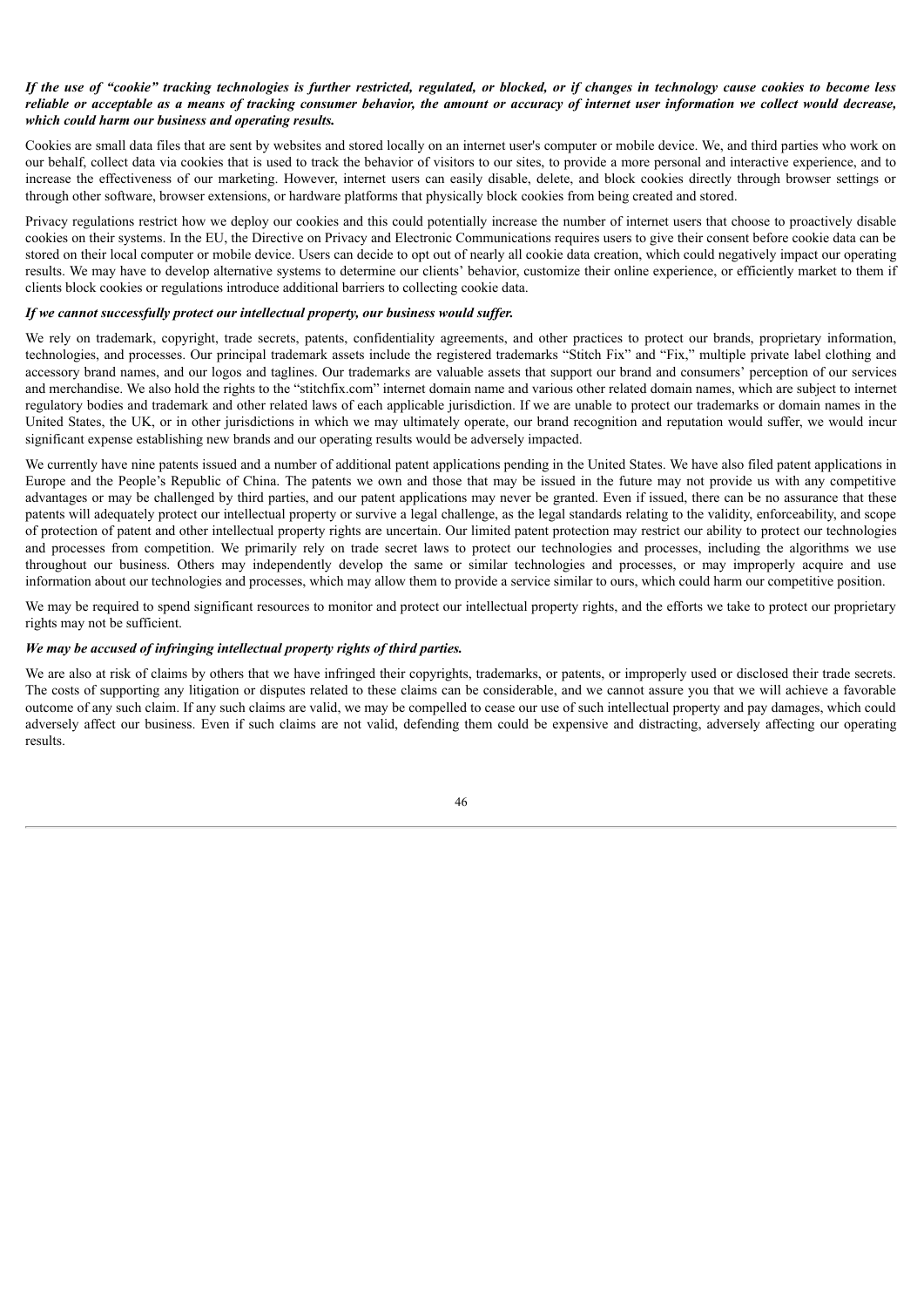***If the use of "cookie" tracking technologies is further restricted, regulated, or blocked, or if changes in technology cause cookies to become less reliable or acceptable as a means of tracking consumer behavior, the amount or accuracy of internet user information we collect would decrease, which could harm our business and operating results.***

Cookies are small data files that are sent by websites and stored locally on an internet user's computer or mobile device. We, and third parties who work on our behalf, collect data via cookies that is used to track the behavior of visitors to our sites, to provide a more personal and interactive experience, and to increase the effectiveness of our marketing. However, internet users can easily disable, delete, and block cookies directly through browser settings or through other software, browser extensions, or hardware platforms that physically block cookies from being created and stored.

Privacy regulations restrict how we deploy our cookies and this could potentially increase the number of internet users that choose to proactively disable cookies on their systems. In the EU, the Directive on Privacy and Electronic Communications requires users to give their consent before cookie data can be stored on their local computer or mobile device. Users can decide to opt out of nearly all cookie data creation, which could negatively impact our operating results. We may have to develop alternative systems to determine our clients' behavior, customize their online experience, or efficiently market to them if clients block cookies or regulations introduce additional barriers to collecting cookie data.

***If we cannot successfully protect our intellectual property, our business would suffer.***

We rely on trademark, copyright, trade secrets, patents, confidentiality agreements, and other practices to protect our brands, proprietary information, technologies, and processes. Our principal trademark assets include the registered trademarks "Stitch Fix" and "Fix," multiple private label clothing and accessory brand names, and our logos and taglines. Our trademarks are valuable assets that support our brand and consumers' perception of our services and merchandise. We also hold the rights to the "stitchfix.com" internet domain name and various other related domain names, which are subject to internet regulatory bodies and trademark and other related laws of each applicable jurisdiction. If we are unable to protect our trademarks or domain names in the United States, the UK, or in other jurisdictions in which we may ultimately operate, our brand recognition and reputation would suffer, we would incur significant expense establishing new brands and our operating results would be adversely impacted.

We currently have nine patents issued and a number of additional patent applications pending in the United States. We have also filed patent applications in Europe and the People's Republic of China. The patents we own and those that may be issued in the future may not provide us with any competitive advantages or may be challenged by third parties, and our patent applications may never be granted. Even if issued, there can be no assurance that these patents will adequately protect our intellectual property or survive a legal challenge, as the legal standards relating to the validity, enforceability, and scope of protection of patent and other intellectual property rights are uncertain. Our limited patent protection may restrict our ability to protect our technologies and processes from competition. We primarily rely on trade secret laws to protect our technologies and processes, including the algorithms we use throughout our business. Others may independently develop the same or similar technologies and processes, or may improperly acquire and use information about our technologies and processes, which may allow them to provide a service similar to ours, which could harm our competitive position.

We may be required to spend significant resources to monitor and protect our intellectual property rights, and the efforts we take to protect our proprietary rights may not be sufficient.

***We may be accused of infringing intellectual property rights of third parties.***

We are also at risk of claims by others that we have infringed their copyrights, trademarks, or patents, or improperly used or disclosed their trade secrets. The costs of supporting any litigation or disputes related to these claims can be considerable, and we cannot assure you that we will achieve a favorable outcome of any such claim. If any such claims are valid, we may be compelled to cease our use of such intellectual property and pay damages, which could adversely affect our business. Even if such claims are not valid, defending them could be expensive and distracting, adversely affecting our operating results.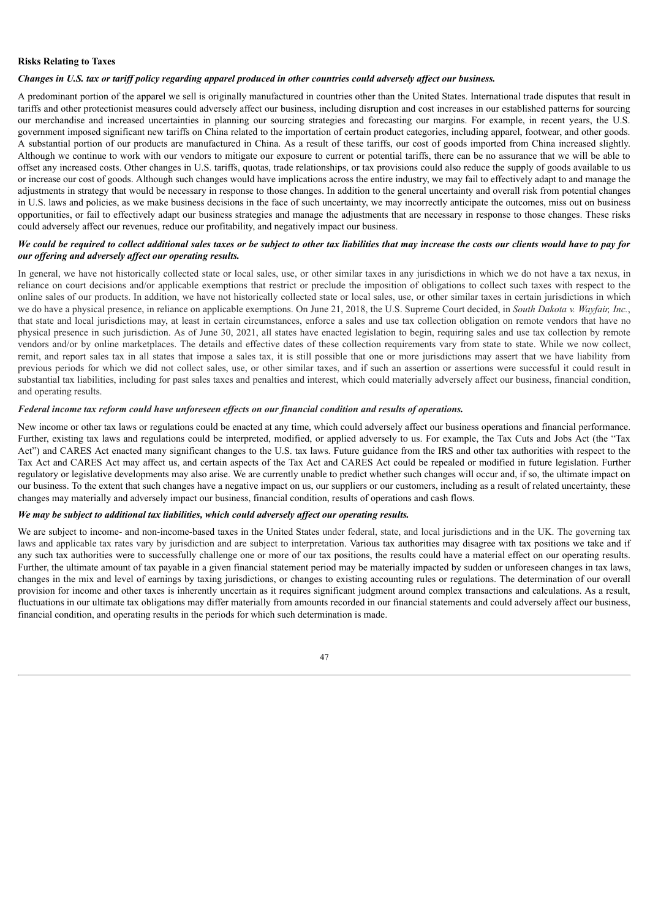**Risks Relating to Taxes**

***Changes in U.S. tax or tariff policy regarding apparel produced in other countries could adversely affect our business.***

A predominant portion of the apparel we sell is originally manufactured in countries other than the United States. International trade disputes that result in tariffs and other protectionist measures could adversely affect our business, including disruption and cost increases in our established patterns for sourcing our merchandise and increased uncertainties in planning our sourcing strategies and forecasting our margins. For example, in recent years, the U.S. government imposed significant new tariffs on China related to the importation of certain product categories, including apparel, footwear, and other goods. A substantial portion of our products are manufactured in China. As a result of these tariffs, our cost of goods imported from China increased slightly. Although we continue to work with our vendors to mitigate our exposure to current or potential tariffs, there can be no assurance that we will be able to offset any increased costs. Other changes in U.S. tariffs, quotas, trade relationships, or tax provisions could also reduce the supply of goods available to us or increase our cost of goods. Although such changes would have implications across the entire industry, we may fail to effectively adapt to and manage the adjustments in strategy that would be necessary in response to those changes. In addition to the general uncertainty and overall risk from potential changes in U.S. laws and policies, as we make business decisions in the face of such uncertainty, we may incorrectly anticipate the outcomes, miss out on business opportunities, or fail to effectively adapt our business strategies and manage the adjustments that are necessary in response to those changes. These risks could adversely affect our revenues, reduce our profitability, and negatively impact our business.

***We could be required to collect additional sales taxes or be subject to other tax liabilities that may increase the costs our clients would have to pay for our offering and adversely affect our operating results.***

In general, we have not historically collected state or local sales, use, or other similar taxes in any jurisdictions in which we do not have a tax nexus, in reliance on court decisions and/or applicable exemptions that restrict or preclude the imposition of obligations to collect such taxes with respect to the online sales of our products. In addition, we have not historically collected state or local sales, use, or other similar taxes in certain jurisdictions in which we do have a physical presence, in reliance on applicable exemptions. On June 21, 2018, the U.S. Supreme Court decided, in *South Dakota v. Wayfair, Inc.*, that state and local jurisdictions may, at least in certain circumstances, enforce a sales and use tax collection obligation on remote vendors that have no physical presence in such jurisdiction. As of June 30, 2021, all states have enacted legislation to begin, requiring sales and use tax collection by remote vendors and/or by online marketplaces. The details and effective dates of these collection requirements vary from state to state. While we now collect, remit, and report sales tax in all states that impose a sales tax, it is still possible that one or more jurisdictions may assert that we have liability from previous periods for which we did not collect sales, use, or other similar taxes, and if such an assertion or assertions were successful it could result in substantial tax liabilities, including for past sales taxes and penalties and interest, which could materially adversely affect our business, financial condition, and operating results.

***Federal income tax reform could have unforeseen effects on our financial condition and results of operations.***

New income or other tax laws or regulations could be enacted at any time, which could adversely affect our business operations and financial performance. Further, existing tax laws and regulations could be interpreted, modified, or applied adversely to us. For example, the Tax Cuts and Jobs Act (the "Tax Act") and CARES Act enacted many significant changes to the U.S. tax laws. Future guidance from the IRS and other tax authorities with respect to the Tax Act and CARES Act may affect us, and certain aspects of the Tax Act and CARES Act could be repealed or modified in future legislation. Further regulatory or legislative developments may also arise. We are currently unable to predict whether such changes will occur and, if so, the ultimate impact on our business. To the extent that such changes have a negative impact on us, our suppliers or our customers, including as a result of related uncertainty, these changes may materially and adversely impact our business, financial condition, results of operations and cash flows.

***We may be subject to additional tax liabilities, which could adversely affect our operating results.***

We are subject to income- and non-income-based taxes in the United States under federal, state, and local jurisdictions and in the UK. The governing tax laws and applicable tax rates vary by jurisdiction and are subject to interpretation. Various tax authorities may disagree with tax positions we take and if any such tax authorities were to successfully challenge one or more of our tax positions, the results could have a material effect on our operating results. Further, the ultimate amount of tax payable in a given financial statement period may be materially impacted by sudden or unforeseen changes in tax laws, changes in the mix and level of earnings by taxing jurisdictions, or changes to existing accounting rules or regulations. The determination of our overall provision for income and other taxes is inherently uncertain as it requires significant judgment around complex transactions and calculations. As a result, fluctuations in our ultimate tax obligations may differ materially from amounts recorded in our financial statements and could adversely affect our business, financial condition, and operating results in the periods for which such determination is made.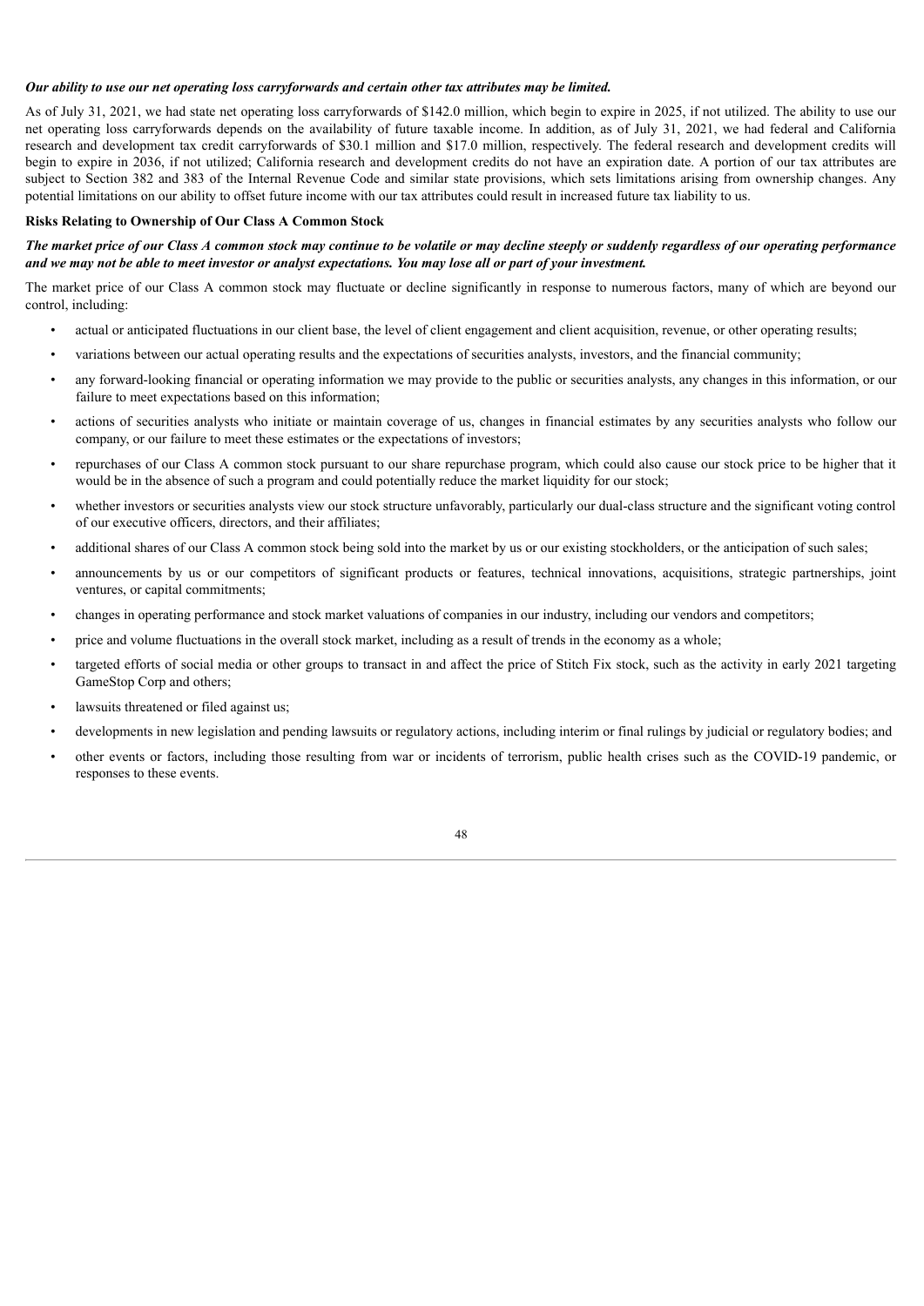***Our ability to use our net operating loss carryforwards and certain other tax attributes may be limited.***

As of July 31, 2021, we had state net operating loss carryforwards of $142.0 million, which begin to expire in 2025, if not utilized. The ability to use our net operating loss carryforwards depends on the availability of future taxable income. In addition, as of July 31, 2021, we had federal and California research and development tax credit carryforwards of $30.1 million and $17.0 million, respectively. The federal research and development credits will begin to expire in 2036, if not utilized; California research and development credits do not have an expiration date. A portion of our tax attributes are subject to Section 382 and 383 of the Internal Revenue Code and similar state provisions, which sets limitations arising from ownership changes. Any potential limitations on our ability to offset future income with our tax attributes could result in increased future tax liability to us.

**Risks Relating to Ownership of Our Class A Common Stock**

***The market price of our Class A common stock may continue to be volatile or may decline steeply or suddenly regardless of our operating performance and we may not be able to meet investor or analyst expectations. You may lose all or part of your investment.***

The market price of our Class A common stock may fluctuate or decline significantly in response to numerous factors, many of which are beyond our control, including:

- actual or anticipated fluctuations in our client base, the level of client engagement and client acquisition, revenue, or other operating results;
- variations between our actual operating results and the expectations of securities analysts, investors, and the financial community;
- any forward-looking financial or operating information we may provide to the public or securities analysts, any changes in this information, or our failure to meet expectations based on this information;
- actions of securities analysts who initiate or maintain coverage of us, changes in financial estimates by any securities analysts who follow our company, or our failure to meet these estimates or the expectations of investors;
- repurchases of our Class A common stock pursuant to our share repurchase program, which could also cause our stock price to be higher that it would be in the absence of such a program and could potentially reduce the market liquidity for our stock;
- whether investors or securities analysts view our stock structure unfavorably, particularly our dual-class structure and the significant voting control of our executive officers, directors, and their affiliates;
- additional shares of our Class A common stock being sold into the market by us or our existing stockholders, or the anticipation of such sales;
- announcements by us or our competitors of significant products or features, technical innovations, acquisitions, strategic partnerships, joint ventures, or capital commitments;
- changes in operating performance and stock market valuations of companies in our industry, including our vendors and competitors;
- price and volume fluctuations in the overall stock market, including as a result of trends in the economy as a whole;
- targeted efforts of social media or other groups to transact in and affect the price of Stitch Fix stock, such as the activity in early 2021 targeting GameStop Corp and others;
- lawsuits threatened or filed against us;
- developments in new legislation and pending lawsuits or regulatory actions, including interim or final rulings by judicial or regulatory bodies; and
- other events or factors, including those resulting from war or incidents of terrorism, public health crises such as the COVID-19 pandemic, or responses to these events.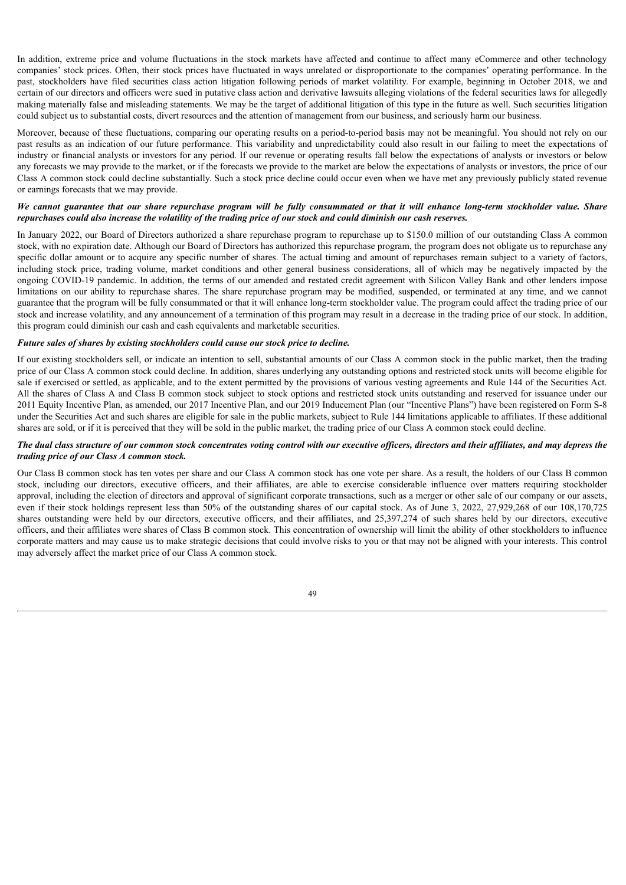In addition, extreme price and volume fluctuations in the stock markets have affected and continue to affect many eCommerce and other technology companies' stock prices. Often, their stock prices have fluctuated in ways unrelated or disproportionate to the companies' operating performance. In the past, stockholders have filed securities class action litigation following periods of market volatility. For example, beginning in October 2018, we and certain of our directors and officers were sued in putative class action and derivative lawsuits alleging violations of the federal securities laws for allegedly making materially false and misleading statements. We may be the target of additional litigation of this type in the future as well. Such securities litigation could subject us to substantial costs, divert resources and the attention of management from our business, and seriously harm our business.

Moreover, because of these fluctuations, comparing our operating results on a period-to-period basis may not be meaningful. You should not rely on our past results as an indication of our future performance. This variability and unpredictability could also result in our failing to meet the expectations of industry or financial analysts or investors for any period. If our revenue or operating results fall below the expectations of analysts or investors or below any forecasts we may provide to the market, or if the forecasts we provide to the market are below the expectations of analysts or investors, the price of our Class A common stock could decline substantially. Such a stock price decline could occur even when we have met any previously publicly stated revenue or earnings forecasts that we may provide.

***We cannot guarantee that our share repurchase program will be fully consummated or that it will enhance long-term stockholder value. Share repurchases could also increase the volatility of the trading price of our stock and could diminish our cash reserves.***

In January 2022, our Board of Directors authorized a share repurchase program to repurchase up to $150.0 million of our outstanding Class A common stock, with no expiration date. Although our Board of Directors has authorized this repurchase program, the program does not obligate us to repurchase any specific dollar amount or to acquire any specific number of shares. The actual timing and amount of repurchases remain subject to a variety of factors, including stock price, trading volume, market conditions and other general business considerations, all of which may be negatively impacted by the ongoing COVID-19 pandemic. In addition, the terms of our amended and restated credit agreement with Silicon Valley Bank and other lenders impose limitations on our ability to repurchase shares. The share repurchase program may be modified, suspended, or terminated at any time, and we cannot guarantee that the program will be fully consummated or that it will enhance long-term stockholder value. The program could affect the trading price of our stock and increase volatility, and any announcement of a termination of this program may result in a decrease in the trading price of our stock. In addition, this program could diminish our cash and cash equivalents and marketable securities.

***Future sales of shares by existing stockholders could cause our stock price to decline.***

If our existing stockholders sell, or indicate an intention to sell, substantial amounts of our Class A common stock in the public market, then the trading price of our Class A common stock could decline. In addition, shares underlying any outstanding options and restricted stock units will become eligible for sale if exercised or settled, as applicable, and to the extent permitted by the provisions of various vesting agreements and Rule 144 of the Securities Act. All the shares of Class A and Class B common stock subject to stock options and restricted stock units outstanding and reserved for issuance under our 2011 Equity Incentive Plan, as amended, our 2017 Incentive Plan, and our 2019 Inducement Plan (our "Incentive Plans") have been registered on Form S-8 under the Securities Act and such shares are eligible for sale in the public markets, subject to Rule 144 limitations applicable to affiliates. If these additional shares are sold, or if it is perceived that they will be sold in the public market, the trading price of our Class A common stock could decline.

***The dual class structure of our common stock concentrates voting control with our executive officers, directors and their affiliates, and may depress the trading price of our Class A common stock.***

Our Class B common stock has ten votes per share and our Class A common stock has one vote per share. As a result, the holders of our Class B common stock, including our directors, executive officers, and their affiliates, are able to exercise considerable influence over matters requiring stockholder approval, including the election of directors and approval of significant corporate transactions, such as a merger or other sale of our company or our assets, even if their stock holdings represent less than 50% of the outstanding shares of our capital stock. As of June 3, 2022, 27,929,268 of our 108,170,725 shares outstanding were held by our directors, executive officers, and their affiliates, and 25,397,274 of such shares held by our directors, executive officers, and their affiliates were shares of Class B common stock. This concentration of ownership will limit the ability of other stockholders to influence corporate matters and may cause us to make strategic decisions that could involve risks to you or that may not be aligned with your interests. This control may adversely affect the market price of our Class A common stock.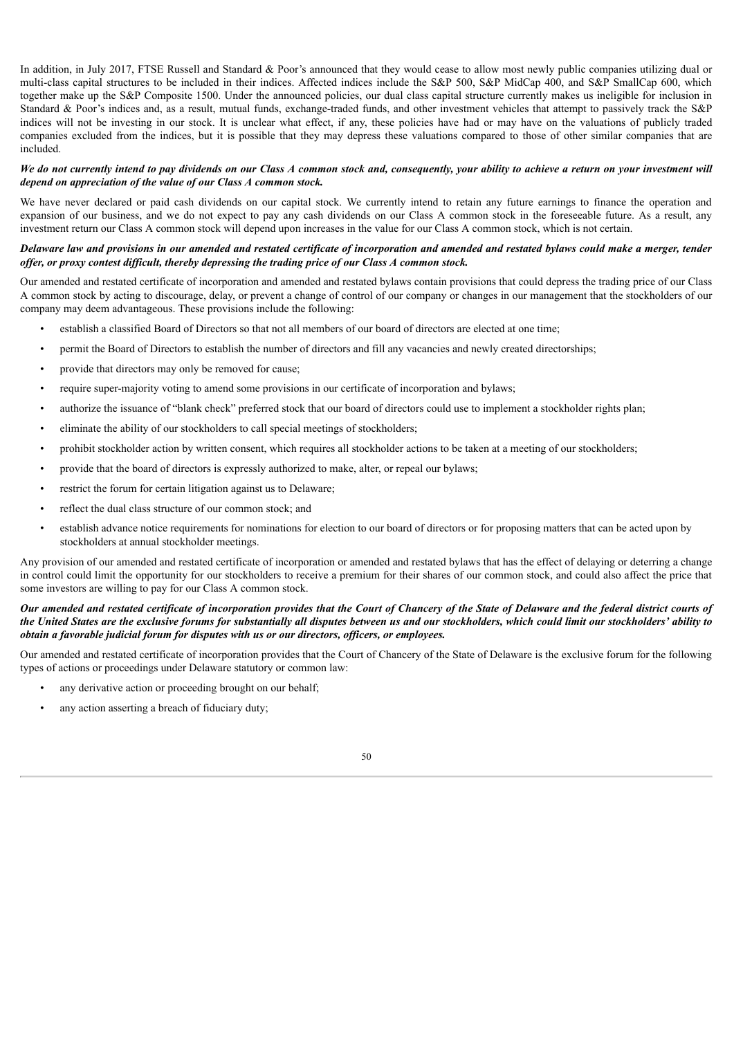In addition, in July 2017, FTSE Russell and Standard & Poor's announced that they would cease to allow most newly public companies utilizing dual or multi-class capital structures to be included in their indices. Affected indices include the S&P 500, S&P MidCap 400, and S&P SmallCap 600, which together make up the S&P Composite 1500. Under the announced policies, our dual class capital structure currently makes us ineligible for inclusion in Standard & Poor's indices and, as a result, mutual funds, exchange-traded funds, and other investment vehicles that attempt to passively track the S&P indices will not be investing in our stock. It is unclear what effect, if any, these policies have had or may have on the valuations of publicly traded companies excluded from the indices, but it is possible that they may depress these valuations compared to those of other similar companies that are included.

***We do not currently intend to pay dividends on our Class A common stock and, consequently, your ability to achieve a return on your investment will depend on appreciation of the value of our Class A common stock.***

We have never declared or paid cash dividends on our capital stock. We currently intend to retain any future earnings to finance the operation and expansion of our business, and we do not expect to pay any cash dividends on our Class A common stock in the foreseeable future. As a result, any investment return our Class A common stock will depend upon increases in the value for our Class A common stock, which is not certain.

***Delaware law and provisions in our amended and restated certificate of incorporation and amended and restated bylaws could make a merger, tender offer, or proxy contest difficult, thereby depressing the trading price of our Class A common stock.***

Our amended and restated certificate of incorporation and amended and restated bylaws contain provisions that could depress the trading price of our Class A common stock by acting to discourage, delay, or prevent a change of control of our company or changes in our management that the stockholders of our company may deem advantageous. These provisions include the following:

- establish a classified Board of Directors so that not all members of our board of directors are elected at one time;
- permit the Board of Directors to establish the number of directors and fill any vacancies and newly created directorships;
- provide that directors may only be removed for cause;
- require super-majority voting to amend some provisions in our certificate of incorporation and bylaws;
- authorize the issuance of "blank check" preferred stock that our board of directors could use to implement a stockholder rights plan;
- eliminate the ability of our stockholders to call special meetings of stockholders;
- prohibit stockholder action by written consent, which requires all stockholder actions to be taken at a meeting of our stockholders;
- provide that the board of directors is expressly authorized to make, alter, or repeal our bylaws;
- restrict the forum for certain litigation against us to Delaware;
- reflect the dual class structure of our common stock; and
- establish advance notice requirements for nominations for election to our board of directors or for proposing matters that can be acted upon by stockholders at annual stockholder meetings.

Any provision of our amended and restated certificate of incorporation or amended and restated bylaws that has the effect of delaying or deterring a change in control could limit the opportunity for our stockholders to receive a premium for their shares of our common stock, and could also affect the price that some investors are willing to pay for our Class A common stock.

***Our amended and restated certificate of incorporation provides that the Court of Chancery of the State of Delaware and the federal district courts of the United States are the exclusive forums for substantially all disputes between us and our stockholders, which could limit our stockholders' ability to obtain a favorable judicial forum for disputes with us or our directors, officers, or employees.***

Our amended and restated certificate of incorporation provides that the Court of Chancery of the State of Delaware is the exclusive forum for the following types of actions or proceedings under Delaware statutory or common law:

- any derivative action or proceeding brought on our behalf;
- any action asserting a breach of fiduciary duty;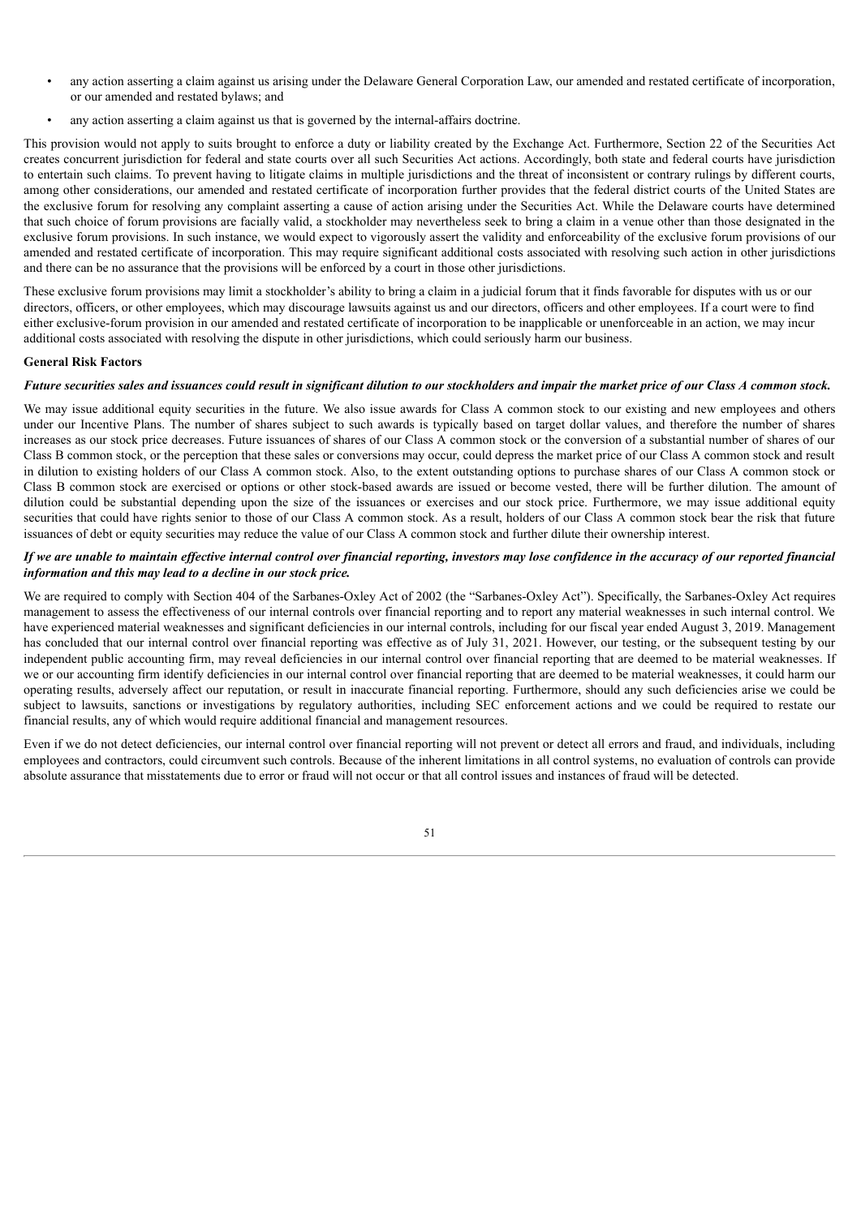- any action asserting a claim against us arising under the Delaware General Corporation Law, our amended and restated certificate of incorporation, or our amended and restated bylaws; and
- any action asserting a claim against us that is governed by the internal-affairs doctrine.

This provision would not apply to suits brought to enforce a duty or liability created by the Exchange Act. Furthermore, Section 22 of the Securities Act creates concurrent jurisdiction for federal and state courts over all such Securities Act actions. Accordingly, both state and federal courts have jurisdiction to entertain such claims. To prevent having to litigate claims in multiple jurisdictions and the threat of inconsistent or contrary rulings by different courts, among other considerations, our amended and restated certificate of incorporation further provides that the federal district courts of the United States are the exclusive forum for resolving any complaint asserting a cause of action arising under the Securities Act. While the Delaware courts have determined that such choice of forum provisions are facially valid, a stockholder may nevertheless seek to bring a claim in a venue other than those designated in the exclusive forum provisions. In such instance, we would expect to vigorously assert the validity and enforceability of the exclusive forum provisions of our amended and restated certificate of incorporation. This may require significant additional costs associated with resolving such action in other jurisdictions and there can be no assurance that the provisions will be enforced by a court in those other jurisdictions.

These exclusive forum provisions may limit a stockholder's ability to bring a claim in a judicial forum that it finds favorable for disputes with us or our directors, officers, or other employees, which may discourage lawsuits against us and our directors, officers and other employees. If a court were to find either exclusive-forum provision in our amended and restated certificate of incorporation to be inapplicable or unenforceable in an action, we may incur additional costs associated with resolving the dispute in other jurisdictions, which could seriously harm our business.

**General Risk Factors**

***Future securities sales and issuances could result in significant dilution to our stockholders and impair the market price of our Class A common stock.***

We may issue additional equity securities in the future. We also issue awards for Class A common stock to our existing and new employees and others under our Incentive Plans. The number of shares subject to such awards is typically based on target dollar values, and therefore the number of shares increases as our stock price decreases. Future issuances of shares of our Class A common stock or the conversion of a substantial number of shares of our Class B common stock, or the perception that these sales or conversions may occur, could depress the market price of our Class A common stock and result in dilution to existing holders of our Class A common stock. Also, to the extent outstanding options to purchase shares of our Class A common stock or Class B common stock are exercised or options or other stock-based awards are issued or become vested, there will be further dilution. The amount of dilution could be substantial depending upon the size of the issuances or exercises and our stock price. Furthermore, we may issue additional equity securities that could have rights senior to those of our Class A common stock. As a result, holders of our Class A common stock bear the risk that future issuances of debt or equity securities may reduce the value of our Class A common stock and further dilute their ownership interest.

***If we are unable to maintain effective internal control over financial reporting, investors may lose confidence in the accuracy of our reported financial information and this may lead to a decline in our stock price.***

We are required to comply with Section 404 of the Sarbanes-Oxley Act of 2002 (the "Sarbanes-Oxley Act"). Specifically, the Sarbanes-Oxley Act requires management to assess the effectiveness of our internal controls over financial reporting and to report any material weaknesses in such internal control. We have experienced material weaknesses and significant deficiencies in our internal controls, including for our fiscal year ended August 3, 2019. Management has concluded that our internal control over financial reporting was effective as of July 31, 2021. However, our testing, or the subsequent testing by our independent public accounting firm, may reveal deficiencies in our internal control over financial reporting that are deemed to be material weaknesses. If we or our accounting firm identify deficiencies in our internal control over financial reporting that are deemed to be material weaknesses, it could harm our operating results, adversely affect our reputation, or result in inaccurate financial reporting. Furthermore, should any such deficiencies arise we could be subject to lawsuits, sanctions or investigations by regulatory authorities, including SEC enforcement actions and we could be required to restate our financial results, any of which would require additional financial and management resources.

Even if we do not detect deficiencies, our internal control over financial reporting will not prevent or detect all errors and fraud, and individuals, including employees and contractors, could circumvent such controls. Because of the inherent limitations in all control systems, no evaluation of controls can provide absolute assurance that misstatements due to error or fraud will not occur or that all control issues and instances of fraud will be detected.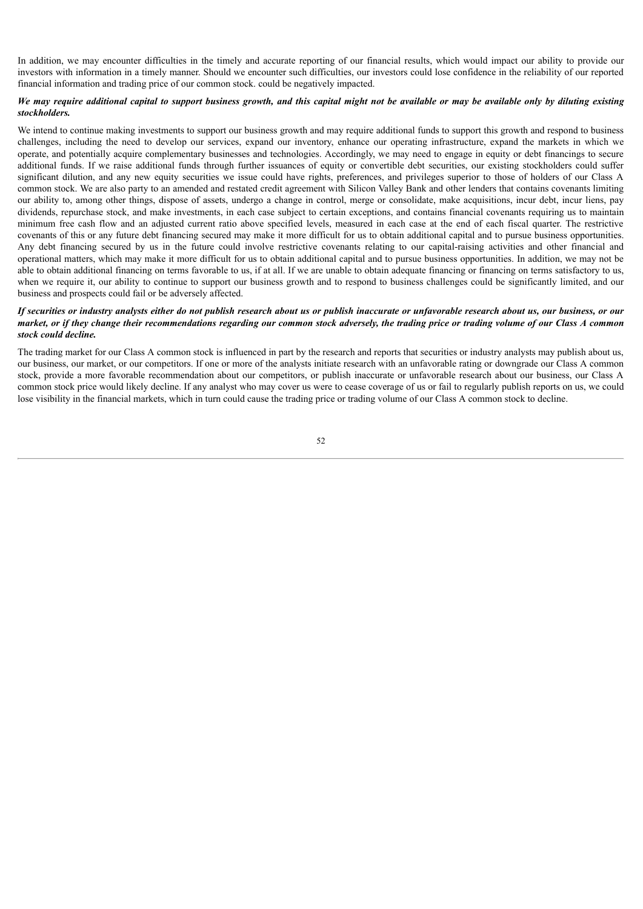In addition, we may encounter difficulties in the timely and accurate reporting of our financial results, which would impact our ability to provide our investors with information in a timely manner. Should we encounter such difficulties, our investors could lose confidence in the reliability of our reported financial information and trading price of our common stock. could be negatively impacted.

***We may require additional capital to support business growth, and this capital might not be available or may be available only by diluting existing stockholders.***

We intend to continue making investments to support our business growth and may require additional funds to support this growth and respond to business challenges, including the need to develop our services, expand our inventory, enhance our operating infrastructure, expand the markets in which we operate, and potentially acquire complementary businesses and technologies. Accordingly, we may need to engage in equity or debt financings to secure additional funds. If we raise additional funds through further issuances of equity or convertible debt securities, our existing stockholders could suffer significant dilution, and any new equity securities we issue could have rights, preferences, and privileges superior to those of holders of our Class A common stock. We are also party to an amended and restated credit agreement with Silicon Valley Bank and other lenders that contains covenants limiting our ability to, among other things, dispose of assets, undergo a change in control, merge or consolidate, make acquisitions, incur debt, incur liens, pay dividends, repurchase stock, and make investments, in each case subject to certain exceptions, and contains financial covenants requiring us to maintain minimum free cash flow and an adjusted current ratio above specified levels, measured in each case at the end of each fiscal quarter. The restrictive covenants of this or any future debt financing secured may make it more difficult for us to obtain additional capital and to pursue business opportunities. Any debt financing secured by us in the future could involve restrictive covenants relating to our capital-raising activities and other financial and operational matters, which may make it more difficult for us to obtain additional capital and to pursue business opportunities. In addition, we may not be able to obtain additional financing on terms favorable to us, if at all. If we are unable to obtain adequate financing or financing on terms satisfactory to us, when we require it, our ability to continue to support our business growth and to respond to business challenges could be significantly limited, and our business and prospects could fail or be adversely affected.

***If securities or industry analysts either do not publish research about us or publish inaccurate or unfavorable research about us, our business, or our market, or if they change their recommendations regarding our common stock adversely, the trading price or trading volume of our Class A common stock could decline.***

The trading market for our Class A common stock is influenced in part by the research and reports that securities or industry analysts may publish about us, our business, our market, or our competitors. If one or more of the analysts initiate research with an unfavorable rating or downgrade our Class A common stock, provide a more favorable recommendation about our competitors, or publish inaccurate or unfavorable research about our business, our Class A common stock price would likely decline. If any analyst who may cover us were to cease coverage of us or fail to regularly publish reports on us, we could lose visibility in the financial markets, which in turn could cause the trading price or trading volume of our Class A common stock to decline.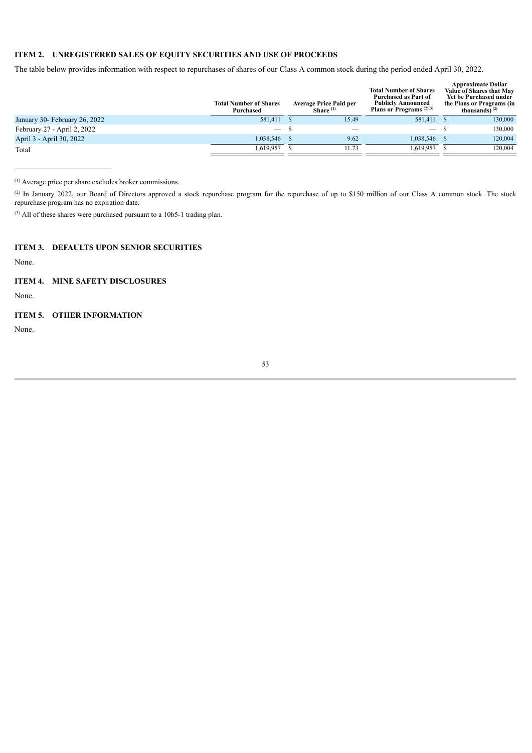## ITEM 2. UNREGISTERED SALES OF EQUITY SECURITIES AND USE OF PROCEEDS

The table below provides information with respect to repurchases of shares of our Class A common stock during the period ended April 30, 2022.

| | Total Number of Shares Purchased | Average Price Paid per Share [(1)] | Total Number of Shares Purchased as Part of Publicly Announced Plans or Programs [(2)(3)] | Approximate Dollar Value of Shares that May Yet be Purchased under the Plans or Programs (in thousands) [(2)] |
|---|---|---|---|---|
| January 30- February 26, 2022 | 581,411 | $ 15.49 | 581,411 | $ 130,000 |
| February 27 - April 2, 2022 | — | $ — | — | $ 130,000 |
| April 3 - April 30, 2022 | 1,038,546 | $ 9.62 | 1,038,546 | $ 120,004 |
| Total | 1,619,957 | $ 11.73 | 1,619,957 | $ 120,004 |

(1) Average price per share excludes broker commissions.

(2) In January 2022, our Board of Directors approved a stock repurchase program for the repurchase of up to $150 million of our Class A common stock. The stock repurchase program has no expiration date.

(3) All of these shares were purchased pursuant to a 10b5-1 trading plan.

## ITEM 3. DEFAULTS UPON SENIOR SECURITIES

None.

## ITEM 4. MINE SAFETY DISCLOSURES

None.

## ITEM 5. OTHER INFORMATION

None.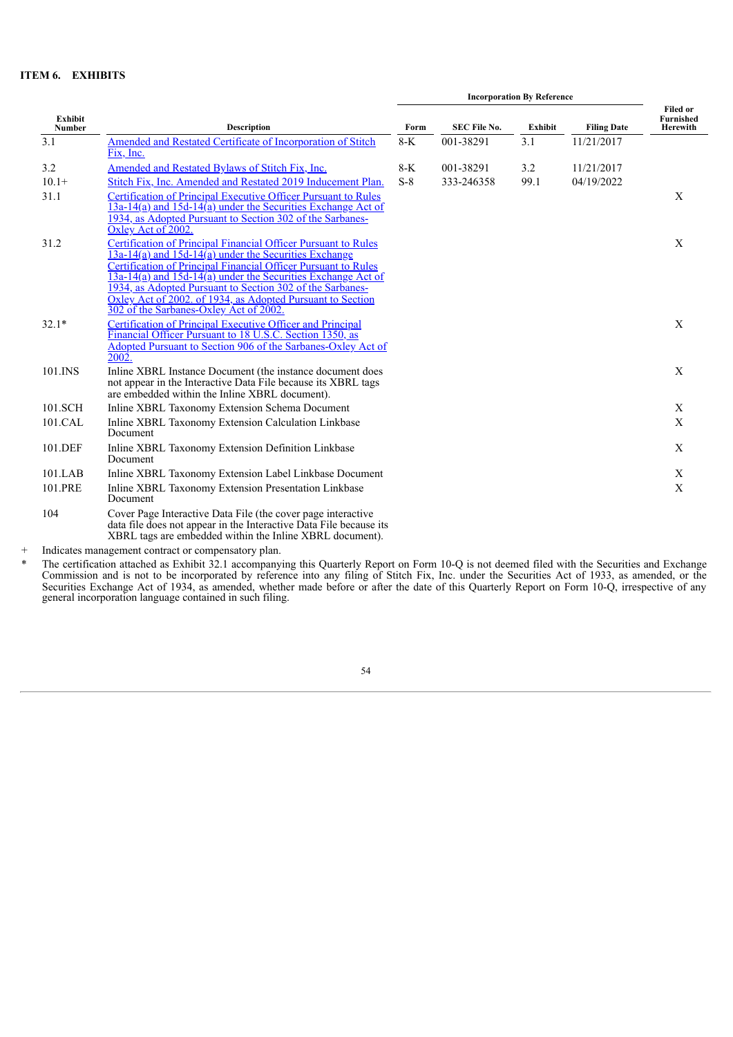**ITEM 6. EXHIBITS**

| Exhibit Number | Description | Incorporation By Reference | | | | Filed or Furnished Herewith |
|---|---|---|---|---|---|---|
| | | Form | SEC File No. | Exhibit | Filing Date | |
| 3.1 | Amended and Restated Certificate of Incorporation of Stitch Fix, Inc. | 8-K | 001-38291 | 3.1 | 11/21/2017 | |
| 3.2 | Amended and Restated Bylaws of Stitch Fix, Inc. | 8-K | 001-38291 | 3.2 | 11/21/2017 | |
| 10.1+ | Stitch Fix, Inc. Amended and Restated 2019 Inducement Plan. | S-8 | 333-246358 | 99.1 | 04/19/2022 | |
| 31.1 | Certification of Principal Executive Officer Pursuant to Rules 13a-14(a) and 15d-14(a) under the Securities Exchange Act of 1934, as Adopted Pursuant to Section 302 of the Sarbanes-Oxley Act of 2002. | | | | | X |
| 31.2 | Certification of Principal Financial Officer Pursuant to Rules 13a-14(a) and 15d-14(a) under the Securities Exchange Certification of Principal Financial Officer Pursuant to Rules 13a-14(a) and 15d-14(a) under the Securities Exchange Act of 1934, as Adopted Pursuant to Section 302 of the Sarbanes-Oxley Act of 2002. of 1934, as Adopted Pursuant to Section 302 of the Sarbanes-Oxley Act of 2002. | | | | | X |
| 32.1* | Certification of Principal Executive Officer and Principal Financial Officer Pursuant to 18 U.S.C. Section 1350, as Adopted Pursuant to Section 906 of the Sarbanes-Oxley Act of 2002. | | | | | X |
| 101.INS | Inline XBRL Instance Document (the instance document does not appear in the Interactive Data File because its XBRL tags are embedded within the Inline XBRL document). | | | | | X |
| 101.SCH | Inline XBRL Taxonomy Extension Schema Document | | | | | X |
| 101.CAL | Inline XBRL Taxonomy Extension Calculation Linkbase Document | | | | | X |
| 101.DEF | Inline XBRL Taxonomy Extension Definition Linkbase Document | | | | | X |
| 101.LAB | Inline XBRL Taxonomy Extension Label Linkbase Document | | | | | X |
| 101.PRE | Inline XBRL Taxonomy Extension Presentation Linkbase Document | | | | | X |
| 104 | Cover Page Interactive Data File (the cover page interactive data file does not appear in the Interactive Data File because its XBRL tags are embedded within the Inline XBRL document). | | | | | |

\+ Indicates management contract or compensatory plan.

\* The certification attached as Exhibit 32.1 accompanying this Quarterly Report on Form 10-Q is not deemed filed with the Securities and Exchange Commission and is not to be incorporated by reference into any filing of Stitch Fix, Inc. under the Securities Act of 1933, as amended, or the Securities Exchange Act of 1934, as amended, whether made before or after the date of this Quarterly Report on Form 10-Q, irrespective of any general incorporation language contained in such filing.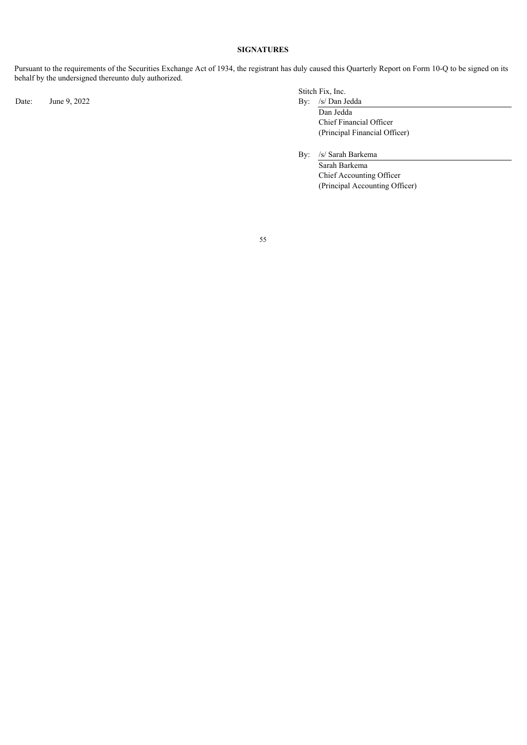## SIGNATURES

Pursuant to the requirements of the Securities Exchange Act of 1934, the registrant has duly caused this Quarterly Report on Form 10-Q to be signed on its behalf by the undersigned thereunto duly authorized.

Stitch Fix, Inc.

Date: June 9, 2022

By: /s/ Dan Jedda

Dan Jedda
Chief Financial Officer
(Principal Financial Officer)

By: /s/ Sarah Barkema

Sarah Barkema
Chief Accounting Officer
(Principal Accounting Officer)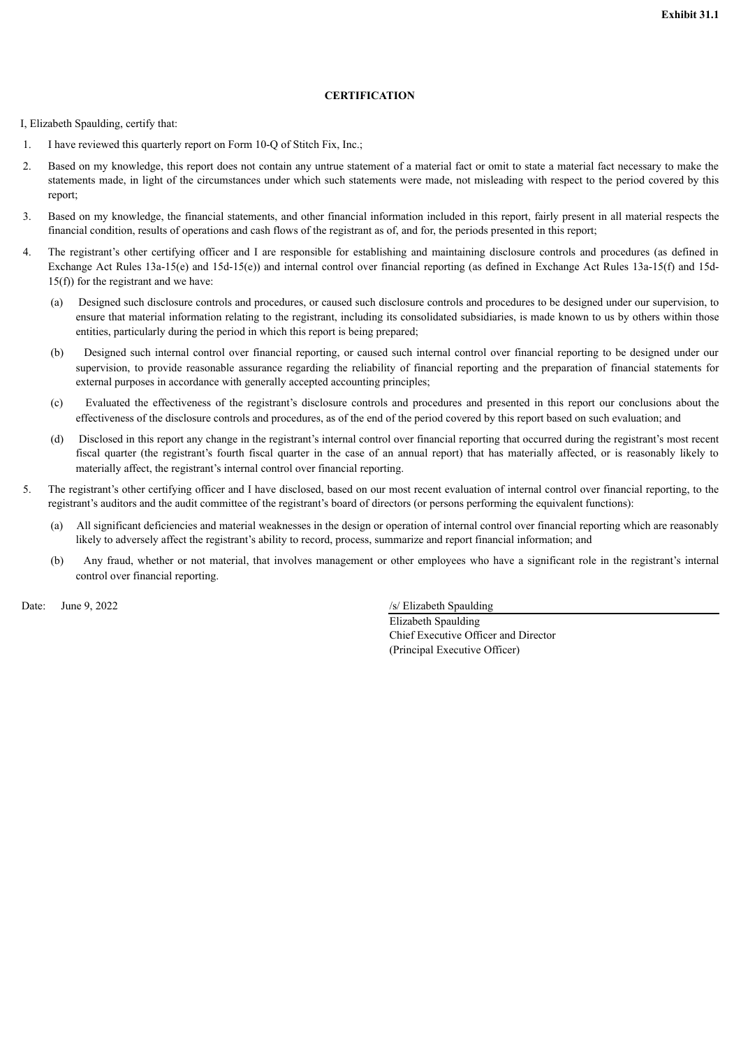**Exhibit 31.1**

**CERTIFICATION**

I, Elizabeth Spaulding, certify that:

1. I have reviewed this quarterly report on Form 10-Q of Stitch Fix, Inc.;
2. Based on my knowledge, this report does not contain any untrue statement of a material fact or omit to state a material fact necessary to make the statements made, in light of the circumstances under which such statements were made, not misleading with respect to the period covered by this report;
3. Based on my knowledge, the financial statements, and other financial information included in this report, fairly present in all material respects the financial condition, results of operations and cash flows of the registrant as of, and for, the periods presented in this report;
4. The registrant's other certifying officer and I are responsible for establishing and maintaining disclosure controls and procedures (as defined in Exchange Act Rules 13a-15(e) and 15d-15(e)) and internal control over financial reporting (as defined in Exchange Act Rules 13a-15(f) and 15d-15(f)) for the registrant and we have:
   (a) Designed such disclosure controls and procedures, or caused such disclosure controls and procedures to be designed under our supervision, to ensure that material information relating to the registrant, including its consolidated subsidiaries, is made known to us by others within those entities, particularly during the period in which this report is being prepared;
   (b) Designed such internal control over financial reporting, or caused such internal control over financial reporting to be designed under our supervision, to provide reasonable assurance regarding the reliability of financial reporting and the preparation of financial statements for external purposes in accordance with generally accepted accounting principles;
   (c) Evaluated the effectiveness of the registrant's disclosure controls and procedures and presented in this report our conclusions about the effectiveness of the disclosure controls and procedures, as of the end of the period covered by this report based on such evaluation; and
   (d) Disclosed in this report any change in the registrant's internal control over financial reporting that occurred during the registrant's most recent fiscal quarter (the registrant's fourth fiscal quarter in the case of an annual report) that has materially affected, or is reasonably likely to materially affect, the registrant's internal control over financial reporting.
5. The registrant's other certifying officer and I have disclosed, based on our most recent evaluation of internal control over financial reporting, to the registrant's auditors and the audit committee of the registrant's board of directors (or persons performing the equivalent functions):
   (a) All significant deficiencies and material weaknesses in the design or operation of internal control over financial reporting which are reasonably likely to adversely affect the registrant's ability to record, process, summarize and report financial information; and
   (b) Any fraud, whether or not material, that involves management or other employees who have a significant role in the registrant's internal control over financial reporting.

Date: June 9, 2022

/s/ Elizabeth Spaulding
Elizabeth Spaulding
Chief Executive Officer and Director
(Principal Executive Officer)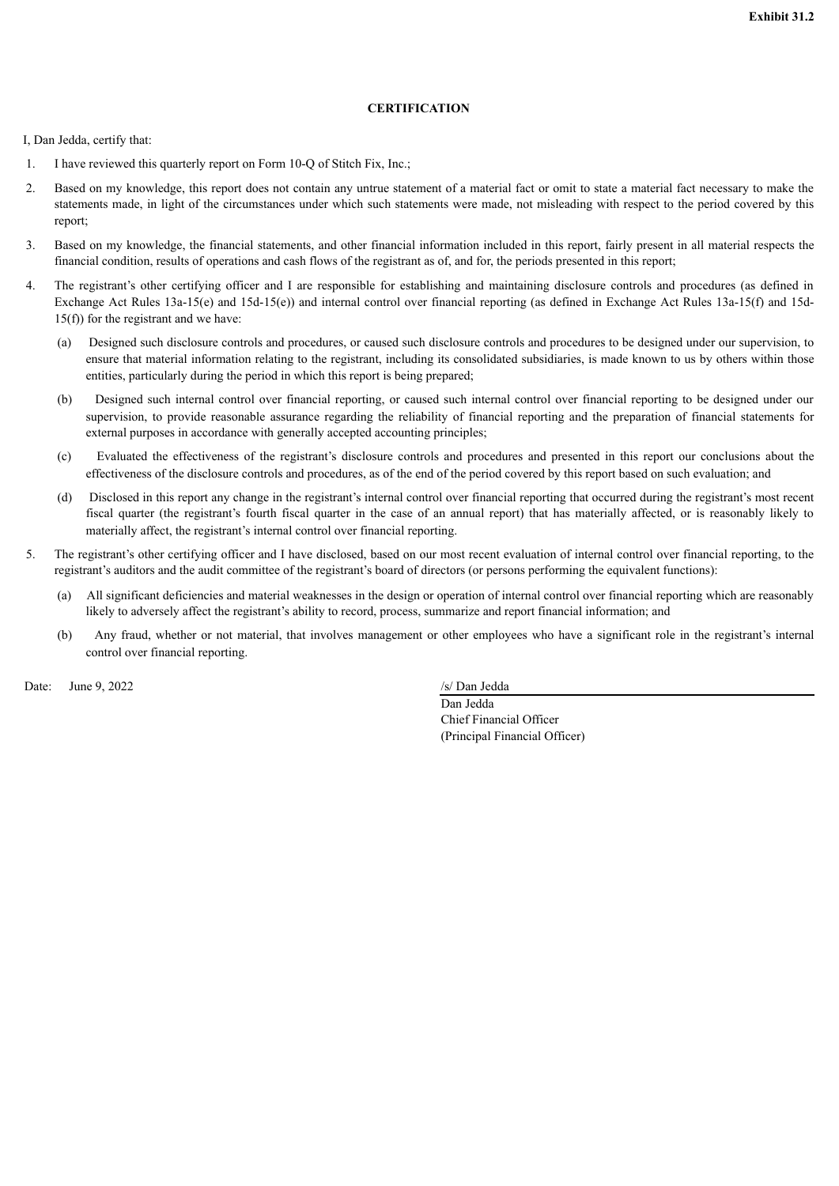**Exhibit 31.2**

**CERTIFICATION**

I, Dan Jedda, certify that:

1. I have reviewed this quarterly report on Form 10-Q of Stitch Fix, Inc.;

2. Based on my knowledge, this report does not contain any untrue statement of a material fact or omit to state a material fact necessary to make the statements made, in light of the circumstances under which such statements were made, not misleading with respect to the period covered by this report;

3. Based on my knowledge, the financial statements, and other financial information included in this report, fairly present in all material respects the financial condition, results of operations and cash flows of the registrant as of, and for, the periods presented in this report;

4. The registrant's other certifying officer and I are responsible for establishing and maintaining disclosure controls and procedures (as defined in Exchange Act Rules 13a-15(e) and 15d-15(e)) and internal control over financial reporting (as defined in Exchange Act Rules 13a-15(f) and 15d-15(f)) for the registrant and we have:

   (a) Designed such disclosure controls and procedures, or caused such disclosure controls and procedures to be designed under our supervision, to ensure that material information relating to the registrant, including its consolidated subsidiaries, is made known to us by others within those entities, particularly during the period in which this report is being prepared;

   (b) Designed such internal control over financial reporting, or caused such internal control over financial reporting to be designed under our supervision, to provide reasonable assurance regarding the reliability of financial reporting and the preparation of financial statements for external purposes in accordance with generally accepted accounting principles;

   (c) Evaluated the effectiveness of the registrant's disclosure controls and procedures and presented in this report our conclusions about the effectiveness of the disclosure controls and procedures, as of the end of the period covered by this report based on such evaluation; and

   (d) Disclosed in this report any change in the registrant's internal control over financial reporting that occurred during the registrant's most recent fiscal quarter (the registrant's fourth fiscal quarter in the case of an annual report) that has materially affected, or is reasonably likely to materially affect, the registrant's internal control over financial reporting.

5. The registrant's other certifying officer and I have disclosed, based on our most recent evaluation of internal control over financial reporting, to the registrant's auditors and the audit committee of the registrant's board of directors (or persons performing the equivalent functions):

   (a) All significant deficiencies and material weaknesses in the design or operation of internal control over financial reporting which are reasonably likely to adversely affect the registrant's ability to record, process, summarize and report financial information; and

   (b) Any fraud, whether or not material, that involves management or other employees who have a significant role in the registrant's internal control over financial reporting.

Date: June 9, 2022

/s/ Dan Jedda
Dan Jedda
Chief Financial Officer
(Principal Financial Officer)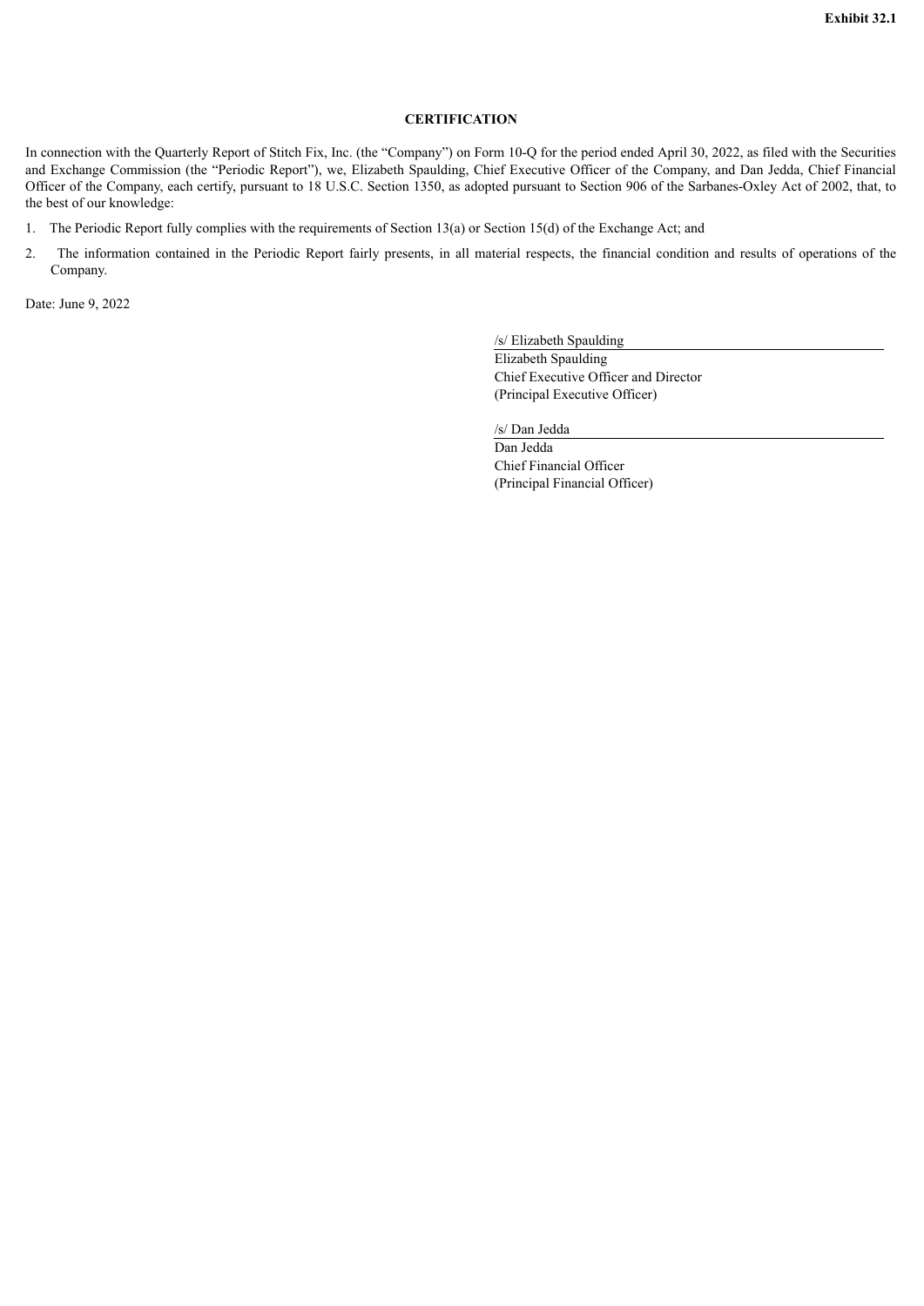**Exhibit 32.1**

**CERTIFICATION**

In connection with the Quarterly Report of Stitch Fix, Inc. (the "Company") on Form 10-Q for the period ended April 30, 2022, as filed with the Securities and Exchange Commission (the "Periodic Report"), we, Elizabeth Spaulding, Chief Executive Officer of the Company, and Dan Jedda, Chief Financial Officer of the Company, each certify, pursuant to 18 U.S.C. Section 1350, as adopted pursuant to Section 906 of the Sarbanes-Oxley Act of 2002, that, to the best of our knowledge:

1. The Periodic Report fully complies with the requirements of Section 13(a) or Section 15(d) of the Exchange Act; and
2. The information contained in the Periodic Report fairly presents, in all material respects, the financial condition and results of operations of the Company.

Date: June 9, 2022

/s/ Elizabeth Spaulding
Elizabeth Spaulding
Chief Executive Officer and Director
(Principal Executive Officer)

/s/ Dan Jedda
Dan Jedda
Chief Financial Officer
(Principal Financial Officer)